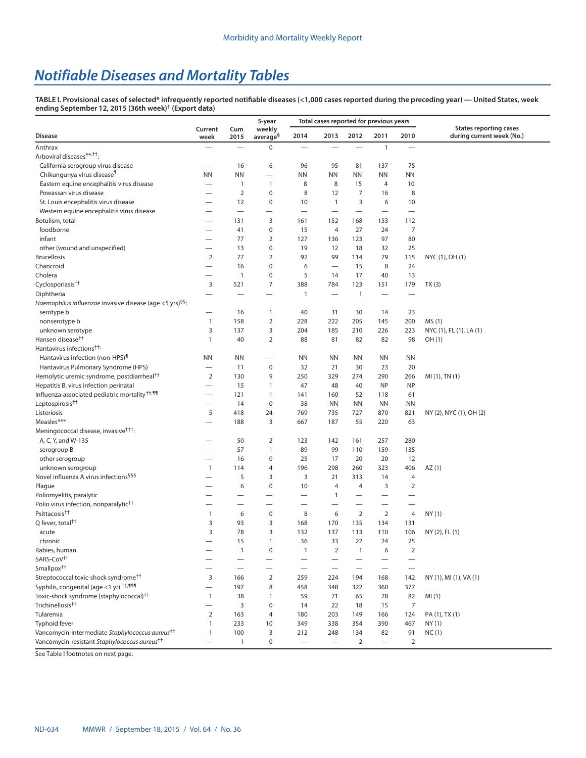# Notifiable Diseases and Mortality Tables

**TABLE I. Provisional cases of selected* infrequently reported notifiable diseases (<1,000 cases reported during the preceding year) — United States, week ending September 12, 2015 (36th week)† (Export data)**

| Disease | Current week | Cum 2015 | 5-year weekly average§ | Total cases reported for previous years | | | | | States reporting cases during current week (No.) |
|---|---|---|---|---|---|---|---|---|---|
| | | | | 2014 | 2013 | 2012 | 2011 | 2010 | |
| Anthrax | — | — | 0 | — | — | — | 1 | — | |
| Arboviral diseases**,††: | | | | | | | | | |
| California serogroup virus disease | — | 16 | 6 | 96 | 95 | 81 | 137 | 75 | |
| Chikungunya virus disease¶ | NN | NN | — | NN | NN | NN | NN | NN | |
| Eastern equine encephalitis virus disease | — | 1 | 1 | 8 | 8 | 15 | 4 | 10 | |
| Powassan virus disease | — | 2 | 0 | 8 | 12 | 7 | 16 | 8 | |
| St. Louis encephalitis virus disease | — | 12 | 0 | 10 | 1 | 3 | 6 | 10 | |
| Western equine encephalitis virus disease | — | — | — | — | — | — | — | — | |
| Botulism, total | — | 131 | 3 | 161 | 152 | 168 | 153 | 112 | |
| foodborne | — | 41 | 0 | 15 | 4 | 27 | 24 | 7 | |
| infant | — | 77 | 2 | 127 | 136 | 123 | 97 | 80 | |
| other (wound and unspecified) | — | 13 | 0 | 19 | 12 | 18 | 32 | 25 | |
| Brucellosis | 2 | 77 | 2 | 92 | 99 | 114 | 79 | 115 | NYC (1), OH (1) |
| Chancroid | — | 16 | 0 | 6 | — | 15 | 8 | 24 | |
| Cholera | — | 1 | 0 | 5 | 14 | 17 | 40 | 13 | |
| Cyclosporiasis†† | 3 | 521 | 7 | 388 | 784 | 123 | 151 | 179 | TX (3) |
| Diphtheria | — | — | — | 1 | — | 1 | — | — | |
| *Haemophilus influenzae* invasive disease (age <5 yrs)§§: | | | | | | | | | |
| serotype b | — | 16 | 1 | 40 | 31 | 30 | 14 | 23 | |
| nonserotype b | 1 | 158 | 2 | 228 | 222 | 205 | 145 | 200 | MS (1) |
| unknown serotype | 3 | 137 | 3 | 204 | 185 | 210 | 226 | 223 | NYC (1), FL (1), LA (1) |
| Hansen disease†† | 1 | 40 | 2 | 88 | 81 | 82 | 82 | 98 | OH (1) |
| Hantavirus infections††: | | | | | | | | | |
| Hantavirus infection (non-HPS)¶ | NN | NN | — | NN | NN | NN | NN | NN | |
| Hantavirus Pulmonary Syndrome (HPS) | — | 11 | 0 | 32 | 21 | 30 | 23 | 20 | |
| Hemolytic uremic syndrome, postdiarrheal†† | 2 | 130 | 9 | 250 | 329 | 274 | 290 | 266 | MI (1), TN (1) |
| Hepatitis B, virus infection perinatal | — | 15 | 1 | 47 | 48 | 40 | NP | NP | |
| Influenza-associated pediatric mortality††,¶¶ | — | 121 | 1 | 141 | 160 | 52 | 118 | 61 | |
| Leptospirosis†† | — | 14 | 0 | 38 | NN | NN | NN | NN | |
| Listeriosis | 5 | 418 | 24 | 769 | 735 | 727 | 870 | 821 | NY (2), NYC (1), OH (2) |
| Measles*** | — | 188 | 3 | 667 | 187 | 55 | 220 | 63 | |
| Meningococcal disease, invasive†††: | | | | | | | | | |
| A, C, Y, and W-135 | — | 50 | 2 | 123 | 142 | 161 | 257 | 280 | |
| serogroup B | — | 57 | 1 | 89 | 99 | 110 | 159 | 135 | |
| other serogroup | — | 16 | 0 | 25 | 17 | 20 | 20 | 12 | |
| unknown serogroup | 1 | 114 | 4 | 196 | 298 | 260 | 323 | 406 | AZ (1) |
| Novel influenza A virus infections§§§ | — | 5 | 3 | 3 | 21 | 313 | 14 | 4 | |
| Plague | — | 6 | 0 | 10 | 4 | 4 | 3 | 2 | |
| Poliomyelitis, paralytic | — | — | — | — | 1 | — | — | — | |
| Polio virus infection, nonparalytic†† | — | — | — | — | — | — | — | — | |
| Psittacosis†† | 1 | 6 | 0 | 8 | 6 | 2 | 2 | 4 | NY (1) |
| Q fever, total†† | 3 | 93 | 3 | 168 | 170 | 135 | 134 | 131 | |
| acute | 3 | 78 | 3 | 132 | 137 | 113 | 110 | 106 | NY (2), FL (1) |
| chronic | — | 15 | 1 | 36 | 33 | 22 | 24 | 25 | |
| Rabies, human | — | 1 | 0 | 1 | 2 | 1 | 6 | 2 | |
| SARS-CoV†† | — | — | — | — | — | — | — | — | |
| Smallpox†† | — | — | — | — | — | — | — | — | |
| Streptococcal toxic-shock syndrome†† | 3 | 166 | 2 | 259 | 224 | 194 | 168 | 142 | NY (1), MI (1), VA (1) |
| Syphilis, congenital (age <1 yr) ††,¶¶¶ | — | 197 | 8 | 458 | 348 | 322 | 360 | 377 | |
| Toxic-shock syndrome (staphylococcal)†† | 1 | 38 | 1 | 59 | 71 | 65 | 78 | 82 | MI (1) |
| Trichinellosis†† | — | 3 | 0 | 14 | 22 | 18 | 15 | 7 | |
| Tularemia | 2 | 163 | 4 | 180 | 203 | 149 | 166 | 124 | PA (1), TX (1) |
| Typhoid fever | 1 | 233 | 10 | 349 | 338 | 354 | 390 | 467 | NY (1) |
| Vancomycin-intermediate *Staphylococcus aureus*†† | 1 | 100 | 3 | 212 | 248 | 134 | 82 | 91 | NC (1) |
| Vancomycin-resistant *Staphylococcus aureus*†† | — | 1 | 0 | — | — | 2 | — | 2 | |

See Table I footnotes on next page.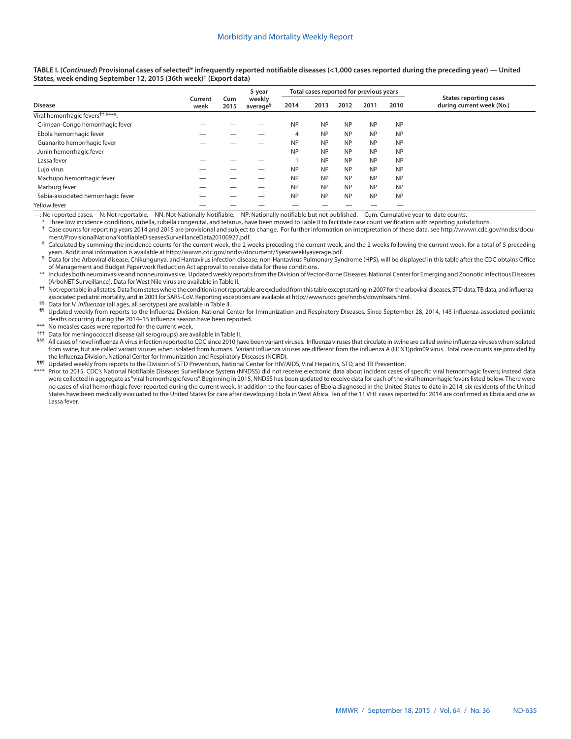**TABLE I. (*Continued*) Provisional cases of selected* infrequently reported notifiable diseases (<1,000 cases reported during the preceding year) — United States, week ending September 12, 2015 (36th week)† (Export data)**

| Disease | Current week | Cum 2015 | 5-year weekly average§ | Total cases reported for previous years | | | | | States reporting cases during current week (No.) |
|---|---|---|---|---|---|---|---|---|---|
| | | | | 2014 | 2013 | 2012 | 2011 | 2010 | |
| Viral hemorrhagic fevers††,****: | | | | | | | | | |
| Crimean-Congo hemorrhagic fever | — | — | — | NP | NP | NP | NP | NP | |
| Ebola hemorrhagic fever | — | — | — | 4 | NP | NP | NP | NP | |
| Guanarito hemorrhagic fever | — | — | — | NP | NP | NP | NP | NP | |
| Junin hemorrhagic fever | — | — | — | NP | NP | NP | NP | NP | |
| Lassa fever | — | — | — | 1 | NP | NP | NP | NP | |
| Lujo virus | — | — | — | NP | NP | NP | NP | NP | |
| Machupo hemorrhagic fever | — | — | — | NP | NP | NP | NP | NP | |
| Marburg fever | — | — | — | NP | NP | NP | NP | NP | |
| Sabia-associated hemorrhagic fever | — | — | — | NP | NP | NP | NP | NP | |
| Yellow fever | — | — | — | — | — | — | — | — | |

—: No reported cases. N: Not reportable. NN: Not Nationally Notifiable. NP: Nationally notifiable but not published. Cum: Cumulative year-to-date counts.

\* Three low incidence conditions, rubella, rubella congenital, and tetanus, have been moved to Table II to facilitate case count verification with reporting jurisdictions.

† Case counts for reporting years 2014 and 2015 are provisional and subject to change. For further information on interpretation of these data, see http://wwwn.cdc.gov/nndss/document/ProvisionalNationaNotifiableDiseasesSurveillanceData20100927.pdf.

§ Calculated by summing the incidence counts for the current week, the 2 weeks preceding the current week, and the 2 weeks following the current week, for a total of 5 preceding years. Additional information is available at http://wwwn.cdc.gov/nndss/document/5yearweeklyaverage.pdf.

¶ Data for the Arboviral disease, Chikungunya, and Hantavirus infection disease, non-Hantavirus Pulmonary Syndrome (HPS), will be displayed in this table after the CDC obtains Office of Management and Budget Paperwork Reduction Act approval to receive data for these conditions.

\** Includes both neuroinvasive and nonneuroinvasive. Updated weekly reports from the Division of Vector-Borne Diseases, National Center for Emerging and Zoonotic Infectious Diseases (ArboNET Surveillance). Data for West Nile virus are available in Table II.

†† Not reportable in all states. Data from states where the condition is not reportable are excluded from this table except starting in 2007 for the arboviral diseases, STD data, TB data, and influenza-associated pediatric mortality, and in 2003 for SARS-CoV. Reporting exceptions are available at http://wwwn.cdc.gov/nndss/downloads.html.

§§ Data for *H. influenzae* (all ages, all serotypes) are available in Table II.

¶¶ Updated weekly from reports to the Influenza Division, National Center for Immunization and Respiratory Diseases. Since September 28, 2014, 145 influenza-associated pediatric deaths occurring during the 2014–15 influenza season have been reported.

\*** No measles cases were reported for the current week.

††† Data for meningococcal disease (all serogroups) are available in Table II.

§§§ All cases of novel influenza A virus infection reported to CDC since 2010 have been variant viruses. Influenza viruses that circulate in swine are called swine influenza viruses when isolated from swine, but are called variant viruses when isolated from humans. Variant influenza viruses are different from the influenza A (H1N1)pdm09 virus. Total case counts are provided by the Influenza Division, National Center for Immunization and Respiratory Diseases (NCIRD).

¶¶¶ Updated weekly from reports to the Division of STD Prevention, National Center for HIV/AIDS, Viral Hepatitis, STD, and TB Prevention.

\**** Prior to 2015, CDC's National Notifiable Diseases Surveillance System (NNDSS) did not receive electronic data about incident cases of specific viral hemorrhagic fevers; instead data were collected in aggregate as "viral hemorrhagic fevers". Beginning in 2015, NNDSS has been updated to receive data for each of the viral hemorrhagic fevers listed below. There were no cases of viral hemorrhagic fever reported during the current week. In addition to the four cases of Ebola diagnosed in the United States to date in 2014, six residents of the United States have been medically evacuated to the United States for care after developing Ebola in West Africa. Ten of the 11 VHF cases reported for 2014 are confirmed as Ebola and one as Lassa fever.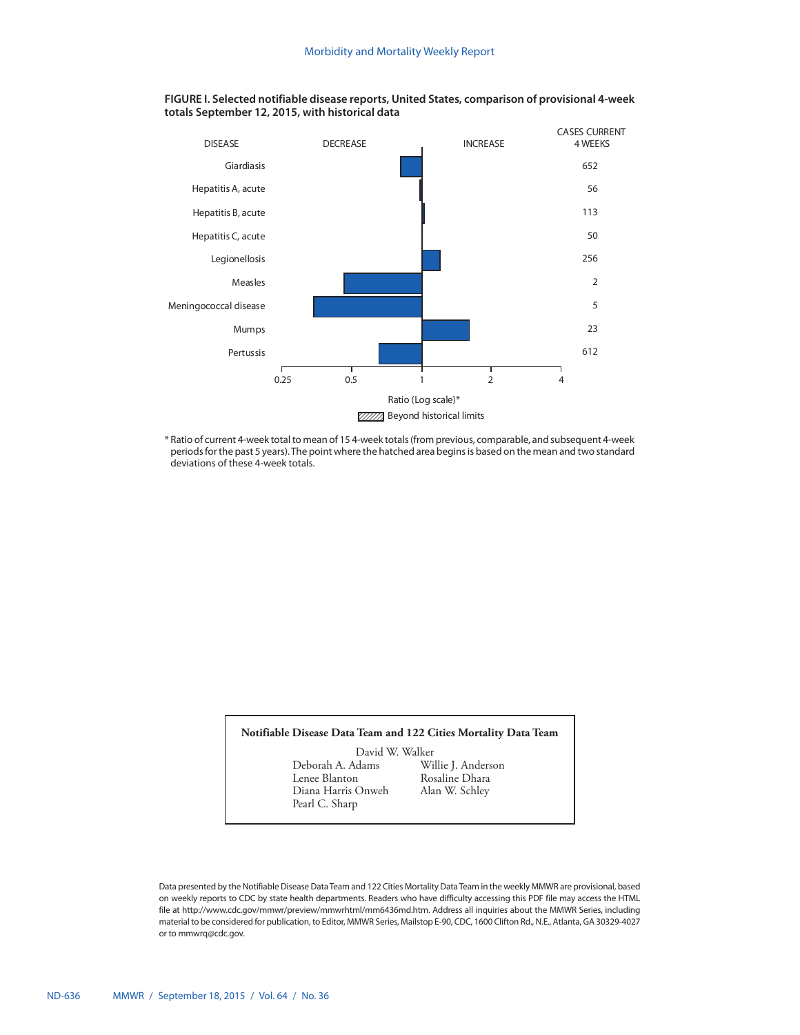**FIGURE I. Selected notifiable disease reports, United States, comparison of provisional 4-week totals September 12, 2015, with historical data**

| DISEASE | CASES CURRENT 4 WEEKS |
|---|---|
| Giardiasis | 652 |
| Hepatitis A, acute | 56 |
| Hepatitis B, acute | 113 |
| Hepatitis C, acute | 50 |
| Legionellosis | 256 |
| Measles | 2 |
| Meningococcal disease | 5 |
| Mumps | 23 |
| Pertussis | 612 |

DECREASE INCREASE

0.25 0.5 1 2 4

Ratio (Log scale)*

Beyond historical limits

\* Ratio of current 4-week total to mean of 15 4-week totals (from previous, comparable, and subsequent 4-week periods for the past 5 years). The point where the hatched area begins is based on the mean and two standard deviations of these 4-week totals.

**Notifiable Disease Data Team and 122 Cities Mortality Data Team**

David W. Walker
Deborah A. Adams
Willie J. Anderson
Lenee Blanton
Rosaline Dhara
Diana Harris Onweh
Alan W. Schley
Pearl C. Sharp

Data presented by the Notifiable Disease Data Team and 122 Cities Mortality Data Team in the weekly MMWR are provisional, based on weekly reports to CDC by state health departments. Readers who have difficulty accessing this PDF file may access the HTML file at http://www.cdc.gov/mmwr/preview/mmwrhtml/mm6436md.htm. Address all inquiries about the MMWR Series, including material to be considered for publication, to Editor, MMWR Series, Mailstop E-90, CDC, 1600 Clifton Rd., N.E., Atlanta, GA 30329-4027 or to mmwrq@cdc.gov.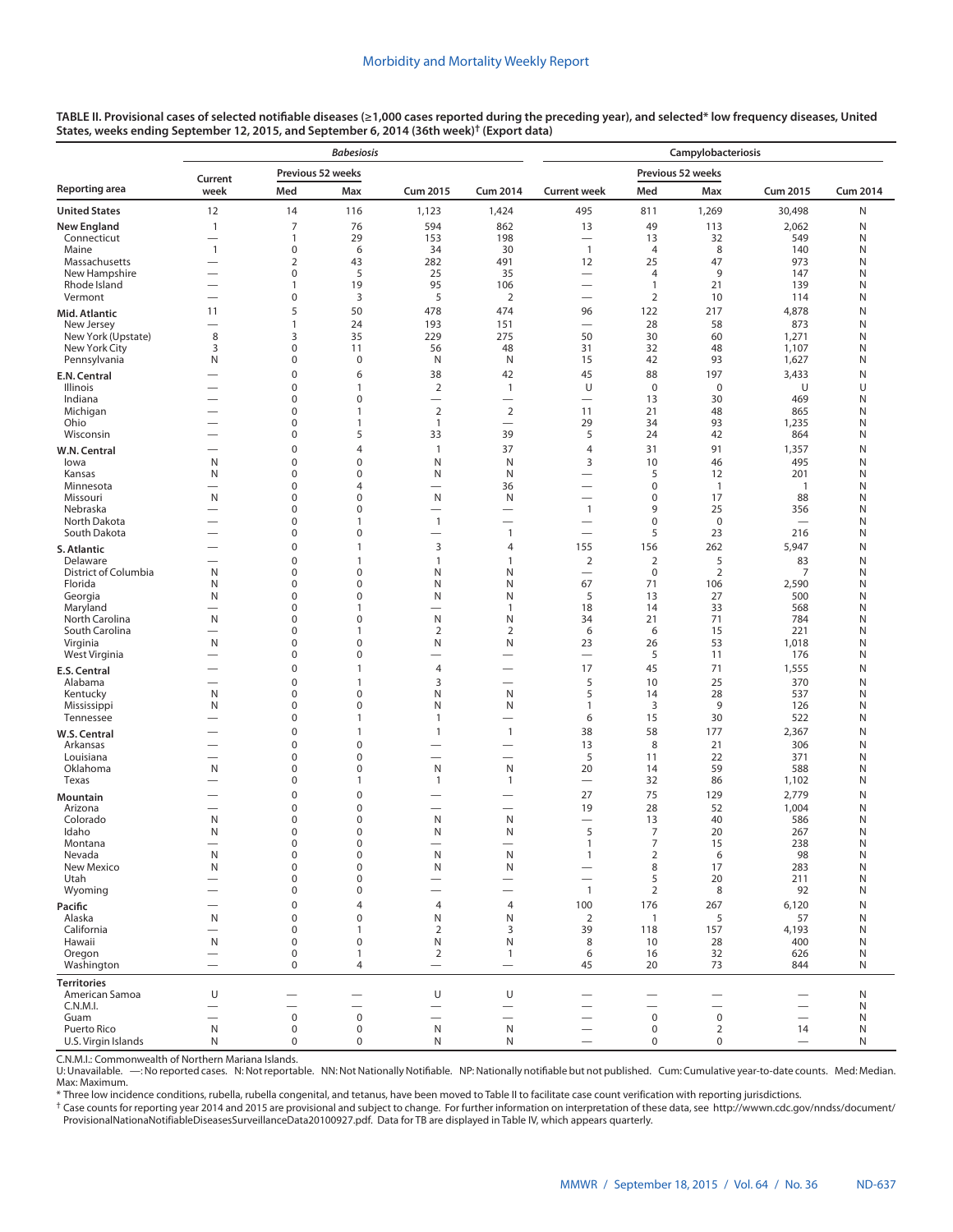**TABLE II. Provisional cases of selected notifiable diseases (≥1,000 cases reported during the preceding year), and selected* low frequency diseases, United States, weeks ending September 12, 2015, and September 6, 2014 (36th week)† (Export data)**

| Reporting area | *Babesiosis* | | | | | Campylobacteriosis | | | | |
|---|---|---|---|---|---|---|---|---|---|---|
| | Current week | Previous 52 weeks | | Cum 2015 | Cum 2014 | Current week | Previous 52 weeks | | Cum 2015 | Cum 2014 |
| | | Med | Max | | | | Med | Max | | |
| **United States** | 12 | 14 | 116 | 1,123 | 1,424 | 495 | 811 | 1,269 | 30,498 | N |
| **New England** | 1 | 7 | 76 | 594 | 862 | 13 | 49 | 113 | 2,062 | N |
| Connecticut | — | 1 | 29 | 153 | 198 | — | 13 | 32 | 549 | N |
| Maine | 1 | 0 | 6 | 34 | 30 | 1 | 4 | 8 | 140 | N |
| Massachusetts | — | 2 | 43 | 282 | 491 | 12 | 25 | 47 | 973 | N |
| New Hampshire | — | 0 | 5 | 25 | 35 | — | 4 | 9 | 147 | N |
| Rhode Island | — | 1 | 19 | 95 | 106 | — | 1 | 21 | 139 | N |
| Vermont | — | 0 | 3 | 5 | 2 | — | 2 | 10 | 114 | N |
| **Mid. Atlantic** | 11 | 5 | 50 | 478 | 474 | 96 | 122 | 217 | 4,878 | N |
| New Jersey | — | 1 | 24 | 193 | 151 | — | 28 | 58 | 873 | N |
| New York (Upstate) | 8 | 3 | 35 | 229 | 275 | 50 | 30 | 60 | 1,271 | N |
| New York City | 3 | 0 | 11 | 56 | 48 | 31 | 32 | 48 | 1,107 | N |
| Pennsylvania | N | 0 | 0 | N | N | 15 | 42 | 93 | 1,627 | N |
| **E.N. Central** | — | 0 | 6 | 38 | 42 | 45 | 88 | 197 | 3,433 | N |
| Illinois | — | 0 | 1 | 2 | 1 | U | 0 | 0 | U | U |
| Indiana | — | 0 | 0 | — | — | — | 13 | 30 | 469 | N |
| Michigan | — | 0 | 1 | 2 | 2 | 11 | 21 | 48 | 865 | N |
| Ohio | — | 0 | 1 | 1 | — | 29 | 34 | 93 | 1,235 | N |
| Wisconsin | — | 0 | 5 | 33 | 39 | 5 | 24 | 42 | 864 | N |
| **W.N. Central** | — | 0 | 4 | 1 | 37 | 4 | 31 | 91 | 1,357 | N |
| Iowa | N | 0 | 0 | N | N | 3 | 10 | 46 | 495 | N |
| Kansas | N | 0 | 0 | N | N | — | 5 | 12 | 201 | N |
| Minnesota | — | 0 | 4 | — | 36 | — | 0 | 1 | 1 | N |
| Missouri | N | 0 | 0 | N | N | — | 0 | 17 | 88 | N |
| Nebraska | — | 0 | 0 | — | — | 1 | 9 | 25 | 356 | N |
| North Dakota | — | 0 | 1 | 1 | — | — | 0 | 0 | — | N |
| South Dakota | — | 0 | 0 | — | 1 | — | 5 | 23 | 216 | N |
| **S. Atlantic** | — | 0 | 1 | 3 | 4 | 155 | 156 | 262 | 5,947 | N |
| Delaware | — | 0 | 1 | 1 | 1 | 2 | 2 | 5 | 83 | N |
| District of Columbia | N | 0 | 0 | N | N | — | 0 | 2 | 7 | N |
| Florida | N | 0 | 0 | N | N | 67 | 71 | 106 | 2,590 | N |
| Georgia | N | 0 | 0 | N | N | 5 | 13 | 27 | 500 | N |
| Maryland | — | 0 | 1 | — | 1 | 18 | 14 | 33 | 568 | N |
| North Carolina | N | 0 | 0 | N | N | 34 | 21 | 71 | 784 | N |
| South Carolina | — | 0 | 1 | 2 | 2 | 6 | 6 | 15 | 221 | N |
| Virginia | N | 0 | 0 | N | N | 23 | 26 | 53 | 1,018 | N |
| West Virginia | — | 0 | 0 | — | — | — | 5 | 11 | 176 | N |
| **E.S. Central** | — | 0 | 1 | 4 | — | 17 | 45 | 71 | 1,555 | N |
| Alabama | — | 0 | 1 | 3 | — | 5 | 10 | 25 | 370 | N |
| Kentucky | N | 0 | 0 | N | N | 5 | 14 | 28 | 537 | N |
| Mississippi | N | 0 | 0 | N | N | 1 | 3 | 9 | 126 | N |
| Tennessee | — | 0 | 1 | 1 | — | 6 | 15 | 30 | 522 | N |
| **W.S. Central** | — | 0 | 1 | 1 | 1 | 38 | 58 | 177 | 2,367 | N |
| Arkansas | — | 0 | 0 | — | — | 13 | 8 | 21 | 306 | N |
| Louisiana | — | 0 | 0 | — | — | 5 | 11 | 22 | 371 | N |
| Oklahoma | N | 0 | 0 | N | N | 20 | 14 | 59 | 588 | N |
| Texas | — | 0 | 1 | 1 | 1 | — | 32 | 86 | 1,102 | N |
| **Mountain** | — | 0 | 0 | — | — | 27 | 75 | 129 | 2,779 | N |
| Arizona | — | 0 | 0 | — | — | 19 | 28 | 52 | 1,004 | N |
| Colorado | N | 0 | 0 | N | N | — | 13 | 40 | 586 | N |
| Idaho | N | 0 | 0 | N | N | 5 | 7 | 20 | 267 | N |
| Montana | — | 0 | 0 | — | — | 1 | 7 | 15 | 238 | N |
| Nevada | N | 0 | 0 | N | N | 1 | 2 | 6 | 98 | N |
| New Mexico | N | 0 | 0 | N | N | — | 8 | 17 | 283 | N |
| Utah | — | 0 | 0 | — | — | — | 5 | 20 | 211 | N |
| Wyoming | — | 0 | 0 | — | — | 1 | 2 | 8 | 92 | N |
| **Pacific** | — | 0 | 4 | 4 | 4 | 100 | 176 | 267 | 6,120 | N |
| Alaska | N | 0 | 0 | N | N | 2 | 1 | 5 | 57 | N |
| California | — | 0 | 1 | 2 | 3 | 39 | 118 | 157 | 4,193 | N |
| Hawaii | N | 0 | 0 | N | N | 8 | 10 | 28 | 400 | N |
| Oregon | — | 0 | 1 | 2 | 1 | 6 | 16 | 32 | 626 | N |
| Washington | — | 0 | 4 | — | — | 45 | 20 | 73 | 844 | N |
| **Territories** | | | | | | | | | | |
| American Samoa | U | — | — | U | U | — | — | — | — | N |
| C.N.M.I. | — | — | — | — | — | — | — | — | — | N |
| Guam | — | 0 | 0 | — | — | — | 0 | 0 | — | N |
| Puerto Rico | N | 0 | 0 | N | N | — | 0 | 2 | 14 | N |
| U.S. Virgin Islands | N | 0 | 0 | N | N | — | 0 | 0 | — | N |

C.N.M.I.: Commonwealth of Northern Mariana Islands.
U: Unavailable. —: No reported cases. N: Not reportable. NN: Not Nationally Notifiable. NP: Nationally notifiable but not published. Cum: Cumulative year-to-date counts. Med: Median. Max: Maximum.

\* Three low incidence conditions, rubella, rubella congenital, and tetanus, have been moved to Table II to facilitate case count verification with reporting jurisdictions.

† Case counts for reporting year 2014 and 2015 are provisional and subject to change. For further information on interpretation of these data, see http://wwwn.cdc.gov/nndss/document/ProvisionalNationaNotifiableDiseasesSurveillanceData20100927.pdf. Data for TB are displayed in Table IV, which appears quarterly.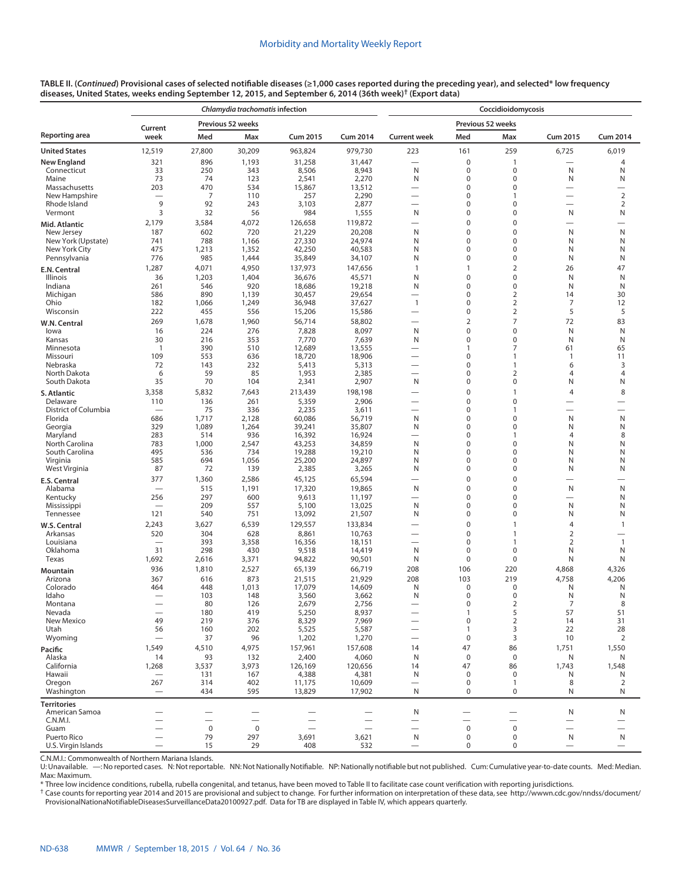**TABLE II. (*Continued*) Provisional cases of selected notifiable diseases (≥1,000 cases reported during the preceding year), and selected* low frequency diseases, United States, weeks ending September 12, 2015, and September 6, 2014 (36th week)† (Export data)**

| Reporting area | *Chlamydia trachomatis* infection | | | | | Coccidioidomycosis | | | | |
|---|---|---|---|---|---|---|---|---|---|---|
| | Current week | Previous 52 weeks | | Cum 2015 | Cum 2014 | Current week | Previous 52 weeks | | Cum 2015 | Cum 2014 |
| | | Med | Max | | | | Med | Max | | |
| **United States** | 12,519 | 27,800 | 30,209 | 963,824 | 979,730 | 223 | 161 | 259 | 6,725 | 6,019 |
| **New England** | 321 | 896 | 1,193 | 31,258 | 31,447 | — | 0 | 1 | — | 4 |
| Connecticut | 33 | 250 | 343 | 8,506 | 8,943 | N | 0 | 0 | N | N |
| Maine | 73 | 74 | 123 | 2,541 | 2,270 | N | 0 | 0 | N | N |
| Massachusetts | 203 | 470 | 534 | 15,867 | 13,512 | — | 0 | 0 | — | — |
| New Hampshire | — | 7 | 110 | 257 | 2,290 | — | 0 | 1 | — | 2 |
| Rhode Island | 9 | 92 | 243 | 3,103 | 2,877 | — | 0 | 0 | — | 2 |
| Vermont | 3 | 32 | 56 | 984 | 1,555 | N | 0 | 0 | N | N |
| **Mid. Atlantic** | 2,179 | 3,584 | 4,072 | 126,658 | 119,872 | — | 0 | 0 | — | — |
| New Jersey | 187 | 602 | 720 | 21,229 | 20,208 | N | 0 | 0 | N | N |
| New York (Upstate) | 741 | 788 | 1,166 | 27,330 | 24,974 | N | 0 | 0 | N | N |
| New York City | 475 | 1,213 | 1,352 | 42,250 | 40,583 | N | 0 | 0 | N | N |
| Pennsylvania | 776 | 985 | 1,444 | 35,849 | 34,107 | N | 0 | 0 | N | N |
| **E.N. Central** | 1,287 | 4,071 | 4,950 | 137,973 | 147,656 | 1 | 1 | 2 | 26 | 47 |
| Illinois | 36 | 1,203 | 1,404 | 36,676 | 45,571 | N | 0 | 0 | N | N |
| Indiana | 261 | 546 | 920 | 18,686 | 19,218 | N | 0 | 0 | N | N |
| Michigan | 586 | 890 | 1,139 | 30,457 | 29,654 | — | 0 | 2 | 14 | 30 |
| Ohio | 182 | 1,066 | 1,249 | 36,948 | 37,627 | 1 | 0 | 2 | 7 | 12 |
| Wisconsin | 222 | 455 | 556 | 15,206 | 15,586 | — | 0 | 2 | 5 | 5 |
| **W.N. Central** | 269 | 1,678 | 1,960 | 56,714 | 58,802 | — | 2 | 7 | 72 | 83 |
| Iowa | 16 | 224 | 276 | 7,828 | 8,097 | N | 0 | 0 | N | N |
| Kansas | 30 | 216 | 353 | 7,770 | 7,639 | N | 0 | 0 | N | N |
| Minnesota | 1 | 390 | 510 | 12,689 | 13,555 | — | 1 | 7 | 61 | 65 |
| Missouri | 109 | 553 | 636 | 18,720 | 18,906 | — | 0 | 1 | 1 | 11 |
| Nebraska | 72 | 143 | 232 | 5,413 | 5,313 | — | 0 | 1 | 6 | 3 |
| North Dakota | 6 | 59 | 85 | 1,953 | 2,385 | — | 0 | 2 | 4 | 4 |
| South Dakota | 35 | 70 | 104 | 2,341 | 2,907 | N | 0 | 0 | N | N |
| **S. Atlantic** | 3,358 | 5,832 | 7,643 | 213,439 | 198,198 | — | 0 | 1 | 4 | 8 |
| Delaware | 110 | 136 | 261 | 5,359 | 2,906 | — | 0 | 0 | — | — |
| District of Columbia | — | 75 | 336 | 2,235 | 3,611 | — | 0 | 1 | — | — |
| Florida | 686 | 1,717 | 2,128 | 60,086 | 56,719 | N | 0 | 0 | N | N |
| Georgia | 329 | 1,089 | 1,264 | 39,241 | 35,807 | N | 0 | 0 | N | N |
| Maryland | 283 | 514 | 936 | 16,392 | 16,924 | — | 0 | 1 | 4 | 8 |
| North Carolina | 783 | 1,000 | 2,547 | 43,253 | 34,859 | N | 0 | 0 | N | N |
| South Carolina | 495 | 536 | 734 | 19,288 | 19,210 | N | 0 | 0 | N | N |
| Virginia | 585 | 694 | 1,056 | 25,200 | 24,897 | N | 0 | 0 | N | N |
| West Virginia | 87 | 72 | 139 | 2,385 | 3,265 | N | 0 | 0 | N | N |
| **E.S. Central** | 377 | 1,360 | 2,586 | 45,125 | 65,594 | — | 0 | 0 | — | — |
| Alabama | — | 515 | 1,191 | 17,320 | 19,865 | N | 0 | 0 | N | N |
| Kentucky | 256 | 297 | 600 | 9,613 | 11,197 | — | 0 | 0 | — | N |
| Mississippi | — | 209 | 557 | 5,100 | 13,025 | N | 0 | 0 | N | N |
| Tennessee | 121 | 540 | 751 | 13,092 | 21,507 | N | 0 | 0 | N | N |
| **W.S. Central** | 2,243 | 3,627 | 6,539 | 129,557 | 133,834 | — | 0 | 1 | 4 | 1 |
| Arkansas | 520 | 304 | 628 | 8,861 | 10,763 | — | 0 | 1 | 2 | — |
| Louisiana | — | 393 | 3,358 | 16,356 | 18,151 | — | 0 | 1 | 2 | 1 |
| Oklahoma | 31 | 298 | 430 | 9,518 | 14,419 | N | 0 | 0 | N | N |
| Texas | 1,692 | 2,616 | 3,371 | 94,822 | 90,501 | N | 0 | 0 | N | N |
| **Mountain** | 936 | 1,810 | 2,527 | 65,139 | 66,719 | 208 | 106 | 220 | 4,868 | 4,326 |
| Arizona | 367 | 616 | 873 | 21,515 | 21,929 | 208 | 103 | 219 | 4,758 | 4,206 |
| Colorado | 464 | 448 | 1,013 | 17,079 | 14,609 | N | 0 | 0 | N | N |
| Idaho | — | 103 | 148 | 3,560 | 3,662 | N | 0 | 0 | N | N |
| Montana | — | 80 | 126 | 2,679 | 2,756 | — | 0 | 2 | 7 | 8 |
| Nevada | — | 180 | 419 | 5,250 | 8,937 | — | 1 | 5 | 57 | 51 |
| New Mexico | 49 | 219 | 376 | 8,329 | 7,969 | — | 0 | 2 | 14 | 31 |
| Utah | 56 | 160 | 202 | 5,525 | 5,587 | — | 1 | 3 | 22 | 28 |
| Wyoming | — | 37 | 96 | 1,202 | 1,270 | — | 0 | 3 | 10 | 2 |
| **Pacific** | 1,549 | 4,510 | 4,975 | 157,961 | 157,608 | 14 | 47 | 86 | 1,751 | 1,550 |
| Alaska | 14 | 93 | 132 | 2,400 | 4,060 | N | 0 | 0 | N | N |
| California | 1,268 | 3,537 | 3,973 | 126,169 | 120,656 | 14 | 47 | 86 | 1,743 | 1,548 |
| Hawaii | — | 131 | 167 | 4,388 | 4,381 | N | 0 | 0 | N | N |
| Oregon | 267 | 314 | 402 | 11,175 | 10,609 | — | 0 | 1 | 8 | 2 |
| Washington | — | 434 | 595 | 13,829 | 17,902 | N | 0 | 0 | N | N |
| **Territories** | | | | | | | | | | |
| American Samoa | — | — | — | — | — | N | — | — | N | N |
| C.N.M.I. | — | — | — | — | — | — | — | — | — | — |
| Guam | — | 0 | 0 | — | — | — | 0 | 0 | — | — |
| Puerto Rico | — | 79 | 297 | 3,691 | 3,621 | N | 0 | 0 | N | N |
| U.S. Virgin Islands | — | 15 | 29 | 408 | 532 | — | 0 | 0 | — | — |

C.N.M.I.: Commonwealth of Northern Mariana Islands.
U: Unavailable. —: No reported cases. N: Not reportable. NN: Not Nationally Notifiable. NP: Nationally notifiable but not published. Cum: Cumulative year-to-date counts. Med: Median. Max: Maximum.
* Three low incidence conditions, rubella, rubella congenital, and tetanus, have been moved to Table II to facilitate case count verification with reporting jurisdictions.
† Case counts for reporting year 2014 and 2015 are provisional and subject to change. For further information on interpretation of these data, see http://wwwn.cdc.gov/nndss/document/ProvisionalNationaNotifiableDiseasesSurveillanceData20100927.pdf. Data for TB are displayed in Table IV, which appears quarterly.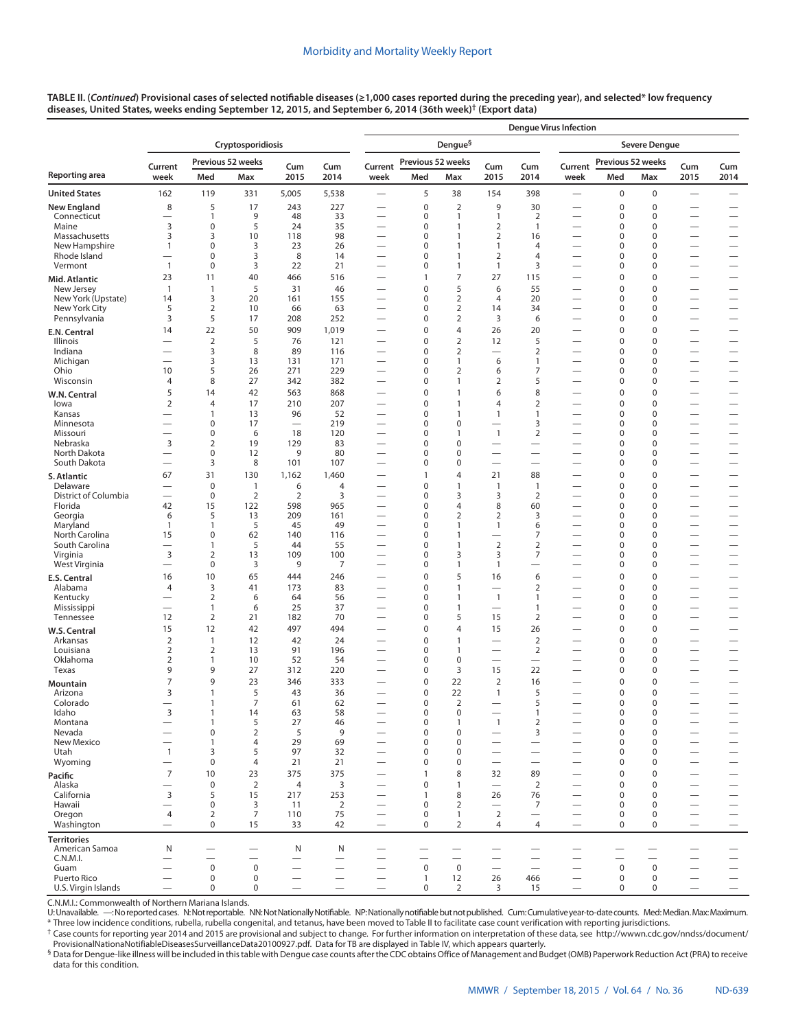**TABLE II. (*Continued*) Provisional cases of selected notifiable diseases (≥1,000 cases reported during the preceding year), and selected* low frequency diseases, United States, weeks ending September 12, 2015, and September 6, 2014 (36th week)† (Export data)**

| Reporting area | Cryptosporidiosis | | | | | Dengue Virus Infection: Dengue§ | | | | | Dengue Virus Infection: Severe Dengue | | | | |
|---|---|---|---|---|---|---|---|---|---|---|---|---|---|---|---|
| | Current week | Previous 52 weeks Med | Previous 52 weeks Max | Cum 2015 | Cum 2014 | Current week | Previous 52 weeks Med | Previous 52 weeks Max | Cum 2015 | Cum 2014 | Current week | Previous 52 weeks Med | Previous 52 weeks Max | Cum 2015 | Cum 2014 |
| **United States** | 162 | 119 | 331 | 5,005 | 5,538 | — | 5 | 38 | 154 | 398 | — | 0 | 0 | — | — |
| **New England** | 8 | 5 | 17 | 243 | 227 | — | 0 | 2 | 9 | 30 | — | 0 | 0 | — | — |
| Connecticut | — | 1 | 9 | 48 | 33 | — | 0 | 1 | 1 | 2 | — | 0 | 0 | — | — |
| Maine | 3 | 0 | 5 | 24 | 35 | — | 0 | 1 | 2 | 1 | — | 0 | 0 | — | — |
| Massachusetts | 3 | 3 | 10 | 118 | 98 | — | 0 | 1 | 2 | 16 | — | 0 | 0 | — | — |
| New Hampshire | 1 | 0 | 3 | 23 | 26 | — | 0 | 1 | 1 | 4 | — | 0 | 0 | — | — |
| Rhode Island | — | 0 | 3 | 8 | 14 | — | 0 | 1 | 2 | 4 | — | 0 | 0 | — | — |
| Vermont | 1 | 0 | 3 | 22 | 21 | — | 0 | 1 | 1 | 3 | — | 0 | 0 | — | — |
| **Mid. Atlantic** | 23 | 11 | 40 | 466 | 516 | — | 1 | 7 | 27 | 115 | — | 0 | 0 | — | — |
| New Jersey | 1 | 1 | 5 | 31 | 46 | — | 0 | 5 | 6 | 55 | — | 0 | 0 | — | — |
| New York (Upstate) | 14 | 3 | 20 | 161 | 155 | — | 0 | 2 | 4 | 20 | — | 0 | 0 | — | — |
| New York City | 5 | 2 | 10 | 66 | 63 | — | 0 | 2 | 14 | 34 | — | 0 | 0 | — | — |
| Pennsylvania | 3 | 5 | 17 | 208 | 252 | — | 0 | 2 | 3 | 6 | — | 0 | 0 | — | — |
| **E.N. Central** | 14 | 22 | 50 | 909 | 1,019 | — | 0 | 4 | 26 | 20 | — | 0 | 0 | — | — |
| Illinois | — | 2 | 5 | 76 | 121 | — | 0 | 2 | 12 | 5 | — | 0 | 0 | — | — |
| Indiana | — | 3 | 8 | 89 | 116 | — | 0 | 2 | — | 2 | — | 0 | 0 | — | — |
| Michigan | — | 3 | 13 | 131 | 171 | — | 0 | 1 | 6 | 1 | — | 0 | 0 | — | — |
| Ohio | 10 | 5 | 26 | 271 | 229 | — | 0 | 2 | 6 | 7 | — | 0 | 0 | — | — |
| Wisconsin | 4 | 8 | 27 | 342 | 382 | — | 0 | 1 | 2 | 5 | — | 0 | 0 | — | — |
| **W.N. Central** | 5 | 14 | 42 | 563 | 868 | — | 0 | 1 | 6 | 8 | — | 0 | 0 | — | — |
| Iowa | 2 | 4 | 17 | 210 | 207 | — | 0 | 1 | 4 | 2 | — | 0 | 0 | — | — |
| Kansas | — | 1 | 13 | 96 | 52 | — | 0 | 1 | 1 | 1 | — | 0 | 0 | — | — |
| Minnesota | — | 0 | 17 | — | 219 | — | 0 | 0 | — | 3 | — | 0 | 0 | — | — |
| Missouri | — | 0 | 6 | 18 | 120 | — | 0 | 1 | 1 | 2 | — | 0 | 0 | — | — |
| Nebraska | 3 | 2 | 19 | 129 | 83 | — | 0 | 0 | — | — | — | 0 | 0 | — | — |
| North Dakota | — | 0 | 12 | 9 | 80 | — | 0 | 0 | — | — | — | 0 | 0 | — | — |
| South Dakota | — | 3 | 8 | 101 | 107 | — | 0 | 0 | — | — | — | 0 | 0 | — | — |
| **S. Atlantic** | 67 | 31 | 130 | 1,162 | 1,460 | — | 1 | 4 | 21 | 88 | — | 0 | 0 | — | — |
| Delaware | — | 0 | 1 | 6 | 4 | — | 0 | 1 | 1 | 1 | — | 0 | 0 | — | — |
| District of Columbia | — | 0 | 2 | 2 | 3 | — | 0 | 3 | 3 | 2 | — | 0 | 0 | — | — |
| Florida | 42 | 15 | 122 | 598 | 965 | — | 0 | 4 | 8 | 60 | — | 0 | 0 | — | — |
| Georgia | 6 | 5 | 13 | 209 | 161 | — | 0 | 2 | 2 | 3 | — | 0 | 0 | — | — |
| Maryland | 1 | 1 | 5 | 45 | 49 | — | 0 | 1 | 1 | 6 | — | 0 | 0 | — | — |
| North Carolina | 15 | 0 | 62 | 140 | 116 | — | 0 | 1 | — | 7 | — | 0 | 0 | — | — |
| South Carolina | — | 1 | 5 | 44 | 55 | — | 0 | 1 | 2 | 2 | — | 0 | 0 | — | — |
| Virginia | 3 | 2 | 13 | 109 | 100 | — | 0 | 3 | 3 | 7 | — | 0 | 0 | — | — |
| West Virginia | — | 0 | 3 | 9 | 7 | — | 0 | 1 | 1 | — | — | 0 | 0 | — | — |
| **E.S. Central** | 16 | 10 | 65 | 444 | 246 | — | 0 | 5 | 16 | 6 | — | 0 | 0 | — | — |
| Alabama | 4 | 3 | 41 | 173 | 83 | — | 0 | 1 | — | 2 | — | 0 | 0 | — | — |
| Kentucky | — | 2 | 6 | 64 | 56 | — | 0 | 1 | 1 | 1 | — | 0 | 0 | — | — |
| Mississippi | — | 1 | 6 | 25 | 37 | — | 0 | 1 | — | 1 | — | 0 | 0 | — | — |
| Tennessee | 12 | 2 | 21 | 182 | 70 | — | 0 | 5 | 15 | 2 | — | 0 | 0 | — | — |
| **W.S. Central** | 15 | 12 | 42 | 497 | 494 | — | 0 | 4 | 15 | 26 | — | 0 | 0 | — | — |
| Arkansas | 2 | 1 | 12 | 42 | 24 | — | 0 | 1 | — | 2 | — | 0 | 0 | — | — |
| Louisiana | 2 | 2 | 13 | 91 | 196 | — | 0 | 1 | — | 2 | — | 0 | 0 | — | — |
| Oklahoma | 2 | 1 | 10 | 52 | 54 | — | 0 | 0 | — | — | — | 0 | 0 | — | — |
| Texas | 9 | 9 | 27 | 312 | 220 | — | 0 | 3 | 15 | 22 | — | 0 | 0 | — | — |
| **Mountain** | 7 | 9 | 23 | 346 | 333 | — | 0 | 22 | 2 | 16 | — | 0 | 0 | — | — |
| Arizona | 3 | 1 | 5 | 43 | 36 | — | 0 | 22 | 1 | 5 | — | 0 | 0 | — | — |
| Colorado | — | 1 | 7 | 61 | 62 | — | 0 | 2 | — | 5 | — | 0 | 0 | — | — |
| Idaho | 3 | 1 | 14 | 63 | 58 | — | 0 | 0 | — | 1 | — | 0 | 0 | — | — |
| Montana | — | 1 | 5 | 27 | 46 | — | 0 | 1 | 1 | 2 | — | 0 | 0 | — | — |
| Nevada | — | 0 | 2 | 5 | 9 | — | 0 | 0 | — | 3 | — | 0 | 0 | — | — |
| New Mexico | — | 1 | 4 | 29 | 69 | — | 0 | 0 | — | — | — | 0 | 0 | — | — |
| Utah | 1 | 3 | 5 | 97 | 32 | — | 0 | 0 | — | — | — | 0 | 0 | — | — |
| Wyoming | — | 0 | 4 | 21 | 21 | — | 0 | 0 | — | — | — | 0 | 0 | — | — |
| **Pacific** | 7 | 10 | 23 | 375 | 375 | — | 1 | 8 | 32 | 89 | — | 0 | 0 | — | — |
| Alaska | — | 0 | 2 | 4 | 3 | — | 0 | 1 | — | 2 | — | 0 | 0 | — | — |
| California | 3 | 5 | 15 | 217 | 253 | — | 1 | 8 | 26 | 76 | — | 0 | 0 | — | — |
| Hawaii | — | 0 | 3 | 11 | 2 | — | 0 | 2 | — | 7 | — | 0 | 0 | — | — |
| Oregon | 4 | 2 | 7 | 110 | 75 | — | 0 | 1 | 2 | — | — | 0 | 0 | — | — |
| Washington | — | 0 | 15 | 33 | 42 | — | 0 | 2 | 4 | 4 | — | 0 | 0 | — | — |
| **Territories** | | | | | | | | | | | | | | | |
| American Samoa | N | — | — | N | N | — | — | — | — | — | — | — | — | — | — |
| C.N.M.I. | — | — | — | — | — | — | — | — | — | — | — | — | — | — | — |
| Guam | — | 0 | 0 | — | — | — | 0 | 0 | — | — | — | 0 | 0 | — | — |
| Puerto Rico | — | 0 | 0 | — | — | — | 1 | 12 | 26 | 466 | — | 0 | 0 | — | — |
| U.S. Virgin Islands | — | 0 | 0 | — | — | — | 0 | 2 | 3 | 15 | — | 0 | 0 | — | — |

C.N.M.I.: Commonwealth of Northern Mariana Islands.

U: Unavailable. —: No reported cases. N: Not reportable. NN: Not Nationally Notifiable. NP: Nationally notifiable but not published. Cum: Cumulative year-to-date counts. Med: Median. Max: Maximum.

\* Three low incidence conditions, rubella, rubella congenital, and tetanus, have been moved to Table II to facilitate case count verification with reporting jurisdictions.

† Case counts for reporting year 2014 and 2015 are provisional and subject to change. For further information on interpretation of these data, see http://wwwn.cdc.gov/nndss/document/ProvisionalNationaNotifiableDiseasesSurveillanceData20100927.pdf. Data for TB are displayed in Table IV, which appears quarterly.

§ Data for Dengue-like illness will be included in this table with Dengue case counts after the CDC obtains Office of Management and Budget (OMB) Paperwork Reduction Act (PRA) to receive data for this condition.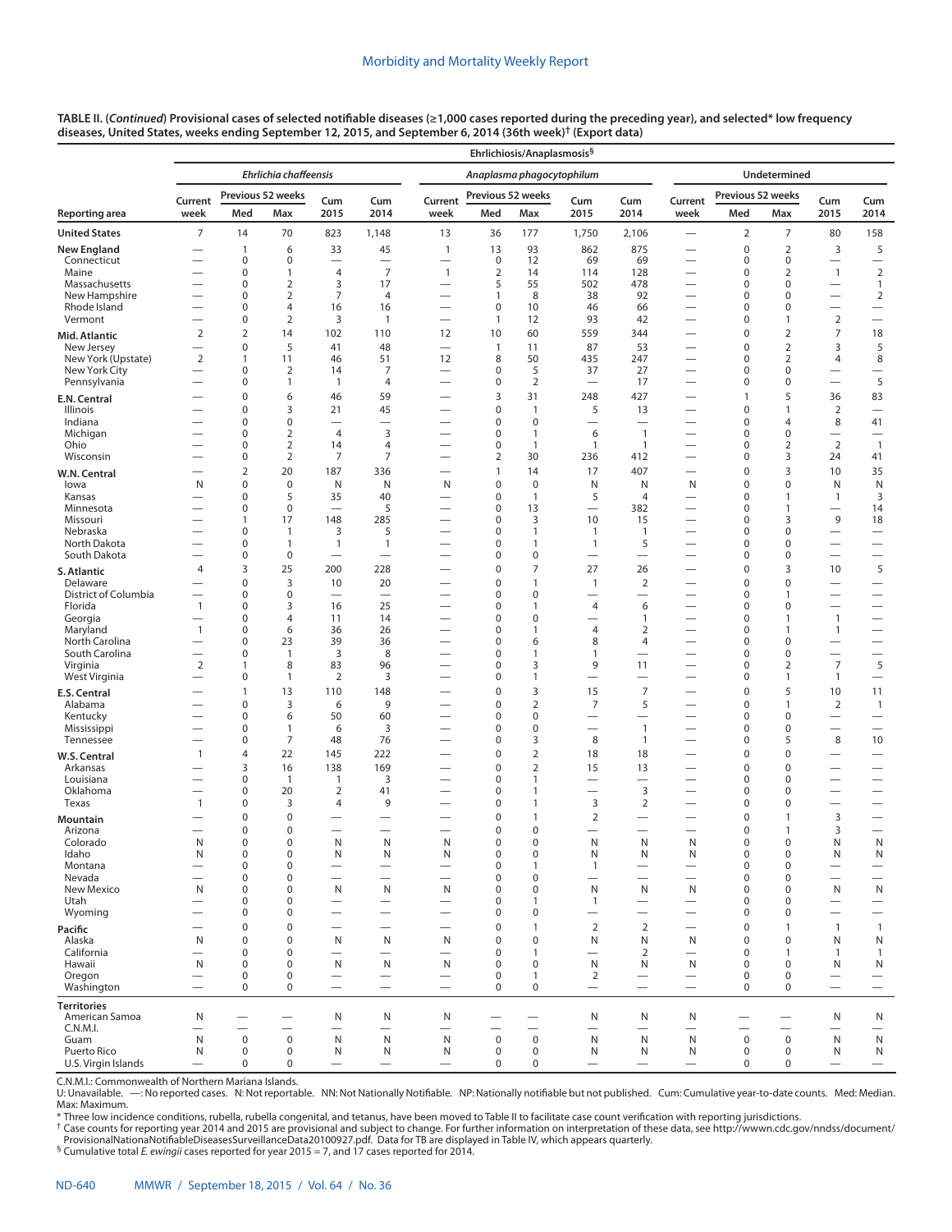**TABLE II. (*Continued*) Provisional cases of selected notifiable diseases (≥1,000 cases reported during the preceding year), and selected* low frequency diseases, United States, weeks ending September 12, 2015, and September 6, 2014 (36th week)† (Export data)**

| | Ehrlichiosis/Anaplasmosis§ | | | | | | | | | | | | | | |
|---|---|---|---|---|---|---|---|---|---|---|---|---|---|---|---|
| | *Ehrlichia chaffeensis* | | | | | *Anaplasma phagocytophilum* | | | | | Undetermined | | | | |
| | Current | Previous 52 weeks | | Cum | Cum | Current | Previous 52 weeks | | Cum | Cum | Current | Previous 52 weeks | | Cum | Cum |
| Reporting area | week | Med | Max | 2015 | 2014 | week | Med | Max | 2015 | 2014 | week | Med | Max | 2015 | 2014 |
| **United States** | 7 | 14 | 70 | 823 | 1,148 | 13 | 36 | 177 | 1,750 | 2,106 | — | 2 | 7 | 80 | 158 |
| **New England** | — | 1 | 6 | 33 | 45 | 1 | 13 | 93 | 862 | 875 | — | 0 | 2 | 3 | 5 |
| Connecticut | — | 0 | 0 | — | — | — | 0 | 12 | 69 | 69 | — | 0 | 0 | — | — |
| Maine | — | 0 | 1 | 4 | 7 | 1 | 2 | 14 | 114 | 128 | — | 0 | 2 | 1 | 2 |
| Massachusetts | — | 0 | 2 | 3 | 17 | — | 5 | 55 | 502 | 478 | — | 0 | 0 | — | 1 |
| New Hampshire | — | 0 | 2 | 7 | 4 | — | 1 | 8 | 38 | 92 | — | 0 | 0 | — | 2 |
| Rhode Island | — | 0 | 4 | 16 | 16 | — | 0 | 10 | 46 | 66 | — | 0 | 0 | — | — |
| Vermont | — | 0 | 2 | 3 | 1 | — | 1 | 12 | 93 | 42 | — | 0 | 1 | 2 | — |
| **Mid. Atlantic** | 2 | 2 | 14 | 102 | 110 | 12 | 10 | 60 | 559 | 344 | — | 0 | 2 | 7 | 18 |
| New Jersey | — | 0 | 5 | 41 | 48 | — | 1 | 11 | 87 | 53 | — | 0 | 2 | 3 | 5 |
| New York (Upstate) | 2 | 1 | 11 | 46 | 51 | 12 | 8 | 50 | 435 | 247 | — | 0 | 2 | 4 | 8 |
| New York City | — | 0 | 2 | 14 | 7 | — | 0 | 5 | 37 | 27 | — | 0 | 0 | — | — |
| Pennsylvania | — | 0 | 1 | 1 | 4 | — | 0 | 2 | — | 17 | — | 0 | 0 | — | 5 |
| **E.N. Central** | — | 0 | 6 | 46 | 59 | — | 3 | 31 | 248 | 427 | — | 1 | 5 | 36 | 83 |
| Illinois | — | 0 | 3 | 21 | 45 | — | 0 | 1 | 5 | 13 | — | 0 | 1 | 2 | — |
| Indiana | — | 0 | 0 | — | — | — | 0 | 0 | — | — | — | 0 | 4 | 8 | 41 |
| Michigan | — | 0 | 2 | 4 | 3 | — | 0 | 1 | 6 | 1 | — | 0 | 0 | — | — |
| Ohio | — | 0 | 2 | 14 | 4 | — | 0 | 1 | 1 | 1 | — | 0 | 2 | 2 | 1 |
| Wisconsin | — | 0 | 2 | 7 | 7 | — | 2 | 30 | 236 | 412 | — | 0 | 3 | 24 | 41 |
| **W.N. Central** | — | 2 | 20 | 187 | 336 | — | 1 | 14 | 17 | 407 | — | 0 | 3 | 10 | 35 |
| Iowa | N | 0 | 0 | N | N | N | 0 | 0 | N | N | N | 0 | 0 | N | N |
| Kansas | — | 0 | 5 | 35 | 40 | — | 0 | 1 | 5 | 4 | — | 0 | 1 | 1 | 3 |
| Minnesota | — | 0 | 0 | — | 5 | — | 0 | 13 | — | 382 | — | 0 | 1 | — | 14 |
| Missouri | — | 1 | 17 | 148 | 285 | — | 0 | 3 | 10 | 15 | — | 0 | 3 | 9 | 18 |
| Nebraska | — | 0 | 1 | 3 | 5 | — | 0 | 1 | 1 | 1 | — | 0 | 0 | — | — |
| North Dakota | — | 0 | 1 | 1 | 1 | — | 0 | 1 | 1 | 5 | — | 0 | 0 | — | — |
| South Dakota | — | 0 | 0 | — | — | — | 0 | 0 | — | — | — | 0 | 0 | — | — |
| **S. Atlantic** | 4 | 3 | 25 | 200 | 228 | — | 0 | 7 | 27 | 26 | — | 0 | 3 | 10 | 5 |
| Delaware | — | 0 | 3 | 10 | 20 | — | 0 | 1 | 1 | 2 | — | 0 | 0 | — | — |
| District of Columbia | — | 0 | 0 | — | — | — | 0 | 0 | — | — | — | 0 | 1 | — | — |
| Florida | 1 | 0 | 3 | 16 | 25 | — | 0 | 1 | 4 | 6 | — | 0 | 0 | — | — |
| Georgia | — | 0 | 4 | 11 | 14 | — | 0 | 0 | — | 1 | — | 0 | 1 | 1 | — |
| Maryland | 1 | 0 | 6 | 36 | 26 | — | 0 | 1 | 4 | 2 | — | 0 | 1 | 1 | — |
| North Carolina | — | 0 | 23 | 39 | 36 | — | 0 | 6 | 8 | 4 | — | 0 | 0 | — | — |
| South Carolina | — | 0 | 1 | 3 | 8 | — | 0 | 1 | 1 | — | — | 0 | 0 | — | — |
| Virginia | 2 | 1 | 8 | 83 | 96 | — | 0 | 3 | 9 | 11 | — | 0 | 2 | 7 | 5 |
| West Virginia | — | 0 | 1 | 2 | 3 | — | 0 | 1 | — | — | — | 0 | 1 | 1 | — |
| **E.S. Central** | — | 1 | 13 | 110 | 148 | — | 0 | 3 | 15 | 7 | — | 0 | 5 | 10 | 11 |
| Alabama | — | 0 | 3 | 6 | 9 | — | 0 | 2 | 7 | 5 | — | 0 | 1 | 2 | 1 |
| Kentucky | — | 0 | 6 | 50 | 60 | — | 0 | 0 | — | — | — | 0 | 0 | — | — |
| Mississippi | — | 0 | 1 | 6 | 3 | — | 0 | 0 | — | 1 | — | 0 | 0 | — | — |
| Tennessee | — | 0 | 7 | 48 | 76 | — | 0 | 3 | 8 | 1 | — | 0 | 5 | 8 | 10 |
| **W.S. Central** | 1 | 4 | 22 | 145 | 222 | — | 0 | 2 | 18 | 18 | — | 0 | 0 | — | — |
| Arkansas | — | 3 | 16 | 138 | 169 | — | 0 | 2 | 15 | 13 | — | 0 | 0 | — | — |
| Louisiana | — | 0 | 1 | 1 | 3 | — | 0 | 1 | — | — | — | 0 | 0 | — | — |
| Oklahoma | — | 0 | 20 | 2 | 41 | — | 0 | 1 | — | 3 | — | 0 | 0 | — | — |
| Texas | 1 | 0 | 3 | 4 | 9 | — | 0 | 1 | 3 | 2 | — | 0 | 0 | — | — |
| **Mountain** | — | 0 | 0 | — | — | — | 0 | 1 | 2 | — | — | 0 | 1 | 3 | — |
| Arizona | — | 0 | 0 | — | — | — | 0 | 0 | — | — | — | 0 | 1 | 3 | — |
| Colorado | N | 0 | 0 | N | N | N | 0 | 0 | N | N | N | 0 | 0 | N | N |
| Idaho | N | 0 | 0 | N | N | N | 0 | 0 | N | N | N | 0 | 0 | N | N |
| Montana | — | 0 | 0 | — | — | — | 0 | 1 | 1 | — | — | 0 | 0 | — | — |
| Nevada | — | 0 | 0 | — | — | — | 0 | 0 | — | — | — | 0 | 0 | — | — |
| New Mexico | N | 0 | 0 | N | N | N | 0 | 0 | N | N | N | 0 | 0 | N | N |
| Utah | — | 0 | 0 | — | — | — | 0 | 1 | 1 | — | — | 0 | 0 | — | — |
| Wyoming | — | 0 | 0 | — | — | — | 0 | 0 | — | — | — | 0 | 0 | — | — |
| **Pacific** | — | 0 | 0 | — | — | — | 0 | 1 | 2 | 2 | — | 0 | 1 | 1 | 1 |
| Alaska | N | 0 | 0 | N | N | N | 0 | 0 | N | N | N | 0 | 0 | N | N |
| California | — | 0 | 0 | — | — | — | 0 | 1 | — | 2 | — | 0 | 1 | 1 | 1 |
| Hawaii | N | 0 | 0 | N | N | N | 0 | 0 | N | N | N | 0 | 0 | N | N |
| Oregon | — | 0 | 0 | — | — | — | 0 | 1 | 2 | — | — | 0 | 0 | — | — |
| Washington | — | 0 | 0 | — | — | — | 0 | 0 | — | — | — | 0 | 0 | — | — |
| **Territories** | | | | | | | | | | | | | | | |
| American Samoa | N | — | — | N | N | N | — | — | N | N | N | — | — | N | N |
| C.N.M.I. | — | — | — | — | — | — | — | — | — | — | — | — | — | — | — |
| Guam | N | 0 | 0 | N | N | N | 0 | 0 | N | N | N | 0 | 0 | N | N |
| Puerto Rico | N | 0 | 0 | N | N | N | 0 | 0 | N | N | N | 0 | 0 | N | N |
| U.S. Virgin Islands | — | 0 | 0 | — | — | — | 0 | 0 | — | — | — | 0 | 0 | — | — |

C.N.M.I.: Commonwealth of Northern Mariana Islands.

U: Unavailable. —: No reported cases. N: Not reportable. NN: Not Nationally Notifiable. NP: Nationally notifiable but not published. Cum: Cumulative year-to-date counts. Med: Median. Max: Maximum.

\* Three low incidence conditions, rubella, rubella congenital, and tetanus, have been moved to Table II to facilitate case count verification with reporting jurisdictions.

† Case counts for reporting year 2014 and 2015 are provisional and subject to change. For further information on interpretation of these data, see http://wwwn.cdc.gov/nndss/document/ProvisionalNationaNotifiableDiseasesSurveillanceData20100927.pdf. Data for TB are displayed in Table IV, which appears quarterly.

§ Cumulative total *E. ewingii* cases reported for year 2015 = 7, and 17 cases reported for 2014.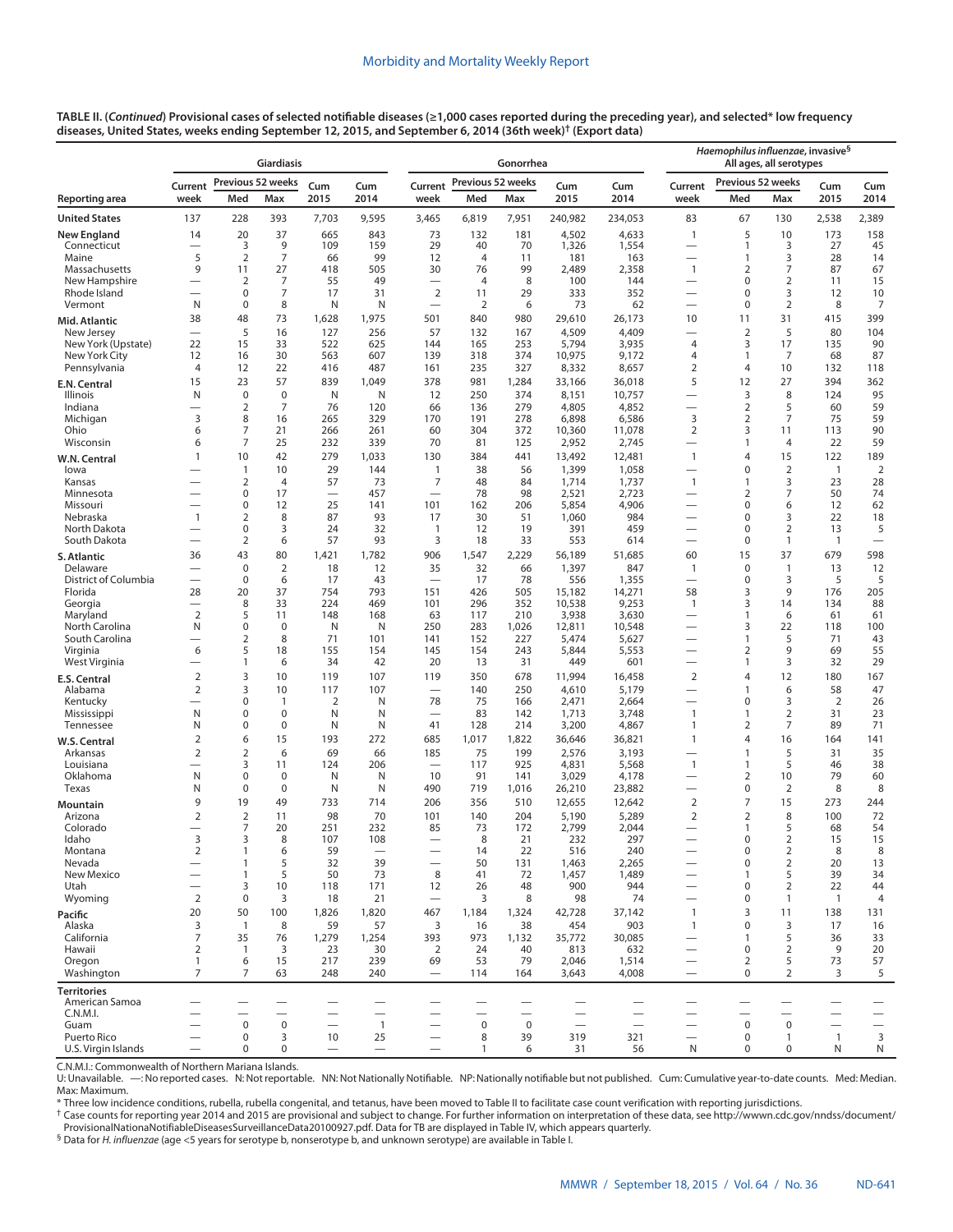**TABLE II. (*Continued*) Provisional cases of selected notifiable diseases (≥1,000 cases reported during the preceding year), and selected* low frequency diseases, United States, weeks ending September 12, 2015, and September 6, 2014 (36th week)[†] (Export data)**

| Reporting area | Giardiasis | | | | | Gonorrhea | | | | | *Haemophilus influenzae*, invasive[§] All ages, all serotypes | | | | |
|---|---|---|---|---|---|---|---|---|---|---|---|---|---|---|---|
| | Current week | Previous 52 weeks Med | Previous 52 weeks Max | Cum 2015 | Cum 2014 | Current week | Previous 52 weeks Med | Previous 52 weeks Max | Cum 2015 | Cum 2014 | Current week | Previous 52 weeks Med | Previous 52 weeks Max | Cum 2015 | Cum 2014 |
| **United States** | 137 | 228 | 393 | 7,703 | 9,595 | 3,465 | 6,819 | 7,951 | 240,982 | 234,053 | 83 | 67 | 130 | 2,538 | 2,389 |
| **New England** | 14 | 20 | 37 | 665 | 843 | 73 | 132 | 181 | 4,502 | 4,633 | 1 | 5 | 10 | 173 | 158 |
| Connecticut | — | 3 | 9 | 109 | 159 | 29 | 40 | 70 | 1,326 | 1,554 | — | 1 | 3 | 27 | 45 |
| Maine | 5 | 2 | 7 | 66 | 99 | 12 | 4 | 11 | 181 | 163 | — | 1 | 3 | 28 | 14 |
| Massachusetts | 9 | 11 | 27 | 418 | 505 | 30 | 76 | 99 | 2,489 | 2,358 | 1 | 2 | 7 | 87 | 67 |
| New Hampshire | — | 2 | 7 | 55 | 49 | — | 4 | 8 | 100 | 144 | — | 0 | 2 | 11 | 15 |
| Rhode Island | — | 0 | 7 | 17 | 31 | 2 | 11 | 29 | 333 | 352 | — | 0 | 3 | 12 | 10 |
| Vermont | N | 0 | 8 | N | N | — | 2 | 6 | 73 | 62 | — | 0 | 2 | 8 | 7 |
| **Mid. Atlantic** | 38 | 48 | 73 | 1,628 | 1,975 | 501 | 840 | 980 | 29,610 | 26,173 | 10 | 11 | 31 | 415 | 399 |
| New Jersey | — | 5 | 16 | 127 | 256 | 57 | 132 | 167 | 4,509 | 4,409 | — | 2 | 5 | 80 | 104 |
| New York (Upstate) | 22 | 15 | 33 | 522 | 625 | 144 | 165 | 253 | 5,794 | 3,935 | 4 | 3 | 17 | 135 | 90 |
| New York City | 12 | 16 | 30 | 563 | 607 | 139 | 318 | 374 | 10,975 | 9,172 | 4 | 1 | 7 | 68 | 87 |
| Pennsylvania | 4 | 12 | 22 | 416 | 487 | 161 | 235 | 327 | 8,332 | 8,657 | 2 | 4 | 10 | 132 | 118 |
| **E.N. Central** | 15 | 23 | 57 | 839 | 1,049 | 378 | 981 | 1,284 | 33,166 | 36,018 | 5 | 12 | 27 | 394 | 362 |
| Illinois | N | 0 | 0 | N | N | 12 | 250 | 374 | 8,151 | 10,757 | — | 3 | 8 | 124 | 95 |
| Indiana | — | 2 | 7 | 76 | 120 | 66 | 136 | 279 | 4,805 | 4,852 | — | 2 | 5 | 60 | 59 |
| Michigan | 3 | 8 | 16 | 265 | 329 | 170 | 191 | 278 | 6,898 | 6,586 | 3 | 2 | 7 | 75 | 59 |
| Ohio | 6 | 7 | 21 | 266 | 261 | 60 | 304 | 372 | 10,360 | 11,078 | 2 | 3 | 11 | 113 | 90 |
| Wisconsin | 6 | 7 | 25 | 232 | 339 | 70 | 81 | 125 | 2,952 | 2,745 | — | 1 | 4 | 22 | 59 |
| **W.N. Central** | 1 | 10 | 42 | 279 | 1,033 | 130 | 384 | 441 | 13,492 | 12,481 | 1 | 4 | 15 | 122 | 189 |
| Iowa | — | 1 | 10 | 29 | 144 | 1 | 38 | 56 | 1,399 | 1,058 | — | 0 | 2 | 1 | 2 |
| Kansas | — | 2 | 4 | 57 | 73 | 7 | 48 | 84 | 1,714 | 1,737 | 1 | 1 | 3 | 23 | 28 |
| Minnesota | — | 0 | 17 | — | 457 | — | 78 | 98 | 2,521 | 2,723 | — | 2 | 7 | 50 | 74 |
| Missouri | — | 0 | 12 | 25 | 141 | 101 | 162 | 206 | 5,854 | 4,906 | — | 0 | 6 | 12 | 62 |
| Nebraska | 1 | 2 | 8 | 87 | 93 | 17 | 30 | 51 | 1,060 | 984 | — | 0 | 3 | 22 | 18 |
| North Dakota | — | 0 | 3 | 24 | 32 | 1 | 12 | 19 | 391 | 459 | — | 0 | 2 | 13 | 5 |
| South Dakota | — | 2 | 6 | 57 | 93 | 3 | 18 | 33 | 553 | 614 | — | 0 | 1 | 1 | — |
| **S. Atlantic** | 36 | 43 | 80 | 1,421 | 1,782 | 906 | 1,547 | 2,229 | 56,189 | 51,685 | 60 | 15 | 37 | 679 | 598 |
| Delaware | — | 0 | 2 | 18 | 12 | 35 | 32 | 66 | 1,397 | 847 | 1 | 0 | 1 | 13 | 12 |
| District of Columbia | — | 0 | 6 | 17 | 43 | — | 17 | 78 | 556 | 1,355 | — | 0 | 3 | 5 | 5 |
| Florida | 28 | 20 | 37 | 754 | 793 | 151 | 426 | 505 | 15,182 | 14,271 | 58 | 3 | 9 | 176 | 205 |
| Georgia | — | 8 | 33 | 224 | 469 | 101 | 296 | 352 | 10,538 | 9,253 | 1 | 3 | 14 | 134 | 88 |
| Maryland | 2 | 5 | 11 | 148 | 168 | 63 | 117 | 210 | 3,938 | 3,630 | — | 1 | 6 | 61 | 61 |
| North Carolina | N | 0 | 0 | N | N | 250 | 283 | 1,026 | 12,811 | 10,548 | — | 3 | 22 | 118 | 100 |
| South Carolina | — | 2 | 8 | 71 | 101 | 141 | 152 | 227 | 5,474 | 5,627 | — | 1 | 5 | 71 | 43 |
| Virginia | 6 | 5 | 18 | 155 | 154 | 145 | 154 | 243 | 5,844 | 5,553 | — | 2 | 9 | 69 | 55 |
| West Virginia | — | 1 | 6 | 34 | 42 | 20 | 13 | 31 | 449 | 601 | — | 1 | 3 | 32 | 29 |
| **E.S. Central** | 2 | 3 | 10 | 119 | 107 | 119 | 350 | 678 | 11,994 | 16,458 | 2 | 4 | 12 | 180 | 167 |
| Alabama | 2 | 3 | 10 | 117 | 107 | — | 140 | 250 | 4,610 | 5,179 | — | 1 | 6 | 58 | 47 |
| Kentucky | — | 0 | 1 | 2 | N | 78 | 75 | 166 | 2,471 | 2,664 | — | 0 | 3 | 2 | 26 |
| Mississippi | N | 0 | 0 | N | N | — | 83 | 142 | 1,713 | 3,748 | 1 | 1 | 2 | 31 | 23 |
| Tennessee | N | 0 | 0 | N | N | 41 | 128 | 214 | 3,200 | 4,867 | 1 | 2 | 7 | 89 | 71 |
| **W.S. Central** | 2 | 6 | 15 | 193 | 272 | 685 | 1,017 | 1,822 | 36,646 | 36,821 | 1 | 4 | 16 | 164 | 141 |
| Arkansas | 2 | 2 | 6 | 69 | 66 | 185 | 75 | 199 | 2,576 | 3,193 | — | 1 | 5 | 31 | 35 |
| Louisiana | — | 3 | 11 | 124 | 206 | — | 117 | 925 | 4,831 | 5,568 | 1 | 1 | 5 | 46 | 38 |
| Oklahoma | N | 0 | 0 | N | N | 10 | 91 | 141 | 3,029 | 4,178 | — | 2 | 10 | 79 | 60 |
| Texas | N | 0 | 0 | N | N | 490 | 719 | 1,016 | 26,210 | 23,882 | — | 0 | 2 | 8 | 8 |
| **Mountain** | 9 | 19 | 49 | 733 | 714 | 206 | 356 | 510 | 12,655 | 12,642 | 2 | 7 | 15 | 273 | 244 |
| Arizona | 2 | 2 | 11 | 98 | 70 | 101 | 140 | 204 | 5,190 | 5,289 | 2 | 2 | 8 | 100 | 72 |
| Colorado | — | 7 | 20 | 251 | 232 | 85 | 73 | 172 | 2,799 | 2,044 | — | 1 | 5 | 68 | 54 |
| Idaho | 3 | 3 | 8 | 107 | 108 | — | 8 | 21 | 232 | 297 | — | 0 | 2 | 15 | 15 |
| Montana | 2 | 1 | 6 | 59 | — | — | 14 | 22 | 516 | 240 | — | 0 | 2 | 8 | 8 |
| Nevada | — | 1 | 5 | 32 | 39 | — | 50 | 131 | 1,463 | 2,265 | — | 0 | 2 | 20 | 13 |
| New Mexico | — | 1 | 5 | 50 | 73 | 8 | 41 | 72 | 1,457 | 1,489 | — | 1 | 5 | 39 | 34 |
| Utah | — | 3 | 10 | 118 | 171 | 12 | 26 | 48 | 900 | 944 | — | 0 | 2 | 22 | 44 |
| Wyoming | 2 | 0 | 3 | 18 | 21 | — | 3 | 8 | 98 | 74 | — | 0 | 1 | 1 | 4 |
| **Pacific** | 20 | 50 | 100 | 1,826 | 1,820 | 467 | 1,184 | 1,324 | 42,728 | 37,142 | 1 | 3 | 11 | 138 | 131 |
| Alaska | 3 | 1 | 8 | 59 | 57 | 3 | 16 | 38 | 454 | 903 | 1 | 0 | 3 | 17 | 16 |
| California | 7 | 35 | 76 | 1,279 | 1,254 | 393 | 973 | 1,132 | 35,772 | 30,085 | — | 1 | 5 | 36 | 33 |
| Hawaii | 2 | 1 | 3 | 23 | 30 | 2 | 24 | 40 | 813 | 632 | — | 0 | 2 | 9 | 20 |
| Oregon | 1 | 6 | 15 | 217 | 239 | 69 | 53 | 79 | 2,046 | 1,514 | — | 2 | 5 | 73 | 57 |
| Washington | 7 | 7 | 63 | 248 | 240 | — | 114 | 164 | 3,643 | 4,008 | — | 0 | 2 | 3 | 5 |
| **Territories** | | | | | | | | | | | | | | | |
| American Samoa | — | — | — | — | — | — | — | — | — | — | — | — | — | — | — |
| C.N.M.I. | — | — | — | — | — | — | — | — | — | — | — | — | — | — | — |
| Guam | — | 0 | 0 | — | 1 | — | 0 | 0 | — | — | — | 0 | 0 | — | — |
| Puerto Rico | — | 0 | 3 | 10 | 25 | — | 8 | 39 | 319 | 321 | — | 0 | 1 | 1 | 3 |
| U.S. Virgin Islands | — | 0 | 0 | — | — | — | 1 | 6 | 31 | 56 | N | 0 | 0 | N | N |

C.N.M.I.: Commonwealth of Northern Mariana Islands.

U: Unavailable. —: No reported cases. N: Not reportable. NN: Not Nationally Notifiable. NP: Nationally notifiable but not published. Cum: Cumulative year-to-date counts. Med: Median. Max: Maximum.

\* Three low incidence conditions, rubella, rubella congenital, and tetanus, have been moved to Table II to facilitate case count verification with reporting jurisdictions.

† Case counts for reporting year 2014 and 2015 are provisional and subject to change. For further information on interpretation of these data, see http://wwwn.cdc.gov/nndss/document/ProvisionalNationaNotifiableDiseasesSurveillanceData20100927.pdf. Data for TB are displayed in Table IV, which appears quarterly.

§ Data for *H. influenzae* (age <5 years for serotype b, nonserotype b, and unknown serotype) are available in Table I.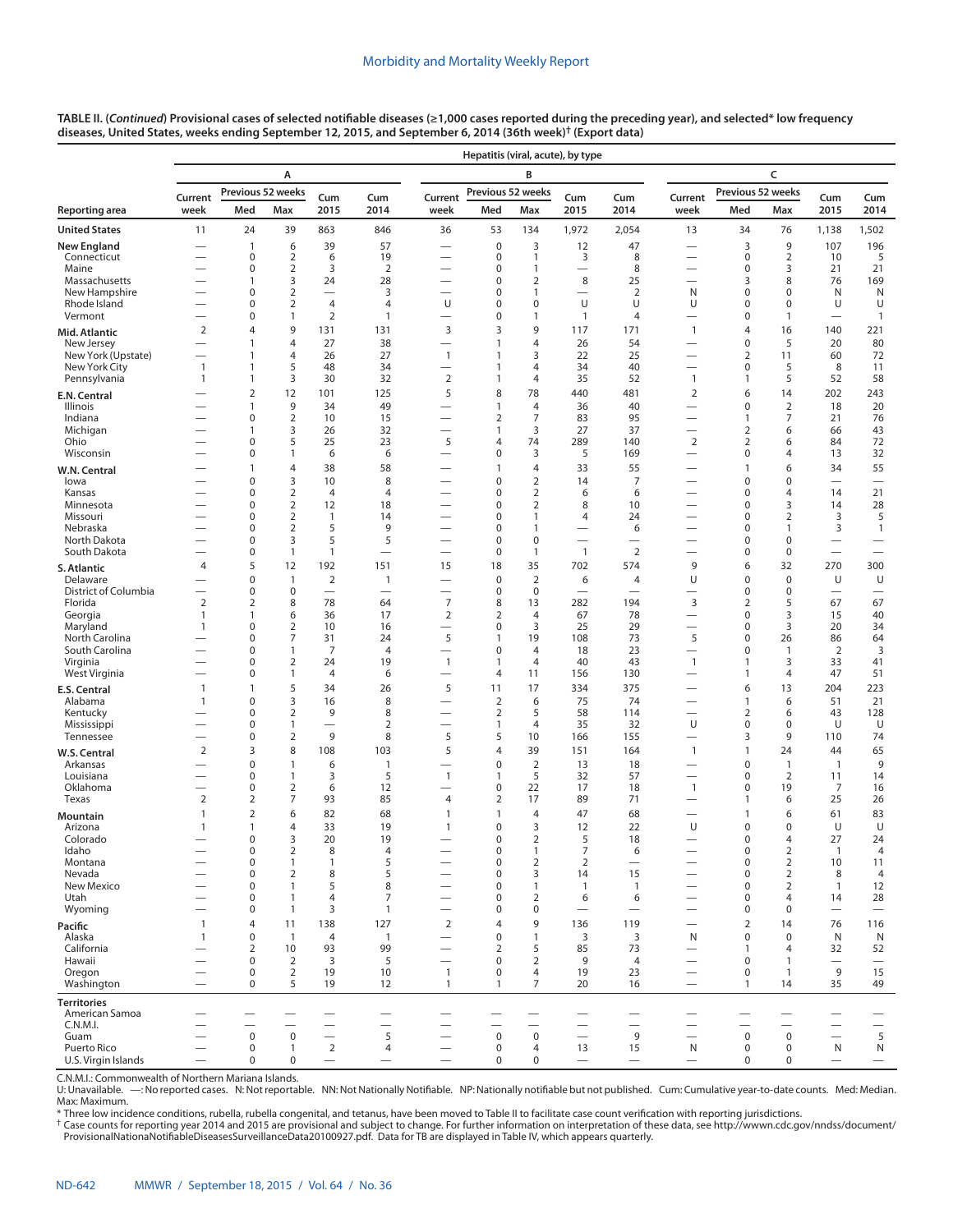**TABLE II. (*Continued*) Provisional cases of selected notifiable diseases (≥1,000 cases reported during the preceding year), and selected* low frequency diseases, United States, weeks ending September 12, 2015, and September 6, 2014 (36th week)† (Export data)**

| | Hepatitis (viral, acute), by type | | | | | | | | | | | | | | |
|---|---|---|---|---|---|---|---|---|---|---|---|---|---|---|---|
| | A | | | | | B | | | | | C | | | | |
| Reporting area | Current week | Previous 52 weeks Med | Previous 52 weeks Max | Cum 2015 | Cum 2014 | Current week | Previous 52 weeks Med | Previous 52 weeks Max | Cum 2015 | Cum 2014 | Current week | Previous 52 weeks Med | Previous 52 weeks Max | Cum 2015 | Cum 2014 |
| **United States** | 11 | 24 | 39 | 863 | 846 | 36 | 53 | 134 | 1,972 | 2,054 | 13 | 34 | 76 | 1,138 | 1,502 |
| **New England** | — | 1 | 6 | 39 | 57 | — | 0 | 3 | 12 | 47 | — | 3 | 9 | 107 | 196 |
| Connecticut | — | 0 | 2 | 6 | 19 | — | 0 | 1 | 3 | 8 | — | 0 | 2 | 10 | 5 |
| Maine | — | 0 | 2 | 3 | 2 | — | 0 | 1 | — | 8 | — | 0 | 3 | 21 | 21 |
| Massachusetts | — | 1 | 3 | 24 | 28 | — | 0 | 2 | 8 | 25 | — | 3 | 8 | 76 | 169 |
| New Hampshire | — | 0 | 2 | — | 3 | — | 0 | 1 | — | 2 | N | 0 | 0 | N | N |
| Rhode Island | — | 0 | 2 | 4 | 4 | U | 0 | 0 | U | U | U | 0 | 0 | U | U |
| Vermont | — | 0 | 1 | 2 | 1 | — | 0 | 1 | 1 | 4 | — | 0 | 1 | — | 1 |
| **Mid. Atlantic** | 2 | 4 | 9 | 131 | 131 | 3 | 3 | 9 | 117 | 171 | 1 | 4 | 16 | 140 | 221 |
| New Jersey | — | 1 | 4 | 27 | 38 | — | 1 | 4 | 26 | 54 | — | 0 | 5 | 20 | 80 |
| New York (Upstate) | — | 1 | 4 | 26 | 27 | 1 | 1 | 3 | 22 | 25 | — | 2 | 11 | 60 | 72 |
| New York City | 1 | 1 | 5 | 48 | 34 | — | 1 | 4 | 34 | 40 | — | 0 | 5 | 8 | 11 |
| Pennsylvania | 1 | 1 | 3 | 30 | 32 | 2 | 1 | 4 | 35 | 52 | 1 | 1 | 5 | 52 | 58 |
| **E.N. Central** | — | 2 | 12 | 101 | 125 | 5 | 8 | 78 | 440 | 481 | 2 | 6 | 14 | 202 | 243 |
| Illinois | — | 1 | 9 | 34 | 49 | — | 1 | 4 | 36 | 40 | — | 0 | 2 | 18 | 20 |
| Indiana | — | 0 | 2 | 10 | 15 | — | 2 | 7 | 83 | 95 | — | 1 | 7 | 21 | 76 |
| Michigan | — | 1 | 3 | 26 | 32 | — | 1 | 3 | 27 | 37 | — | 2 | 6 | 66 | 43 |
| Ohio | — | 0 | 5 | 25 | 23 | 5 | 4 | 74 | 289 | 140 | 2 | 2 | 6 | 84 | 72 |
| Wisconsin | — | 0 | 1 | 6 | 6 | — | 0 | 3 | 5 | 169 | — | 0 | 4 | 13 | 32 |
| **W.N. Central** | — | 1 | 4 | 38 | 58 | — | 1 | 4 | 33 | 55 | — | 1 | 6 | 34 | 55 |
| Iowa | — | 0 | 3 | 10 | 8 | — | 0 | 2 | 14 | 7 | — | 0 | 0 | — | — |
| Kansas | — | 0 | 2 | 4 | 4 | — | 0 | 2 | 6 | 6 | — | 0 | 4 | 14 | 21 |
| Minnesota | — | 0 | 2 | 12 | 18 | — | 0 | 2 | 8 | 10 | — | 0 | 3 | 14 | 28 |
| Missouri | — | 0 | 2 | 1 | 14 | — | 0 | 1 | 4 | 24 | — | 0 | 2 | 3 | 5 |
| Nebraska | — | 0 | 2 | 5 | 9 | — | 0 | 1 | — | 6 | — | 0 | 1 | 3 | 1 |
| North Dakota | — | 0 | 3 | 5 | 5 | — | 0 | 0 | — | — | — | 0 | 0 | — | — |
| South Dakota | — | 0 | 1 | 1 | — | — | 0 | 1 | 1 | 2 | — | 0 | 0 | — | — |
| **S. Atlantic** | 4 | 5 | 12 | 192 | 151 | 15 | 18 | 35 | 702 | 574 | 9 | 6 | 32 | 270 | 300 |
| Delaware | — | 0 | 1 | 2 | 1 | — | 0 | 2 | 6 | 4 | U | 0 | 0 | U | U |
| District of Columbia | — | 0 | 0 | — | — | — | 0 | 0 | — | — | — | 0 | 0 | — | — |
| Florida | 2 | 2 | 8 | 78 | 64 | 7 | 8 | 13 | 282 | 194 | 3 | 2 | 5 | 67 | 67 |
| Georgia | 1 | 1 | 6 | 36 | 17 | 2 | 2 | 4 | 67 | 78 | — | 0 | 3 | 15 | 40 |
| Maryland | 1 | 0 | 2 | 10 | 16 | — | 0 | 3 | 25 | 29 | — | 0 | 3 | 20 | 34 |
| North Carolina | — | 0 | 7 | 31 | 24 | 5 | 1 | 19 | 108 | 73 | 5 | 0 | 26 | 86 | 64 |
| South Carolina | — | 0 | 1 | 7 | 4 | — | 0 | 4 | 18 | 23 | — | 0 | 1 | 2 | 3 |
| Virginia | — | 0 | 2 | 24 | 19 | 1 | 1 | 4 | 40 | 43 | 1 | 1 | 3 | 33 | 41 |
| West Virginia | — | 0 | 1 | 4 | 6 | — | 4 | 11 | 156 | 130 | — | 1 | 4 | 47 | 51 |
| **E.S. Central** | 1 | 1 | 5 | 34 | 26 | 5 | 11 | 17 | 334 | 375 | — | 6 | 13 | 204 | 223 |
| Alabama | 1 | 0 | 3 | 16 | 8 | — | 2 | 6 | 75 | 74 | — | 1 | 6 | 51 | 21 |
| Kentucky | — | 0 | 2 | 9 | 8 | — | 2 | 5 | 58 | 114 | — | 2 | 6 | 43 | 128 |
| Mississippi | — | 0 | 1 | — | 2 | — | 1 | 4 | 35 | 32 | U | 0 | 0 | U | U |
| Tennessee | — | 0 | 2 | 9 | 8 | 5 | 5 | 10 | 166 | 155 | — | 3 | 9 | 110 | 74 |
| **W.S. Central** | 2 | 3 | 8 | 108 | 103 | 5 | 4 | 39 | 151 | 164 | 1 | 1 | 24 | 44 | 65 |
| Arkansas | — | 0 | 1 | 6 | 1 | — | 0 | 2 | 13 | 18 | — | 0 | 1 | 1 | 9 |
| Louisiana | — | 0 | 1 | 3 | 5 | 1 | 1 | 5 | 32 | 57 | — | 0 | 2 | 11 | 14 |
| Oklahoma | — | 0 | 2 | 6 | 12 | — | 0 | 22 | 17 | 18 | 1 | 0 | 19 | 7 | 16 |
| Texas | 2 | 2 | 7 | 93 | 85 | 4 | 2 | 17 | 89 | 71 | — | 1 | 6 | 25 | 26 |
| **Mountain** | 1 | 2 | 6 | 82 | 68 | 1 | 1 | 4 | 47 | 68 | — | 1 | 6 | 61 | 83 |
| Arizona | 1 | 1 | 4 | 33 | 19 | 1 | 0 | 3 | 12 | 22 | U | 0 | 0 | U | U |
| Colorado | — | 0 | 3 | 20 | 19 | — | 0 | 2 | 5 | 18 | — | 0 | 4 | 27 | 24 |
| Idaho | — | 0 | 2 | 8 | 4 | — | 0 | 1 | 7 | 6 | — | 0 | 2 | 1 | 4 |
| Montana | — | 0 | 1 | 1 | 5 | — | 0 | 2 | 2 | — | — | 0 | 2 | 10 | 11 |
| Nevada | — | 0 | 2 | 8 | 5 | — | 0 | 3 | 14 | 15 | — | 0 | 2 | 8 | 4 |
| New Mexico | — | 0 | 1 | 5 | 8 | — | 0 | 1 | 1 | 1 | — | 0 | 2 | 1 | 12 |
| Utah | — | 0 | 1 | 4 | 7 | — | 0 | 2 | 6 | 6 | — | 0 | 4 | 14 | 28 |
| Wyoming | — | 0 | 1 | 3 | 1 | — | 0 | 0 | — | — | — | 0 | 0 | — | — |
| **Pacific** | 1 | 4 | 11 | 138 | 127 | 2 | 4 | 9 | 136 | 119 | — | 2 | 14 | 76 | 116 |
| Alaska | 1 | 0 | 1 | 4 | 1 | — | 0 | 1 | 3 | 3 | N | 0 | 0 | N | N |
| California | — | 2 | 10 | 93 | 99 | — | 2 | 5 | 85 | 73 | — | 1 | 4 | 32 | 52 |
| Hawaii | — | 0 | 2 | 3 | 5 | — | 0 | 2 | 9 | 4 | — | 0 | 1 | — | — |
| Oregon | — | 0 | 2 | 19 | 10 | 1 | 0 | 4 | 19 | 23 | — | 0 | 1 | 9 | 15 |
| Washington | — | 0 | 5 | 19 | 12 | 1 | 1 | 7 | 20 | 16 | — | 1 | 14 | 35 | 49 |
| **Territories** | | | | | | | | | | | | | | | |
| American Samoa | — | — | — | — | — | — | — | — | — | — | — | — | — | — | — |
| C.N.M.I. | — | — | — | — | — | — | — | — | — | — | — | — | — | — | — |
| Guam | — | 0 | 0 | — | 5 | — | 0 | 0 | — | 9 | — | 0 | 0 | — | 5 |
| Puerto Rico | — | 0 | 1 | 2 | 4 | — | 0 | 4 | 13 | 15 | N | 0 | 0 | N | N |
| U.S. Virgin Islands | — | 0 | 0 | — | — | — | 0 | 0 | — | — | — | 0 | 0 | — | — |

C.N.M.I.: Commonwealth of Northern Mariana Islands.
U: Unavailable. —: No reported cases. N: Not reportable. NN: Not Nationally Notifiable. NP: Nationally notifiable but not published. Cum: Cumulative year-to-date counts. Med: Median. Max: Maximum.

\* Three low incidence conditions, rubella, rubella congenital, and tetanus, have been moved to Table II to facilitate case count verification with reporting jurisdictions.

† Case counts for reporting year 2014 and 2015 are provisional and subject to change. For further information on interpretation of these data, see http://wwwn.cdc.gov/nndss/document/ProvisionalNationaNotifiableDiseasesSurveillanceData20100927.pdf. Data for TB are displayed in Table IV, which appears quarterly.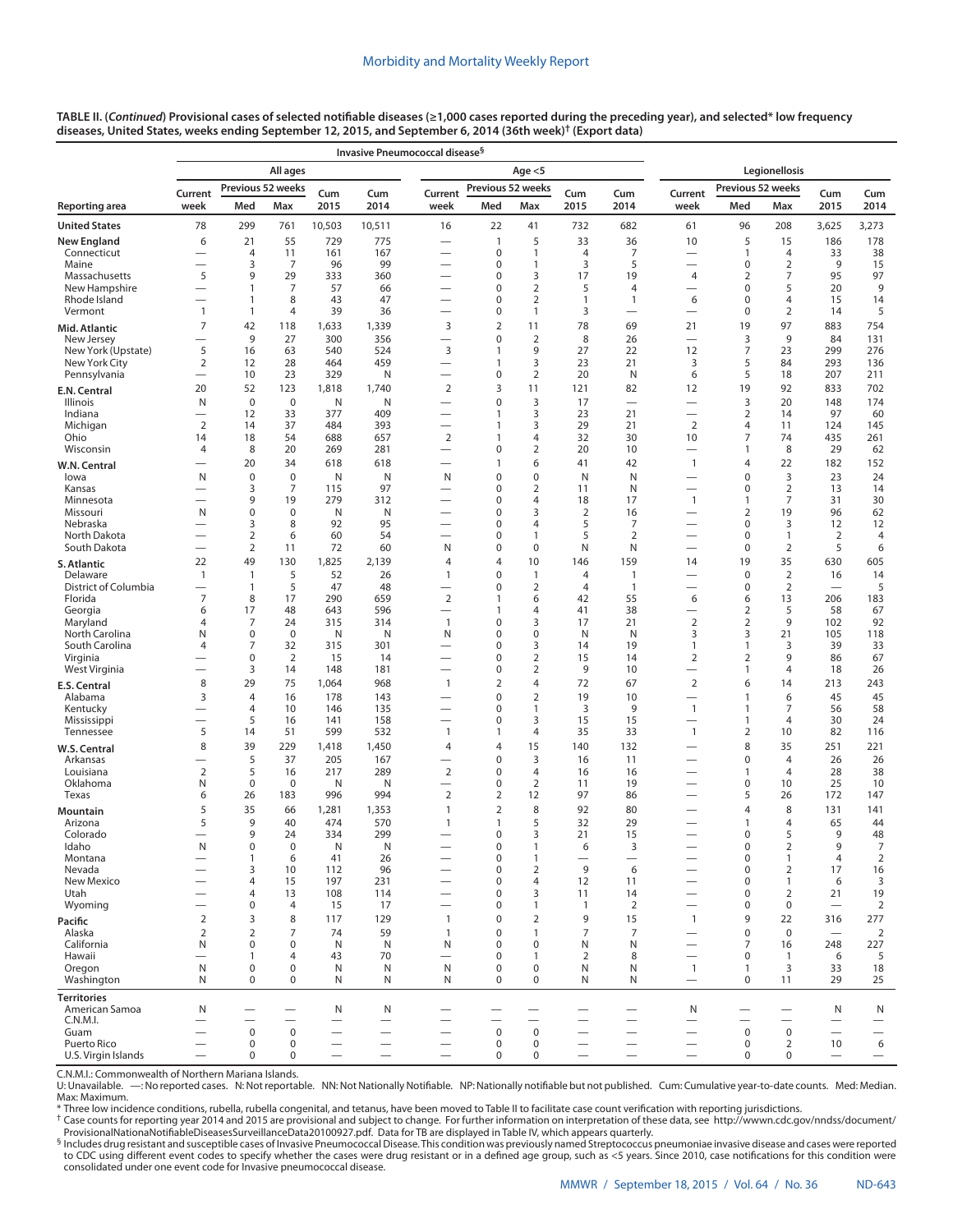**TABLE II. (*Continued*) Provisional cases of selected notifiable diseases (≥1,000 cases reported during the preceding year), and selected* low frequency diseases, United States, weeks ending September 12, 2015, and September 6, 2014 (36th week)[†] (Export data)**

| | Invasive Pneumococcal disease[§] | | | | | | | | | | Legionellosis | | | | |
|---|---|---|---|---|---|---|---|---|---|---|---|---|---|---|---|
| | All ages | | | | | Age <5 | | | | | | | | | |
| | Current week | Previous 52 weeks | | Cum 2015 | Cum 2014 | Current week | Previous 52 weeks | | Cum 2015 | Cum 2014 | Current week | Previous 52 weeks | | Cum 2015 | Cum 2014 |
| Reporting area | | Med | Max | | | | Med | Max | | | | Med | Max | | |
| **United States** | 78 | 299 | 761 | 10,503 | 10,511 | 16 | 22 | 41 | 732 | 682 | 61 | 96 | 208 | 3,625 | 3,273 |
| **New England** | 6 | 21 | 55 | 729 | 775 | — | 1 | 5 | 33 | 36 | 10 | 5 | 15 | 186 | 178 |
| Connecticut | — | 4 | 11 | 161 | 167 | — | 0 | 1 | 4 | 7 | — | 1 | 4 | 33 | 38 |
| Maine | — | 3 | 7 | 96 | 99 | — | 0 | 1 | 3 | 5 | — | 0 | 2 | 9 | 15 |
| Massachusetts | 5 | 9 | 29 | 333 | 360 | — | 0 | 3 | 17 | 19 | 4 | 2 | 7 | 95 | 97 |
| New Hampshire | — | 1 | 7 | 57 | 66 | — | 0 | 2 | 5 | 4 | — | 0 | 5 | 20 | 9 |
| Rhode Island | — | 1 | 8 | 43 | 47 | — | 0 | 2 | 1 | 1 | 6 | 0 | 4 | 15 | 14 |
| Vermont | 1 | 1 | 4 | 39 | 36 | — | 0 | 1 | 3 | — | — | 0 | 2 | 14 | 5 |
| **Mid. Atlantic** | 7 | 42 | 118 | 1,633 | 1,339 | 3 | 2 | 11 | 78 | 69 | 21 | 19 | 97 | 883 | 754 |
| New Jersey | — | 9 | 27 | 300 | 356 | — | 0 | 2 | 8 | 26 | — | 3 | 9 | 84 | 131 |
| New York (Upstate) | 5 | 16 | 63 | 540 | 524 | 3 | 1 | 9 | 27 | 22 | 12 | 7 | 23 | 299 | 276 |
| New York City | 2 | 12 | 28 | 464 | 459 | — | 1 | 3 | 23 | 21 | 3 | 5 | 84 | 293 | 136 |
| Pennsylvania | — | 10 | 23 | 329 | N | — | 0 | 2 | 20 | N | 6 | 5 | 18 | 207 | 211 |
| **E.N. Central** | 20 | 52 | 123 | 1,818 | 1,740 | 2 | 3 | 11 | 121 | 82 | 12 | 19 | 92 | 833 | 702 |
| Illinois | N | 0 | 0 | N | N | — | 0 | 3 | 17 | — | — | 3 | 20 | 148 | 174 |
| Indiana | — | 12 | 33 | 377 | 409 | — | 1 | 3 | 23 | 21 | — | 2 | 14 | 97 | 60 |
| Michigan | 2 | 14 | 37 | 484 | 393 | — | 1 | 3 | 29 | 21 | 2 | 4 | 11 | 124 | 145 |
| Ohio | 14 | 18 | 54 | 688 | 657 | 2 | 1 | 4 | 32 | 30 | 10 | 7 | 74 | 435 | 261 |
| Wisconsin | 4 | 8 | 20 | 269 | 281 | — | 0 | 2 | 20 | 10 | — | 1 | 8 | 29 | 62 |
| **W.N. Central** | — | 20 | 34 | 618 | 618 | — | 1 | 6 | 41 | 42 | 1 | 4 | 22 | 182 | 152 |
| Iowa | N | 0 | 0 | N | N | N | 0 | 0 | N | N | — | 0 | 3 | 23 | 24 |
| Kansas | — | 3 | 7 | 115 | 97 | — | 0 | 2 | 11 | N | — | 0 | 2 | 13 | 14 |
| Minnesota | — | 9 | 19 | 279 | 312 | — | 0 | 4 | 18 | 17 | 1 | 1 | 7 | 31 | 30 |
| Missouri | N | 0 | 0 | N | N | — | 0 | 3 | 2 | 16 | — | 2 | 19 | 96 | 62 |
| Nebraska | — | 3 | 8 | 92 | 95 | — | 0 | 4 | 5 | 7 | — | 0 | 3 | 12 | 12 |
| North Dakota | — | 2 | 6 | 60 | 54 | — | 0 | 1 | 5 | 2 | — | 0 | 1 | 2 | 4 |
| South Dakota | — | 2 | 11 | 72 | 60 | N | 0 | 0 | N | N | — | 0 | 2 | 5 | 6 |
| **S. Atlantic** | 22 | 49 | 130 | 1,825 | 2,139 | 4 | 4 | 10 | 146 | 159 | 14 | 19 | 35 | 630 | 605 |
| Delaware | 1 | 1 | 5 | 52 | 26 | 1 | 0 | 1 | 4 | 1 | — | 0 | 2 | 16 | 14 |
| District of Columbia | — | 1 | 5 | 47 | 48 | — | 0 | 2 | 4 | 1 | — | 0 | 2 | — | 5 |
| Florida | 7 | 8 | 17 | 290 | 659 | 2 | 1 | 6 | 42 | 55 | 6 | 6 | 13 | 206 | 183 |
| Georgia | 6 | 17 | 48 | 643 | 596 | — | 1 | 4 | 41 | 38 | — | 2 | 5 | 58 | 67 |
| Maryland | 4 | 7 | 24 | 315 | 314 | 1 | 0 | 3 | 17 | 21 | 2 | 2 | 9 | 102 | 92 |
| North Carolina | N | 0 | 0 | N | N | N | 0 | 0 | N | N | 3 | 3 | 21 | 105 | 118 |
| South Carolina | 4 | 7 | 32 | 315 | 301 | — | 0 | 3 | 14 | 19 | 1 | 1 | 3 | 39 | 33 |
| Virginia | — | 0 | 2 | 15 | 14 | — | 0 | 2 | 15 | 14 | 2 | 2 | 9 | 86 | 67 |
| West Virginia | — | 3 | 14 | 148 | 181 | — | 0 | 2 | 9 | 10 | — | 1 | 4 | 18 | 26 |
| **E.S. Central** | 8 | 29 | 75 | 1,064 | 968 | 1 | 2 | 4 | 72 | 67 | 2 | 6 | 14 | 213 | 243 |
| Alabama | 3 | 4 | 16 | 178 | 143 | — | 0 | 2 | 19 | 10 | — | 1 | 6 | 45 | 45 |
| Kentucky | — | 4 | 10 | 146 | 135 | — | 0 | 1 | 3 | 9 | 1 | 1 | 7 | 56 | 58 |
| Mississippi | — | 5 | 16 | 141 | 158 | — | 0 | 3 | 15 | 15 | — | 1 | 4 | 30 | 24 |
| Tennessee | 5 | 14 | 51 | 599 | 532 | 1 | 1 | 4 | 35 | 33 | 1 | 2 | 10 | 82 | 116 |
| **W.S. Central** | 8 | 39 | 229 | 1,418 | 1,450 | 4 | 4 | 15 | 140 | 132 | — | 8 | 35 | 251 | 221 |
| Arkansas | — | 5 | 37 | 205 | 167 | — | 0 | 3 | 16 | 11 | — | 0 | 4 | 26 | 26 |
| Louisiana | 2 | 5 | 16 | 217 | 289 | 2 | 0 | 4 | 16 | 16 | — | 1 | 4 | 28 | 38 |
| Oklahoma | N | 0 | 0 | N | N | — | 0 | 2 | 11 | 19 | — | 0 | 10 | 25 | 10 |
| Texas | 6 | 26 | 183 | 996 | 994 | 2 | 2 | 12 | 97 | 86 | — | 5 | 26 | 172 | 147 |
| **Mountain** | 5 | 35 | 66 | 1,281 | 1,353 | 1 | 2 | 8 | 92 | 80 | — | 4 | 8 | 131 | 141 |
| Arizona | 5 | 9 | 40 | 474 | 570 | 1 | 1 | 5 | 32 | 29 | — | 1 | 4 | 65 | 44 |
| Colorado | — | 9 | 24 | 334 | 299 | — | 0 | 3 | 21 | 15 | — | 0 | 5 | 9 | 48 |
| Idaho | N | 0 | 0 | N | N | — | 0 | 1 | 6 | 3 | — | 0 | 2 | 9 | 7 |
| Montana | — | 1 | 6 | 41 | 26 | — | 0 | 1 | — | — | — | 0 | 1 | 4 | 2 |
| Nevada | — | 3 | 10 | 112 | 96 | — | 0 | 2 | 9 | 6 | — | 0 | 2 | 17 | 16 |
| New Mexico | — | 4 | 15 | 197 | 231 | — | 0 | 4 | 12 | 11 | — | 0 | 1 | 6 | 3 |
| Utah | — | 4 | 13 | 108 | 114 | — | 0 | 3 | 11 | 14 | — | 0 | 2 | 21 | 19 |
| Wyoming | — | 0 | 4 | 15 | 17 | — | 0 | 1 | 1 | 2 | — | 0 | 0 | — | 2 |
| **Pacific** | 2 | 3 | 8 | 117 | 129 | 1 | 0 | 2 | 9 | 15 | 1 | 9 | 22 | 316 | 277 |
| Alaska | 2 | 2 | 7 | 74 | 59 | 1 | 0 | 1 | 7 | 7 | — | 0 | 0 | — | 2 |
| California | N | 0 | 0 | N | N | N | 0 | 0 | N | N | — | 7 | 16 | 248 | 227 |
| Hawaii | — | 1 | 4 | 43 | 70 | — | 0 | 1 | 2 | 8 | — | 0 | 1 | 6 | 5 |
| Oregon | N | 0 | 0 | N | N | N | 0 | 0 | N | N | 1 | 1 | 3 | 33 | 18 |
| Washington | N | 0 | 0 | N | N | N | 0 | 0 | N | N | — | 0 | 11 | 29 | 25 |
| **Territories** | | | | | | | | | | | | | | | |
| American Samoa | N | — | — | N | N | — | — | — | — | — | N | — | — | N | N |
| C.N.M.I. | — | — | — | — | — | — | — | — | — | — | — | — | — | — | — |
| Guam | — | 0 | 0 | — | — | — | 0 | 0 | — | — | — | 0 | 0 | — | — |
| Puerto Rico | — | 0 | 0 | — | — | — | 0 | 0 | — | — | — | 0 | 2 | 10 | 6 |
| U.S. Virgin Islands | — | 0 | 0 | — | — | — | 0 | 0 | — | — | — | 0 | 0 | — | — |

C.N.M.I.: Commonwealth of Northern Mariana Islands.

U: Unavailable. —: No reported cases. N: Not reportable. NN: Not Nationally Notifiable. NP: Nationally notifiable but not published. Cum: Cumulative year-to-date counts. Med: Median. Max: Maximum.

\* Three low incidence conditions, rubella, rubella congenital, and tetanus, have been moved to Table II to facilitate case count verification with reporting jurisdictions.

† Case counts for reporting year 2014 and 2015 are provisional and subject to change. For further information on interpretation of these data, see http://wwwn.cdc.gov/nndss/document/ProvisionalNationaNotifiableDiseasesSurveillanceData20100927.pdf. Data for TB are displayed in Table IV, which appears quarterly.

§ Includes drug resistant and susceptible cases of Invasive Pneumococcal Disease. This condition was previously named Streptococcus pneumoniae invasive disease and cases were reported to CDC using different event codes to specify whether the cases were drug resistant or in a defined age group, such as <5 years. Since 2010, case notifications for this condition were consolidated under one event code for Invasive pneumococcal disease.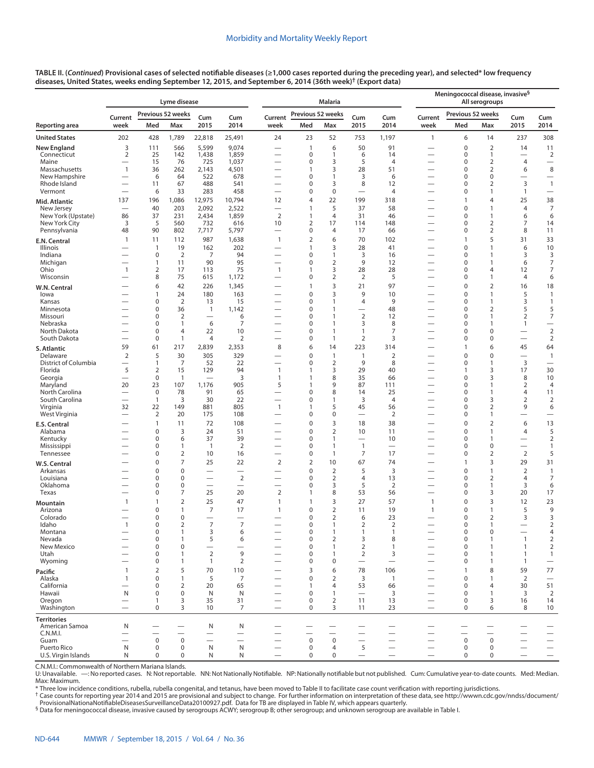**TABLE II. (*Continued*) Provisional cases of selected notifiable diseases (≥1,000 cases reported during the preceding year), and selected* low frequency diseases, United States, weeks ending September 12, 2015, and September 6, 2014 (36th week)[†] (Export data)**

| Reporting area | Lyme disease | | | | | Malaria | | | | | Meningococcal disease, invasive[§] All serogroups | | | | |
|---|---|---|---|---|---|---|---|---|---|---|---|---|---|---|---|
| | Current week | Previous 52 weeks Med | Previous 52 weeks Max | Cum 2015 | Cum 2014 | Current week | Previous 52 weeks Med | Previous 52 weeks Max | Cum 2015 | Cum 2014 | Current week | Previous 52 weeks Med | Previous 52 weeks Max | Cum 2015 | Cum 2014 |
| **United States** | 202 | 428 | 1,789 | 22,818 | 25,491 | 24 | 23 | 52 | 753 | 1,197 | 1 | 6 | 14 | 237 | 308 |
| **New England** | 3 | 111 | 566 | 5,599 | 9,074 | — | 1 | 6 | 50 | 91 | — | 0 | 2 | 14 | 11 |
| Connecticut | 2 | 25 | 142 | 1,438 | 1,859 | — | 0 | 1 | 6 | 14 | — | 0 | 1 | — | 2 |
| Maine | — | 15 | 76 | 725 | 1,037 | — | 0 | 3 | 5 | 4 | — | 0 | 2 | 4 | — |
| Massachusetts | 1 | 36 | 262 | 2,143 | 4,501 | — | 1 | 3 | 28 | 51 | — | 0 | 2 | 6 | 8 |
| New Hampshire | — | 6 | 64 | 522 | 678 | — | 0 | 1 | 3 | 6 | — | 0 | 0 | — | — |
| Rhode Island | — | 11 | 67 | 488 | 541 | — | 0 | 3 | 8 | 12 | — | 0 | 2 | 3 | 1 |
| Vermont | — | 6 | 33 | 283 | 458 | — | 0 | 0 | — | 4 | — | 0 | 1 | 1 | — |
| **Mid. Atlantic** | 137 | 196 | 1,086 | 12,975 | 10,794 | 12 | 4 | 22 | 199 | 318 | — | 1 | 4 | 25 | 38 |
| New Jersey | — | 40 | 203 | 2,092 | 2,522 | — | 1 | 5 | 37 | 58 | — | 0 | 1 | 4 | 7 |
| New York (Upstate) | 86 | 37 | 231 | 2,434 | 1,859 | 2 | 1 | 4 | 31 | 46 | — | 0 | 1 | 6 | 6 |
| New York City | 3 | 5 | 560 | 732 | 616 | 10 | 2 | 17 | 114 | 148 | — | 0 | 2 | 7 | 14 |
| Pennsylvania | 48 | 90 | 802 | 7,717 | 5,797 | — | 0 | 4 | 17 | 66 | — | 0 | 2 | 8 | 11 |
| **E.N. Central** | 1 | 11 | 112 | 987 | 1,638 | 1 | 2 | 6 | 70 | 102 | — | 1 | 5 | 31 | 33 |
| Illinois | — | 1 | 19 | 162 | 202 | — | 1 | 3 | 28 | 41 | — | 0 | 1 | 6 | 10 |
| Indiana | — | 0 | 2 | 7 | 94 | — | 0 | 1 | 3 | 16 | — | 0 | 1 | 3 | 3 |
| Michigan | — | 1 | 11 | 90 | 95 | — | 0 | 2 | 9 | 12 | — | 0 | 1 | 6 | 7 |
| Ohio | 1 | 2 | 17 | 113 | 75 | 1 | 1 | 3 | 28 | 28 | — | 0 | 4 | 12 | 7 |
| Wisconsin | — | 8 | 75 | 615 | 1,172 | — | 0 | 2 | 2 | 5 | — | 0 | 1 | 4 | 6 |
| **W.N. Central** | — | 6 | 42 | 226 | 1,345 | — | 1 | 3 | 21 | 97 | — | 0 | 2 | 16 | 18 |
| Iowa | — | 1 | 24 | 180 | 163 | — | 0 | 3 | 9 | 10 | — | 0 | 1 | 5 | 1 |
| Kansas | — | 0 | 2 | 13 | 15 | — | 0 | 1 | 4 | 9 | — | 0 | 1 | 3 | 1 |
| Minnesota | — | 0 | 36 | 1 | 1,142 | — | 0 | 1 | — | 48 | — | 0 | 2 | 5 | 5 |
| Missouri | — | 0 | 2 | — | 6 | — | 0 | 1 | 2 | 12 | — | 0 | 1 | 2 | 7 |
| Nebraska | — | 0 | 1 | 6 | 7 | — | 0 | 1 | 3 | 8 | — | 0 | 1 | 1 | — |
| North Dakota | — | 0 | 4 | 22 | 10 | — | 0 | 1 | 1 | 7 | — | 0 | 0 | — | 2 |
| South Dakota | — | 0 | 1 | 4 | 2 | — | 0 | 1 | 2 | 3 | — | 0 | 0 | — | 2 |
| **S. Atlantic** | 59 | 61 | 217 | 2,839 | 2,353 | 8 | 6 | 14 | 223 | 314 | — | 1 | 6 | 45 | 64 |
| Delaware | 2 | 5 | 30 | 305 | 329 | — | 0 | 1 | 1 | 2 | — | 0 | 0 | — | 1 |
| District of Columbia | — | 1 | 7 | 52 | 22 | — | 0 | 2 | 9 | 8 | — | 0 | 1 | 3 | — |
| Florida | 5 | 2 | 15 | 129 | 94 | 1 | 1 | 3 | 29 | 40 | — | 1 | 3 | 17 | 30 |
| Georgia | — | 0 | 1 | — | 3 | 1 | 1 | 8 | 35 | 66 | — | 0 | 3 | 8 | 10 |
| Maryland | 20 | 23 | 107 | 1,176 | 905 | 5 | 1 | 9 | 87 | 111 | — | 0 | 1 | 2 | 4 |
| North Carolina | — | 0 | 78 | 91 | 65 | — | 0 | 8 | 14 | 25 | — | 0 | 1 | 4 | 11 |
| South Carolina | — | 1 | 3 | 30 | 22 | — | 0 | 1 | 3 | 4 | — | 0 | 3 | 2 | 2 |
| Virginia | 32 | 22 | 149 | 881 | 805 | 1 | 1 | 5 | 45 | 56 | — | 0 | 2 | 9 | 6 |
| West Virginia | — | 2 | 20 | 175 | 108 | — | 0 | 0 | — | 2 | — | 0 | 1 | — | — |
| **E.S. Central** | — | 1 | 11 | 72 | 108 | — | 0 | 3 | 18 | 38 | — | 0 | 2 | 6 | 13 |
| Alabama | — | 0 | 3 | 24 | 51 | — | 0 | 2 | 10 | 11 | — | 0 | 1 | 4 | 5 |
| Kentucky | — | 0 | 6 | 37 | 39 | — | 0 | 1 | — | 10 | — | 0 | 1 | — | 2 |
| Mississippi | — | 0 | 1 | 1 | 2 | — | 0 | 1 | 1 | — | — | 0 | 0 | — | 1 |
| Tennessee | — | 0 | 2 | 10 | 16 | — | 0 | 1 | 7 | 17 | — | 0 | 2 | 2 | 5 |
| **W.S. Central** | — | 0 | 7 | 25 | 22 | 2 | 2 | 10 | 67 | 74 | — | 1 | 3 | 29 | 31 |
| Arkansas | — | 0 | 0 | — | — | — | 0 | 2 | 5 | 3 | — | 0 | 1 | 2 | 1 |
| Louisiana | — | 0 | 0 | — | 2 | — | 0 | 2 | 4 | 13 | — | 0 | 2 | 4 | 7 |
| Oklahoma | — | 0 | 0 | — | — | — | 0 | 3 | 5 | 2 | — | 0 | 1 | 3 | 6 |
| Texas | — | 0 | 7 | 25 | 20 | 2 | 1 | 8 | 53 | 56 | — | 0 | 3 | 20 | 17 |
| **Mountain** | 1 | 1 | 2 | 25 | 47 | 1 | 1 | 3 | 27 | 57 | 1 | 0 | 3 | 12 | 23 |
| Arizona | — | 0 | 1 | 7 | 17 | 1 | 0 | 2 | 11 | 19 | 1 | 0 | 1 | 5 | 9 |
| Colorado | — | 0 | 0 | — | — | — | 0 | 2 | 6 | 23 | — | 0 | 2 | 3 | 3 |
| Idaho | 1 | 0 | 2 | 7 | 7 | — | 0 | 1 | 2 | 2 | — | 0 | 1 | — | 2 |
| Montana | — | 0 | 1 | 3 | 6 | — | 0 | 1 | 1 | 1 | — | 0 | 0 | — | 4 |
| Nevada | — | 0 | 1 | 5 | 6 | — | 0 | 2 | 3 | 8 | — | 0 | 1 | 1 | 2 |
| New Mexico | — | 0 | 0 | — | — | — | 0 | 1 | 2 | 1 | — | 0 | 1 | 1 | 2 |
| Utah | — | 0 | 1 | 2 | 9 | — | 0 | 1 | 2 | 3 | — | 0 | 1 | 1 | 1 |
| Wyoming | — | 0 | 1 | 1 | 2 | — | 0 | 0 | — | — | — | 0 | 1 | 1 | — |
| **Pacific** | 1 | 2 | 5 | 70 | 110 | — | 3 | 6 | 78 | 106 | — | 1 | 8 | 59 | 77 |
| Alaska | 1 | 0 | 1 | 5 | 7 | — | 0 | 2 | 3 | 1 | — | 0 | 1 | 2 | — |
| California | — | 0 | 2 | 20 | 65 | — | 1 | 4 | 53 | 66 | — | 0 | 4 | 30 | 51 |
| Hawaii | N | 0 | 0 | N | N | — | 0 | 1 | — | 3 | — | 0 | 1 | 3 | 2 |
| Oregon | — | 1 | 3 | 35 | 31 | — | 0 | 2 | 11 | 13 | — | 0 | 3 | 16 | 14 |
| Washington | — | 0 | 3 | 10 | 7 | — | 0 | 3 | 11 | 23 | — | 0 | 6 | 8 | 10 |
| **Territories** | | | | | | | | | | | | | | | |
| American Samoa | N | — | — | N | N | — | — | — | — | — | — | — | — | — | — |
| C.N.M.I. | — | — | — | — | — | — | — | — | — | — | — | — | — | — | — |
| Guam | — | 0 | 0 | — | — | — | 0 | 0 | — | — | — | 0 | 0 | — | — |
| Puerto Rico | N | 0 | 0 | N | N | — | 0 | 4 | 5 | — | — | 0 | 0 | — | — |
| U.S. Virgin Islands | N | 0 | 0 | N | N | — | 0 | 0 | — | — | — | 0 | 0 | — | — |

C.N.M.I.: Commonwealth of Northern Mariana Islands.

U: Unavailable. —: No reported cases. N: Not reportable. NN: Not Nationally Notifiable. NP: Nationally notifiable but not published. Cum: Cumulative year-to-date counts. Med: Median. Max: Maximum.

* Three low incidence conditions, rubella, rubella congenital, and tetanus, have been moved to Table II to facilitate case count verification with reporting jurisdictions.

† Case counts for reporting year 2014 and 2015 are provisional and subject to change. For further information on interpretation of these data, see http://wwwn.cdc.gov/nndss/document/ProvisionalNationaNotifiableDiseasesSurveillanceData20100927.pdf. Data for TB are displayed in Table IV, which appears quarterly.

§ Data for meningococcal disease, invasive caused by serogroups ACWY; serogroup B; other serogroup; and unknown serogroup are available in Table I.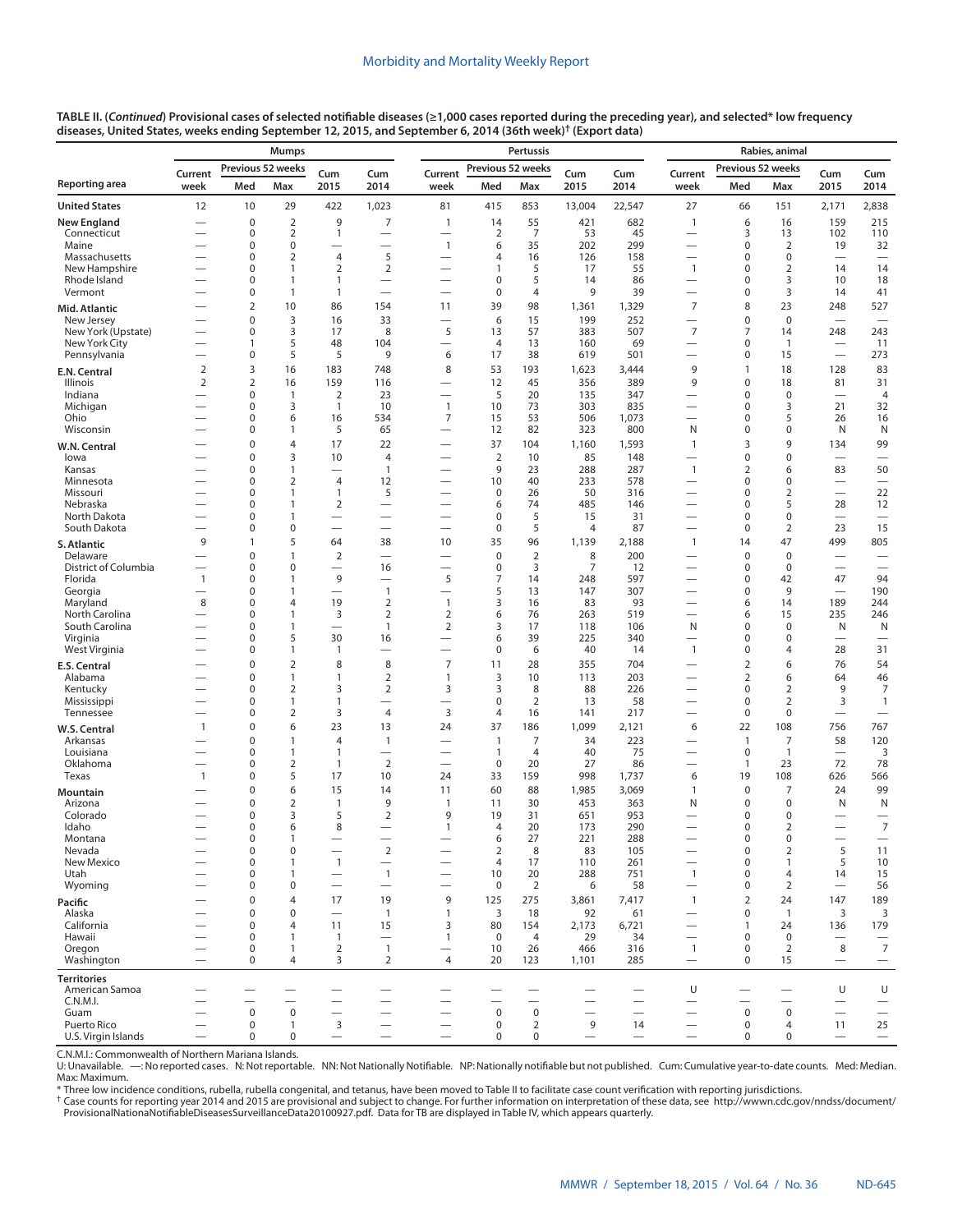**TABLE II. (*Continued*) Provisional cases of selected notifiable diseases (≥1,000 cases reported during the preceding year), and selected* low frequency diseases, United States, weeks ending September 12, 2015, and September 6, 2014 (36th week)† (Export data)**

| Reporting area | Mumps | | | | | Pertussis | | | | | Rabies, animal | | | | |
|---|---|---|---|---|---|---|---|---|---|---|---|---|---|---|---|
| | Current week | Previous 52 weeks Med | Previous 52 weeks Max | Cum 2015 | Cum 2014 | Current week | Previous 52 weeks Med | Previous 52 weeks Max | Cum 2015 | Cum 2014 | Current week | Previous 52 weeks Med | Previous 52 weeks Max | Cum 2015 | Cum 2014 |
| **United States** | 12 | 10 | 29 | 422 | 1,023 | 81 | 415 | 853 | 13,004 | 22,547 | 27 | 66 | 151 | 2,171 | 2,838 |
| **New England** | — | 0 | 2 | 9 | 7 | 1 | 14 | 55 | 421 | 682 | 1 | 6 | 16 | 159 | 215 |
| Connecticut | — | 0 | 2 | 1 | — | — | 2 | 7 | 53 | 45 | — | 3 | 13 | 102 | 110 |
| Maine | — | 0 | 0 | — | — | 1 | 6 | 35 | 202 | 299 | — | 0 | 2 | 19 | 32 |
| Massachusetts | — | 0 | 2 | 4 | 5 | — | 4 | 16 | 126 | 158 | — | 0 | 0 | — | — |
| New Hampshire | — | 0 | 1 | 2 | 2 | — | 1 | 5 | 17 | 55 | 1 | 0 | 2 | 14 | 14 |
| Rhode Island | — | 0 | 1 | 1 | — | — | 0 | 5 | 14 | 86 | — | 0 | 3 | 10 | 18 |
| Vermont | — | 0 | 1 | 1 | — | — | 0 | 4 | 9 | 39 | — | 0 | 3 | 14 | 41 |
| **Mid. Atlantic** | — | 2 | 10 | 86 | 154 | 11 | 39 | 98 | 1,361 | 1,329 | 7 | 8 | 23 | 248 | 527 |
| New Jersey | — | 0 | 3 | 16 | 33 | — | 6 | 15 | 199 | 252 | — | 0 | 0 | — | — |
| New York (Upstate) | — | 0 | 3 | 17 | 8 | 5 | 13 | 57 | 383 | 507 | 7 | 7 | 14 | 248 | 243 |
| New York City | — | 1 | 5 | 48 | 104 | — | 4 | 13 | 160 | 69 | — | 0 | 1 | — | 11 |
| Pennsylvania | — | 0 | 5 | 5 | 9 | 6 | 17 | 38 | 619 | 501 | — | 0 | 15 | — | 273 |
| **E.N. Central** | 2 | 3 | 16 | 183 | 748 | 8 | 53 | 193 | 1,623 | 3,444 | 9 | 1 | 18 | 128 | 83 |
| Illinois | 2 | 2 | 16 | 159 | 116 | — | 12 | 45 | 356 | 389 | 9 | 0 | 18 | 81 | 31 |
| Indiana | — | 0 | 1 | 2 | 23 | — | 5 | 20 | 135 | 347 | — | 0 | 0 | — | 4 |
| Michigan | — | 0 | 3 | 1 | 10 | 1 | 10 | 73 | 303 | 835 | — | 0 | 3 | 21 | 32 |
| Ohio | — | 0 | 6 | 16 | 534 | 7 | 15 | 53 | 506 | 1,073 | — | 0 | 5 | 26 | 16 |
| Wisconsin | — | 0 | 1 | 5 | 65 | — | 12 | 82 | 323 | 800 | N | 0 | 0 | N | N |
| **W.N. Central** | — | 0 | 4 | 17 | 22 | — | 37 | 104 | 1,160 | 1,593 | 1 | 3 | 9 | 134 | 99 |
| Iowa | — | 0 | 3 | 10 | 4 | — | 2 | 10 | 85 | 148 | — | 0 | 0 | — | — |
| Kansas | — | 0 | 1 | — | 1 | — | 9 | 23 | 288 | 287 | 1 | 2 | 6 | 83 | 50 |
| Minnesota | — | 0 | 2 | 4 | 12 | — | 10 | 40 | 233 | 578 | — | 0 | 0 | — | — |
| Missouri | — | 0 | 1 | 1 | 5 | — | 0 | 26 | 50 | 316 | — | 0 | 2 | — | 22 |
| Nebraska | — | 0 | 1 | 2 | — | — | 6 | 74 | 485 | 146 | — | 0 | 5 | 28 | 12 |
| North Dakota | — | 0 | 1 | — | — | — | 0 | 5 | 15 | 31 | — | 0 | 0 | — | — |
| South Dakota | — | 0 | 0 | — | — | — | 0 | 5 | 4 | 87 | — | 0 | 2 | 23 | 15 |
| **S. Atlantic** | 9 | 1 | 5 | 64 | 38 | 10 | 35 | 96 | 1,139 | 2,188 | 1 | 14 | 47 | 499 | 805 |
| Delaware | — | 0 | 1 | 2 | — | — | 0 | 2 | 8 | 200 | — | 0 | 0 | — | — |
| District of Columbia | — | 0 | 0 | — | 16 | — | 0 | 3 | 7 | 12 | — | 0 | 0 | — | — |
| Florida | 1 | 0 | 1 | 9 | — | 5 | 7 | 14 | 248 | 597 | — | 0 | 42 | 47 | 94 |
| Georgia | — | 0 | 1 | — | 1 | — | 5 | 13 | 147 | 307 | — | 0 | 9 | — | 190 |
| Maryland | 8 | 0 | 4 | 19 | 2 | 1 | 3 | 16 | 83 | 93 | — | 6 | 14 | 189 | 244 |
| North Carolina | — | 0 | 1 | 3 | 2 | 2 | 6 | 76 | 263 | 519 | — | 6 | 15 | 235 | 246 |
| South Carolina | — | 0 | 1 | — | 1 | 2 | 3 | 17 | 118 | 106 | N | 0 | 0 | N | N |
| Virginia | — | 0 | 5 | 30 | 16 | — | 6 | 39 | 225 | 340 | — | 0 | 0 | — | — |
| West Virginia | — | 0 | 1 | 1 | — | — | 0 | 6 | 40 | 14 | 1 | 0 | 4 | 28 | 31 |
| **E.S. Central** | — | 0 | 2 | 8 | 8 | 7 | 11 | 28 | 355 | 704 | — | 2 | 6 | 76 | 54 |
| Alabama | — | 0 | 1 | 1 | 2 | 1 | 3 | 10 | 113 | 203 | — | 2 | 6 | 64 | 46 |
| Kentucky | — | 0 | 2 | 3 | 2 | 3 | 3 | 8 | 88 | 226 | — | 0 | 2 | 9 | 7 |
| Mississippi | — | 0 | 1 | 1 | — | — | 0 | 2 | 13 | 58 | — | 0 | 2 | 3 | 1 |
| Tennessee | — | 0 | 2 | 3 | 4 | 3 | 4 | 16 | 141 | 217 | — | 0 | 0 | — | — |
| **W.S. Central** | 1 | 0 | 6 | 23 | 13 | 24 | 37 | 186 | 1,099 | 2,121 | 6 | 22 | 108 | 756 | 767 |
| Arkansas | — | 0 | 1 | 4 | 1 | — | 1 | 7 | 34 | 223 | — | 1 | 7 | 58 | 120 |
| Louisiana | — | 0 | 1 | 1 | — | — | 1 | 4 | 40 | 75 | — | 0 | 1 | — | 3 |
| Oklahoma | — | 0 | 2 | 1 | 2 | — | 0 | 20 | 27 | 86 | — | 1 | 23 | 72 | 78 |
| Texas | 1 | 0 | 5 | 17 | 10 | 24 | 33 | 159 | 998 | 1,737 | 6 | 19 | 108 | 626 | 566 |
| **Mountain** | — | 0 | 6 | 15 | 14 | 11 | 60 | 88 | 1,985 | 3,069 | 1 | 0 | 7 | 24 | 99 |
| Arizona | — | 0 | 2 | 1 | 9 | 1 | 11 | 30 | 453 | 363 | N | 0 | 0 | N | N |
| Colorado | — | 0 | 3 | 5 | 2 | 9 | 19 | 31 | 651 | 953 | — | 0 | 0 | — | — |
| Idaho | — | 0 | 6 | 8 | — | 1 | 4 | 20 | 173 | 290 | — | 0 | 2 | — | 7 |
| Montana | — | 0 | 1 | — | — | — | 6 | 27 | 221 | 288 | — | 0 | 0 | — | — |
| Nevada | — | 0 | 0 | — | 2 | — | 2 | 8 | 83 | 105 | — | 0 | 2 | 5 | 11 |
| New Mexico | — | 0 | 1 | 1 | — | — | 4 | 17 | 110 | 261 | — | 0 | 1 | 5 | 10 |
| Utah | — | 0 | 1 | — | 1 | — | 10 | 20 | 288 | 751 | 1 | 0 | 4 | 14 | 15 |
| Wyoming | — | 0 | 0 | — | — | — | 0 | 2 | 6 | 58 | — | 0 | 2 | — | 56 |
| **Pacific** | — | 0 | 4 | 17 | 19 | 9 | 125 | 275 | 3,861 | 7,417 | 1 | 2 | 24 | 147 | 189 |
| Alaska | — | 0 | 0 | — | 1 | 1 | 3 | 18 | 92 | 61 | — | 0 | 1 | 3 | 3 |
| California | — | 0 | 4 | 11 | 15 | 3 | 80 | 154 | 2,173 | 6,721 | — | 1 | 24 | 136 | 179 |
| Hawaii | — | 0 | 1 | 1 | — | 1 | 0 | 4 | 29 | 34 | — | 0 | 0 | — | — |
| Oregon | — | 0 | 1 | 2 | 1 | — | 10 | 26 | 466 | 316 | 1 | 0 | 2 | 8 | 7 |
| Washington | — | 0 | 4 | 3 | 2 | 4 | 20 | 123 | 1,101 | 285 | — | 0 | 15 | — | — |
| **Territories** | | | | | | | | | | | | | | | |
| American Samoa | — | — | — | — | — | — | — | — | — | — | U | — | — | U | U |
| C.N.M.I. | — | — | — | — | — | — | — | — | — | — | — | — | — | — | — |
| Guam | — | 0 | 0 | — | — | — | 0 | 0 | — | — | — | 0 | 0 | — | — |
| Puerto Rico | — | 0 | 1 | 3 | — | — | 0 | 2 | 9 | 14 | — | 0 | 4 | 11 | 25 |
| U.S. Virgin Islands | — | 0 | 0 | — | — | — | 0 | 0 | — | — | — | 0 | 0 | — | — |

C.N.M.I.: Commonwealth of Northern Mariana Islands.
U: Unavailable. —: No reported cases. N: Not reportable. NN: Not Nationally Notifiable. NP: Nationally notifiable but not published. Cum: Cumulative year-to-date counts. Med: Median. Max: Maximum.

\* Three low incidence conditions, rubella, rubella congenital, and tetanus, have been moved to Table II to facilitate case count verification with reporting jurisdictions.
† Case counts for reporting year 2014 and 2015 are provisional and subject to change. For further information on interpretation of these data, see http://wwwn.cdc.gov/nndss/document/ProvisionalNationaNotifiableDiseasesSurveillanceData20100927.pdf. Data for TB are displayed in Table IV, which appears quarterly.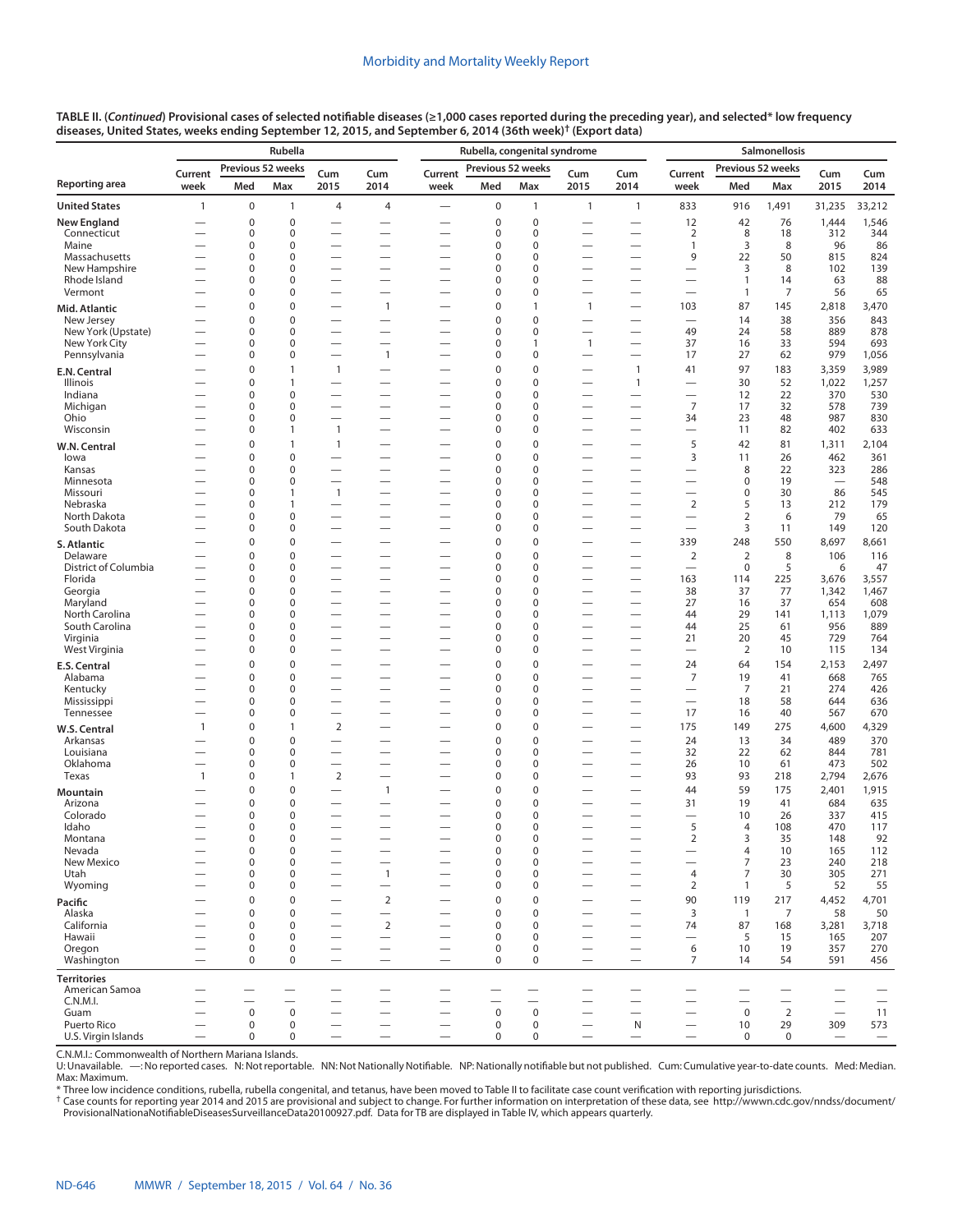**TABLE II. (*Continued*) Provisional cases of selected notifiable diseases (≥1,000 cases reported during the preceding year), and selected* low frequency diseases, United States, weeks ending September 12, 2015, and September 6, 2014 (36th week)† (Export data)**

| Reporting area | Rubella | | | | | Rubella, congenital syndrome | | | | | Salmonellosis | | | | |
|---|---|---|---|---|---|---|---|---|---|---|---|---|---|---|---|
| | Current week | Previous 52 weeks Med | Previous 52 weeks Max | Cum 2015 | Cum 2014 | Current week | Previous 52 weeks Med | Previous 52 weeks Max | Cum 2015 | Cum 2014 | Current week | Previous 52 weeks Med | Previous 52 weeks Max | Cum 2015 | Cum 2014 |
| **United States** | 1 | 0 | 1 | 4 | 4 | — | 0 | 1 | 1 | 1 | 833 | 916 | 1,491 | 31,235 | 33,212 |
| **New England** | — | 0 | 0 | — | — | — | 0 | 0 | — | — | 12 | 42 | 76 | 1,444 | 1,546 |
| Connecticut | — | 0 | 0 | — | — | — | 0 | 0 | — | — | 2 | 8 | 18 | 312 | 344 |
| Maine | — | 0 | 0 | — | — | — | 0 | 0 | — | — | 1 | 3 | 8 | 96 | 86 |
| Massachusetts | — | 0 | 0 | — | — | — | 0 | 0 | — | — | 9 | 22 | 50 | 815 | 824 |
| New Hampshire | — | 0 | 0 | — | — | — | 0 | 0 | — | — | — | 3 | 8 | 102 | 139 |
| Rhode Island | — | 0 | 0 | — | — | — | 0 | 0 | — | — | — | 1 | 14 | 63 | 88 |
| Vermont | — | 0 | 0 | — | — | — | 0 | 0 | — | — | — | 1 | 7 | 56 | 65 |
| **Mid. Atlantic** | — | 0 | 0 | — | 1 | — | 0 | 1 | 1 | — | 103 | 87 | 145 | 2,818 | 3,470 |
| New Jersey | — | 0 | 0 | — | — | — | 0 | 0 | — | — | — | 14 | 38 | 356 | 843 |
| New York (Upstate) | — | 0 | 0 | — | — | — | 0 | 0 | — | — | 49 | 24 | 58 | 889 | 878 |
| New York City | — | 0 | 0 | — | — | — | 0 | 1 | 1 | — | 37 | 16 | 33 | 594 | 693 |
| Pennsylvania | — | 0 | 0 | — | 1 | — | 0 | 0 | — | — | 17 | 27 | 62 | 979 | 1,056 |
| **E.N. Central** | — | 0 | 1 | 1 | — | — | 0 | 0 | — | 1 | 41 | 97 | 183 | 3,359 | 3,989 |
| Illinois | — | 0 | 1 | — | — | — | 0 | 0 | — | 1 | — | 30 | 52 | 1,022 | 1,257 |
| Indiana | — | 0 | 0 | — | — | — | 0 | 0 | — | — | — | 12 | 22 | 370 | 530 |
| Michigan | — | 0 | 0 | — | — | — | 0 | 0 | — | — | 7 | 17 | 32 | 578 | 739 |
| Ohio | — | 0 | 0 | — | — | — | 0 | 0 | — | — | 34 | 23 | 48 | 987 | 830 |
| Wisconsin | — | 0 | 1 | 1 | — | — | 0 | 0 | — | — | — | 11 | 82 | 402 | 633 |
| **W.N. Central** | — | 0 | 1 | 1 | — | — | 0 | 0 | — | — | 5 | 42 | 81 | 1,311 | 2,104 |
| Iowa | — | 0 | 0 | — | — | — | 0 | 0 | — | — | 3 | 11 | 26 | 462 | 361 |
| Kansas | — | 0 | 0 | — | — | — | 0 | 0 | — | — | — | 8 | 22 | 323 | 286 |
| Minnesota | — | 0 | 0 | — | — | — | 0 | 0 | — | — | — | 0 | 19 | — | 548 |
| Missouri | — | 0 | 1 | 1 | — | — | 0 | 0 | — | — | — | 0 | 30 | 86 | 545 |
| Nebraska | — | 0 | 1 | — | — | — | 0 | 0 | — | — | 2 | 5 | 13 | 212 | 179 |
| North Dakota | — | 0 | 0 | — | — | — | 0 | 0 | — | — | — | 2 | 6 | 79 | 65 |
| South Dakota | — | 0 | 0 | — | — | — | 0 | 0 | — | — | — | 3 | 11 | 149 | 120 |
| **S. Atlantic** | — | 0 | 0 | — | — | — | 0 | 0 | — | — | 339 | 248 | 550 | 8,697 | 8,661 |
| Delaware | — | 0 | 0 | — | — | — | 0 | 0 | — | — | 2 | 2 | 8 | 106 | 116 |
| District of Columbia | — | 0 | 0 | — | — | — | 0 | 0 | — | — | — | 0 | 5 | 6 | 47 |
| Florida | — | 0 | 0 | — | — | — | 0 | 0 | — | — | 163 | 114 | 225 | 3,676 | 3,557 |
| Georgia | — | 0 | 0 | — | — | — | 0 | 0 | — | — | 38 | 37 | 77 | 1,342 | 1,467 |
| Maryland | — | 0 | 0 | — | — | — | 0 | 0 | — | — | 27 | 16 | 37 | 654 | 608 |
| North Carolina | — | 0 | 0 | — | — | — | 0 | 0 | — | — | 44 | 29 | 141 | 1,113 | 1,079 |
| South Carolina | — | 0 | 0 | — | — | — | 0 | 0 | — | — | 44 | 25 | 61 | 956 | 889 |
| Virginia | — | 0 | 0 | — | — | — | 0 | 0 | — | — | 21 | 20 | 45 | 729 | 764 |
| West Virginia | — | 0 | 0 | — | — | — | 0 | 0 | — | — | — | 2 | 10 | 115 | 134 |
| **E.S. Central** | — | 0 | 0 | — | — | — | 0 | 0 | — | — | 24 | 64 | 154 | 2,153 | 2,497 |
| Alabama | — | 0 | 0 | — | — | — | 0 | 0 | — | — | 7 | 19 | 41 | 668 | 765 |
| Kentucky | — | 0 | 0 | — | — | — | 0 | 0 | — | — | — | 7 | 21 | 274 | 426 |
| Mississippi | — | 0 | 0 | — | — | — | 0 | 0 | — | — | — | 18 | 58 | 644 | 636 |
| Tennessee | — | 0 | 0 | — | — | — | 0 | 0 | — | — | 17 | 16 | 40 | 567 | 670 |
| **W.S. Central** | 1 | 0 | 1 | 2 | — | — | 0 | 0 | — | — | 175 | 149 | 275 | 4,600 | 4,329 |
| Arkansas | — | 0 | 0 | — | — | — | 0 | 0 | — | — | 24 | 13 | 34 | 489 | 370 |
| Louisiana | — | 0 | 0 | — | — | — | 0 | 0 | — | — | 32 | 22 | 62 | 844 | 781 |
| Oklahoma | — | 0 | 0 | — | — | — | 0 | 0 | — | — | 26 | 10 | 61 | 473 | 502 |
| Texas | 1 | 0 | 1 | 2 | — | — | 0 | 0 | — | — | 93 | 93 | 218 | 2,794 | 2,676 |
| **Mountain** | — | 0 | 0 | — | 1 | — | 0 | 0 | — | — | 44 | 59 | 175 | 2,401 | 1,915 |
| Arizona | — | 0 | 0 | — | — | — | 0 | 0 | — | — | 31 | 19 | 41 | 684 | 635 |
| Colorado | — | 0 | 0 | — | — | — | 0 | 0 | — | — | — | 10 | 26 | 337 | 415 |
| Idaho | — | 0 | 0 | — | — | — | 0 | 0 | — | — | 5 | 4 | 108 | 470 | 117 |
| Montana | — | 0 | 0 | — | — | — | 0 | 0 | — | — | 2 | 3 | 35 | 148 | 92 |
| Nevada | — | 0 | 0 | — | — | — | 0 | 0 | — | — | — | 4 | 10 | 165 | 112 |
| New Mexico | — | 0 | 0 | — | — | — | 0 | 0 | — | — | — | 7 | 23 | 240 | 218 |
| Utah | — | 0 | 0 | — | 1 | — | 0 | 0 | — | — | 4 | 7 | 30 | 305 | 271 |
| Wyoming | — | 0 | 0 | — | — | — | 0 | 0 | — | — | 2 | 1 | 5 | 52 | 55 |
| **Pacific** | — | 0 | 0 | — | 2 | — | 0 | 0 | — | — | 90 | 119 | 217 | 4,452 | 4,701 |
| Alaska | — | 0 | 0 | — | — | — | 0 | 0 | — | — | 3 | 1 | 7 | 58 | 50 |
| California | — | 0 | 0 | — | 2 | — | 0 | 0 | — | — | 74 | 87 | 168 | 3,281 | 3,718 |
| Hawaii | — | 0 | 0 | — | — | — | 0 | 0 | — | — | — | 5 | 15 | 165 | 207 |
| Oregon | — | 0 | 0 | — | — | — | 0 | 0 | — | — | 6 | 10 | 19 | 357 | 270 |
| Washington | — | 0 | 0 | — | — | — | 0 | 0 | — | — | 7 | 14 | 54 | 591 | 456 |
| **Territories** | | | | | | | | | | | | | | | |
| American Samoa | — | — | — | — | — | — | — | — | — | — | — | — | — | — | — |
| C.N.M.I. | — | — | — | — | — | — | — | — | — | — | — | — | — | — | — |
| Guam | — | 0 | 0 | — | — | — | 0 | 0 | — | — | — | 0 | 2 | — | 11 |
| Puerto Rico | — | 0 | 0 | — | — | — | 0 | 0 | — | N | — | 10 | 29 | 309 | 573 |
| U.S. Virgin Islands | — | 0 | 0 | — | — | — | 0 | 0 | — | — | — | 0 | 0 | — | — |

C.N.M.I.: Commonwealth of Northern Mariana Islands.
U: Unavailable. —: No reported cases. N: Not reportable. NN: Not Nationally Notifiable. NP: Nationally notifiable but not published. Cum: Cumulative year-to-date counts. Med: Median. Max: Maximum.

\* Three low incidence conditions, rubella, rubella congenital, and tetanus, have been moved to Table II to facilitate case count verification with reporting jurisdictions.

† Case counts for reporting year 2014 and 2015 are provisional and subject to change. For further information on interpretation of these data, see http://wwwn.cdc.gov/nndss/document/ProvisionalNationaNotifiableDiseasesSurveillanceData20100927.pdf. Data for TB are displayed in Table IV, which appears quarterly.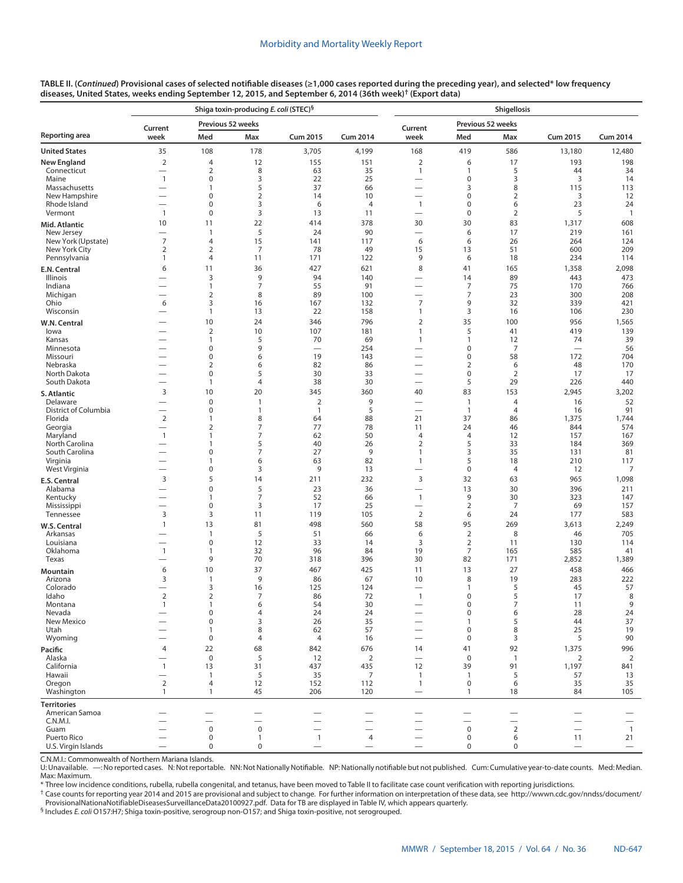**TABLE II. (*Continued*) Provisional cases of selected notifiable diseases (≥1,000 cases reported during the preceding year), and selected* low frequency diseases, United States, weeks ending September 12, 2015, and September 6, 2014 (36th week)† (Export data)**

| Reporting area | Shiga toxin-producing *E. coli* (STEC)§ | | | | | Shigellosis | | | | |
|---|---|---|---|---|---|---|---|---|---|---|
| | Current week | Previous 52 weeks | | Cum 2015 | Cum 2014 | Current week | Previous 52 weeks | | Cum 2015 | Cum 2014 |
| | | Med | Max | | | | Med | Max | | |
| **United States** | 35 | 108 | 178 | 3,705 | 4,199 | 168 | 419 | 586 | 13,180 | 12,480 |
| **New England** | 2 | 4 | 12 | 155 | 151 | 2 | 6 | 17 | 193 | 198 |
| Connecticut | — | 2 | 8 | 63 | 35 | 1 | 1 | 5 | 44 | 34 |
| Maine | 1 | 0 | 3 | 22 | 25 | — | 0 | 3 | 3 | 14 |
| Massachusetts | — | 1 | 5 | 37 | 66 | — | 3 | 8 | 115 | 113 |
| New Hampshire | — | 0 | 2 | 14 | 10 | — | 0 | 2 | 3 | 12 |
| Rhode Island | — | 0 | 3 | 6 | 4 | 1 | 0 | 6 | 23 | 24 |
| Vermont | 1 | 0 | 3 | 13 | 11 | — | 0 | 2 | 5 | 1 |
| **Mid. Atlantic** | 10 | 11 | 22 | 414 | 378 | 30 | 30 | 83 | 1,317 | 608 |
| New Jersey | — | 1 | 5 | 24 | 90 | — | 6 | 17 | 219 | 161 |
| New York (Upstate) | 7 | 4 | 15 | 141 | 117 | 6 | 6 | 26 | 264 | 124 |
| New York City | 2 | 2 | 7 | 78 | 49 | 15 | 13 | 51 | 600 | 209 |
| Pennsylvania | 1 | 4 | 11 | 171 | 122 | 9 | 6 | 18 | 234 | 114 |
| **E.N. Central** | 6 | 11 | 36 | 427 | 621 | 8 | 41 | 165 | 1,358 | 2,098 |
| Illinois | — | 3 | 9 | 94 | 140 | — | 14 | 89 | 443 | 473 |
| Indiana | — | 1 | 7 | 55 | 91 | — | 7 | 75 | 170 | 766 |
| Michigan | — | 2 | 8 | 89 | 100 | — | 7 | 23 | 300 | 208 |
| Ohio | 6 | 3 | 16 | 167 | 132 | 7 | 9 | 32 | 339 | 421 |
| Wisconsin | — | 1 | 13 | 22 | 158 | 1 | 3 | 16 | 106 | 230 |
| **W.N. Central** | — | 10 | 24 | 346 | 796 | 2 | 35 | 100 | 956 | 1,565 |
| Iowa | — | 2 | 10 | 107 | 181 | 1 | 5 | 41 | 419 | 139 |
| Kansas | — | 1 | 5 | 70 | 69 | 1 | 1 | 12 | 74 | 39 |
| Minnesota | — | 0 | 9 | — | 254 | — | 0 | 7 | — | 56 |
| Missouri | — | 0 | 6 | 19 | 143 | — | 0 | 58 | 172 | 704 |
| Nebraska | — | 2 | 6 | 82 | 86 | — | 2 | 6 | 48 | 170 |
| North Dakota | — | 0 | 5 | 30 | 33 | — | 0 | 2 | 17 | 17 |
| South Dakota | — | 1 | 4 | 38 | 30 | — | 5 | 29 | 226 | 440 |
| **S. Atlantic** | 3 | 10 | 20 | 345 | 360 | 40 | 83 | 153 | 2,945 | 3,202 |
| Delaware | — | 0 | 1 | 2 | 9 | — | 1 | 4 | 16 | 52 |
| District of Columbia | — | 0 | 1 | 1 | 5 | — | 1 | 4 | 16 | 91 |
| Florida | 2 | 1 | 8 | 64 | 88 | 21 | 37 | 86 | 1,375 | 1,744 |
| Georgia | — | 2 | 7 | 77 | 78 | 11 | 24 | 46 | 844 | 574 |
| Maryland | 1 | 1 | 7 | 62 | 50 | 4 | 4 | 12 | 157 | 167 |
| North Carolina | — | 1 | 5 | 40 | 26 | 2 | 5 | 33 | 184 | 369 |
| South Carolina | — | 0 | 7 | 27 | 9 | 1 | 3 | 35 | 131 | 81 |
| Virginia | — | 1 | 6 | 63 | 82 | 1 | 5 | 18 | 210 | 117 |
| West Virginia | — | 0 | 3 | 9 | 13 | — | 0 | 4 | 12 | 7 |
| **E.S. Central** | 3 | 5 | 14 | 211 | 232 | 3 | 32 | 63 | 965 | 1,098 |
| Alabama | — | 0 | 5 | 23 | 36 | — | 13 | 30 | 396 | 211 |
| Kentucky | — | 1 | 7 | 52 | 66 | 1 | 9 | 30 | 323 | 147 |
| Mississippi | — | 0 | 3 | 17 | 25 | — | 2 | 7 | 69 | 157 |
| Tennessee | 3 | 3 | 11 | 119 | 105 | 2 | 6 | 24 | 177 | 583 |
| **W.S. Central** | 1 | 13 | 81 | 498 | 560 | 58 | 95 | 269 | 3,613 | 2,249 |
| Arkansas | — | 1 | 5 | 51 | 66 | 6 | 2 | 8 | 46 | 705 |
| Louisiana | — | 0 | 12 | 33 | 14 | 3 | 2 | 11 | 130 | 114 |
| Oklahoma | 1 | 1 | 32 | 96 | 84 | 19 | 7 | 165 | 585 | 41 |
| Texas | — | 9 | 70 | 318 | 396 | 30 | 82 | 171 | 2,852 | 1,389 |
| **Mountain** | 6 | 10 | 37 | 467 | 425 | 11 | 13 | 27 | 458 | 466 |
| Arizona | 3 | 1 | 9 | 86 | 67 | 10 | 8 | 19 | 283 | 222 |
| Colorado | — | 3 | 16 | 125 | 124 | — | 1 | 5 | 45 | 57 |
| Idaho | 2 | 2 | 7 | 86 | 72 | 1 | 0 | 5 | 17 | 8 |
| Montana | 1 | 1 | 6 | 54 | 30 | — | 0 | 7 | 11 | 9 |
| Nevada | — | 0 | 4 | 24 | 24 | — | 0 | 6 | 28 | 24 |
| New Mexico | — | 0 | 3 | 26 | 35 | — | 1 | 5 | 44 | 37 |
| Utah | — | 1 | 8 | 62 | 57 | — | 0 | 8 | 25 | 19 |
| Wyoming | — | 0 | 4 | 4 | 16 | — | 0 | 3 | 5 | 90 |
| **Pacific** | 4 | 22 | 68 | 842 | 676 | 14 | 41 | 92 | 1,375 | 996 |
| Alaska | — | 0 | 5 | 12 | 2 | — | 0 | 1 | 2 | 2 |
| California | 1 | 13 | 31 | 437 | 435 | 12 | 39 | 91 | 1,197 | 841 |
| Hawaii | — | 1 | 5 | 35 | 7 | 1 | 1 | 5 | 57 | 13 |
| Oregon | 2 | 4 | 12 | 152 | 112 | 1 | 0 | 6 | 35 | 35 |
| Washington | 1 | 1 | 45 | 206 | 120 | — | 1 | 18 | 84 | 105 |
| **Territories** | | | | | | | | | | |
| American Samoa | — | — | — | — | — | — | — | — | — | — |
| C.N.M.I. | — | — | — | — | — | — | — | — | — | — |
| Guam | — | 0 | 0 | — | — | — | 0 | 2 | — | 1 |
| Puerto Rico | — | 0 | 1 | 1 | 4 | — | 0 | 6 | 11 | 21 |
| U.S. Virgin Islands | — | 0 | 0 | — | — | — | 0 | 0 | — | — |

C.N.M.I.: Commonwealth of Northern Mariana Islands.
U: Unavailable. —: No reported cases. N: Not reportable. NN: Not Nationally Notifiable. NP: Nationally notifiable but not published. Cum: Cumulative year-to-date counts. Med: Median. Max: Maximum.
\* Three low incidence conditions, rubella, rubella congenital, and tetanus, have been moved to Table II to facilitate case count verification with reporting jurisdictions.
† Case counts for reporting year 2014 and 2015 are provisional and subject to change. For further information on interpretation of these data, see http://wwwn.cdc.gov/nndss/document/ProvisionalNationaNotifiableDiseasesSurveillanceData20100927.pdf. Data for TB are displayed in Table IV, which appears quarterly.
§ Includes *E. coli* O157:H7; Shiga toxin-positive, serogroup non-O157; and Shiga toxin-positive, not serogrouped.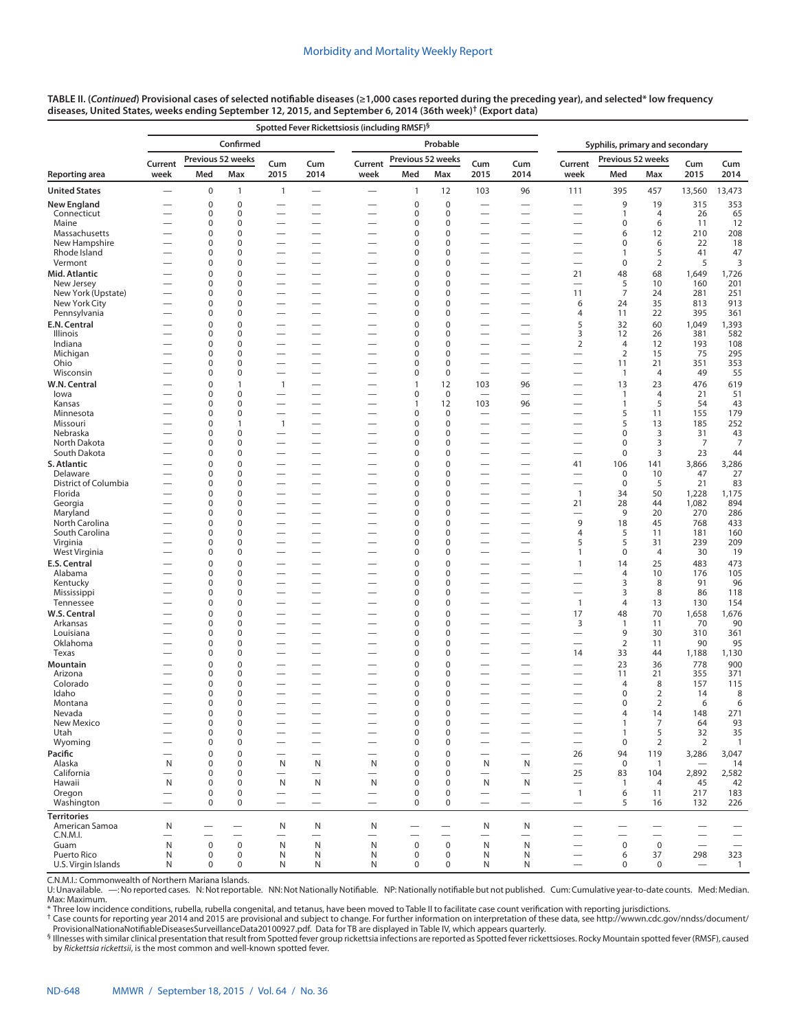**TABLE II. (*Continued*) Provisional cases of selected notifiable diseases (≥1,000 cases reported during the preceding year), and selected* low frequency diseases, United States, weeks ending September 12, 2015, and September 6, 2014 (36th week)† (Export data)**

| Reporting area | Spotted Fever Rickettsiosis (including RMSF)§ | | | | | | | | | | Syphilis, primary and secondary | | | | |
|---|---|---|---|---|---|---|---|---|---|---|---|---|---|---|---|
| | Confirmed | | | | | Probable | | | | | | | | | |
| | Current week | Previous 52 weeks Med | Previous 52 weeks Max | Cum 2015 | Cum 2014 | Current week | Previous 52 weeks Med | Previous 52 weeks Max | Cum 2015 | Cum 2014 | Current week | Previous 52 weeks Med | Previous 52 weeks Max | Cum 2015 | Cum 2014 |
| **United States** | — | 0 | 1 | 1 | — | — | 1 | 12 | 103 | 96 | 111 | 395 | 457 | 13,560 | 13,473 |
| **New England** | — | 0 | 0 | — | — | — | 0 | 0 | — | — | — | 9 | 19 | 315 | 353 |
| Connecticut | — | 0 | 0 | — | — | — | 0 | 0 | — | — | — | 1 | 4 | 26 | 65 |
| Maine | — | 0 | 0 | — | — | — | 0 | 0 | — | — | — | 0 | 6 | 11 | 12 |
| Massachusetts | — | 0 | 0 | — | — | — | 0 | 0 | — | — | — | 6 | 12 | 210 | 208 |
| New Hampshire | — | 0 | 0 | — | — | — | 0 | 0 | — | — | — | 0 | 6 | 22 | 18 |
| Rhode Island | — | 0 | 0 | — | — | — | 0 | 0 | — | — | — | 1 | 5 | 41 | 47 |
| Vermont | — | 0 | 0 | — | — | — | 0 | 0 | — | — | — | 0 | 2 | 5 | 3 |
| **Mid. Atlantic** | — | 0 | 0 | — | — | — | 0 | 0 | — | — | 21 | 48 | 68 | 1,649 | 1,726 |
| New Jersey | — | 0 | 0 | — | — | — | 0 | 0 | — | — | — | 5 | 10 | 160 | 201 |
| New York (Upstate) | — | 0 | 0 | — | — | — | 0 | 0 | — | — | 11 | 7 | 24 | 281 | 251 |
| New York City | — | 0 | 0 | — | — | — | 0 | 0 | — | — | 6 | 24 | 35 | 813 | 913 |
| Pennsylvania | — | 0 | 0 | — | — | — | 0 | 0 | — | — | 4 | 11 | 22 | 395 | 361 |
| **E.N. Central** | — | 0 | 0 | — | — | — | 0 | 0 | — | — | 5 | 32 | 60 | 1,049 | 1,393 |
| Illinois | — | 0 | 0 | — | — | — | 0 | 0 | — | — | 3 | 12 | 26 | 381 | 582 |
| Indiana | — | 0 | 0 | — | — | — | 0 | 0 | — | — | 2 | 4 | 12 | 193 | 108 |
| Michigan | — | 0 | 0 | — | — | — | 0 | 0 | — | — | — | 2 | 15 | 75 | 295 |
| Ohio | — | 0 | 0 | — | — | — | 0 | 0 | — | — | — | 11 | 21 | 351 | 353 |
| Wisconsin | — | 0 | 0 | — | — | — | 0 | 0 | — | — | — | 1 | 4 | 49 | 55 |
| **W.N. Central** | — | 0 | 1 | 1 | — | — | 1 | 12 | 103 | 96 | — | 13 | 23 | 476 | 619 |
| Iowa | — | 0 | 0 | — | — | — | 0 | 0 | — | — | — | 1 | 4 | 21 | 51 |
| Kansas | — | 0 | 0 | — | — | — | 1 | 12 | 103 | 96 | — | 1 | 5 | 54 | 43 |
| Minnesota | — | 0 | 0 | — | — | — | 0 | 0 | — | — | — | 5 | 11 | 155 | 179 |
| Missouri | — | 0 | 1 | 1 | — | — | 0 | 0 | — | — | — | 5 | 13 | 185 | 252 |
| Nebraska | — | 0 | 0 | — | — | — | 0 | 0 | — | — | — | 0 | 3 | 31 | 43 |
| North Dakota | — | 0 | 0 | — | — | — | 0 | 0 | — | — | — | 0 | 3 | 7 | 7 |
| South Dakota | — | 0 | 0 | — | — | — | 0 | 0 | — | — | — | 0 | 3 | 23 | 44 |
| **S. Atlantic** | — | 0 | 0 | — | — | — | 0 | 0 | — | — | 41 | 106 | 141 | 3,866 | 3,286 |
| Delaware | — | 0 | 0 | — | — | — | 0 | 0 | — | — | — | 0 | 10 | 47 | 27 |
| District of Columbia | — | 0 | 0 | — | — | — | 0 | 0 | — | — | — | 0 | 5 | 21 | 83 |
| Florida | — | 0 | 0 | — | — | — | 0 | 0 | — | — | 1 | 34 | 50 | 1,228 | 1,175 |
| Georgia | — | 0 | 0 | — | — | — | 0 | 0 | — | — | 21 | 28 | 44 | 1,082 | 894 |
| Maryland | — | 0 | 0 | — | — | — | 0 | 0 | — | — | — | 9 | 20 | 270 | 286 |
| North Carolina | — | 0 | 0 | — | — | — | 0 | 0 | — | — | 9 | 18 | 45 | 768 | 433 |
| South Carolina | — | 0 | 0 | — | — | — | 0 | 0 | — | — | 4 | 5 | 11 | 181 | 160 |
| Virginia | — | 0 | 0 | — | — | — | 0 | 0 | — | — | 5 | 5 | 31 | 239 | 209 |
| West Virginia | — | 0 | 0 | — | — | — | 0 | 0 | — | — | 1 | 0 | 4 | 30 | 19 |
| **E.S. Central** | — | 0 | 0 | — | — | — | 0 | 0 | — | — | 1 | 14 | 25 | 483 | 473 |
| Alabama | — | 0 | 0 | — | — | — | 0 | 0 | — | — | — | 4 | 10 | 176 | 105 |
| Kentucky | — | 0 | 0 | — | — | — | 0 | 0 | — | — | — | 3 | 8 | 91 | 96 |
| Mississippi | — | 0 | 0 | — | — | — | 0 | 0 | — | — | — | 3 | 8 | 86 | 118 |
| Tennessee | — | 0 | 0 | — | — | — | 0 | 0 | — | — | 1 | 4 | 13 | 130 | 154 |
| **W.S. Central** | — | 0 | 0 | — | — | — | 0 | 0 | — | — | 17 | 48 | 70 | 1,658 | 1,676 |
| Arkansas | — | 0 | 0 | — | — | — | 0 | 0 | — | — | 3 | 1 | 11 | 70 | 90 |
| Louisiana | — | 0 | 0 | — | — | — | 0 | 0 | — | — | — | 9 | 30 | 310 | 361 |
| Oklahoma | — | 0 | 0 | — | — | — | 0 | 0 | — | — | — | 2 | 11 | 90 | 95 |
| Texas | — | 0 | 0 | — | — | — | 0 | 0 | — | — | 14 | 33 | 44 | 1,188 | 1,130 |
| **Mountain** | — | 0 | 0 | — | — | — | 0 | 0 | — | — | — | 23 | 36 | 778 | 900 |
| Arizona | — | 0 | 0 | — | — | — | 0 | 0 | — | — | — | 11 | 21 | 355 | 371 |
| Colorado | — | 0 | 0 | — | — | — | 0 | 0 | — | — | — | 4 | 8 | 157 | 115 |
| Idaho | — | 0 | 0 | — | — | — | 0 | 0 | — | — | — | 0 | 2 | 14 | 8 |
| Montana | — | 0 | 0 | — | — | — | 0 | 0 | — | — | — | 0 | 2 | 6 | 6 |
| Nevada | — | 0 | 0 | — | — | — | 0 | 0 | — | — | — | 4 | 14 | 148 | 271 |
| New Mexico | — | 0 | 0 | — | — | — | 0 | 0 | — | — | — | 1 | 7 | 64 | 93 |
| Utah | — | 0 | 0 | — | — | — | 0 | 0 | — | — | — | 1 | 5 | 32 | 35 |
| Wyoming | — | 0 | 0 | — | — | — | 0 | 0 | — | — | — | 0 | 2 | 2 | 1 |
| **Pacific** | — | 0 | 0 | — | — | — | 0 | 0 | — | — | 26 | 94 | 119 | 3,286 | 3,047 |
| Alaska | N | 0 | 0 | N | N | N | 0 | 0 | N | N | — | 0 | 1 | — | 14 |
| California | — | 0 | 0 | — | — | — | 0 | 0 | — | — | 25 | 83 | 104 | 2,892 | 2,582 |
| Hawaii | N | 0 | 0 | N | N | N | 0 | 0 | N | N | — | 1 | 4 | 45 | 42 |
| Oregon | — | 0 | 0 | — | — | — | 0 | 0 | — | — | 1 | 6 | 11 | 217 | 183 |
| Washington | — | 0 | 0 | — | — | — | 0 | 0 | — | — | — | 5 | 16 | 132 | 226 |
| **Territories** | | | | | | | | | | | | | | | |
| American Samoa | N | — | — | N | N | N | — | — | N | N | — | — | — | — | — |
| C.N.M.I. | — | — | — | — | — | — | — | — | — | — | — | — | — | — | — |
| Guam | N | 0 | 0 | N | N | N | 0 | 0 | N | N | — | 0 | 0 | — | — |
| Puerto Rico | N | 0 | 0 | N | N | N | 0 | 0 | N | N | — | 6 | 37 | 298 | 323 |
| U.S. Virgin Islands | N | 0 | 0 | N | N | N | 0 | 0 | N | N | — | 0 | 0 | — | 1 |

C.N.M.I.: Commonwealth of Northern Mariana Islands.
U: Unavailable. —: No reported cases. N: Not reportable. NN: Not Nationally Notifiable. NP: Nationally notifiable but not published. Cum: Cumulative year-to-date counts. Med: Median. Max: Maximum.
\* Three low incidence conditions, rubella, rubella congenital, and tetanus, have been moved to Table II to facilitate case count verification with reporting jurisdictions.
† Case counts for reporting year 2014 and 2015 are provisional and subject to change. For further information on interpretation of these data, see http://wwwn.cdc.gov/nndss/document/ProvisionalNationaNotifiableDiseasesSurveillanceData20100927.pdf. Data for TB are displayed in Table IV, which appears quarterly.
§ Illnesses with similar clinical presentation that result from Spotted fever group rickettsia infections are reported as Spotted fever rickettsioses. Rocky Mountain spotted fever (RMSF), caused by *Rickettsia rickettsii*, is the most common and well-known spotted fever.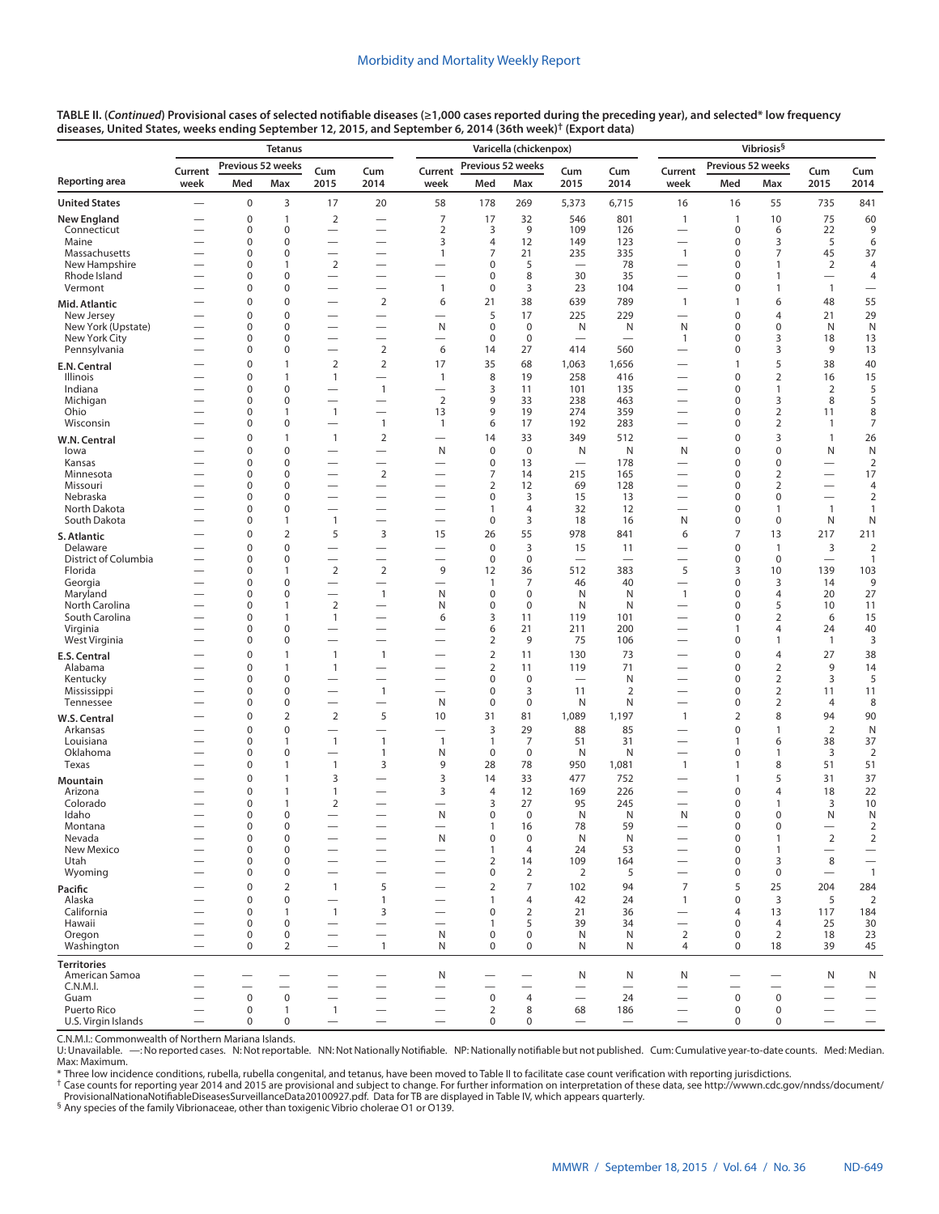**TABLE II. (*Continued*) Provisional cases of selected notifiable diseases (≥1,000 cases reported during the preceding year), and selected* low frequency diseases, United States, weeks ending September 12, 2015, and September 6, 2014 (36th week)† (Export data)**

| Reporting area | Tetanus | | | | | Varicella (chickenpox) | | | | | Vibriosis§ | | | | |
|---|---|---|---|---|---|---|---|---|---|---|---|---|---|---|---|
| | Current week | Previous 52 weeks Med | Previous 52 weeks Max | Cum 2015 | Cum 2014 | Current week | Previous 52 weeks Med | Previous 52 weeks Max | Cum 2015 | Cum 2014 | Current week | Previous 52 weeks Med | Previous 52 weeks Max | Cum 2015 | Cum 2014 |
| **United States** | — | 0 | 3 | 17 | 20 | 58 | 178 | 269 | 5,373 | 6,715 | 16 | 16 | 55 | 735 | 841 |
| **New England** | — | 0 | 1 | 2 | — | 7 | 17 | 32 | 546 | 801 | 1 | 1 | 10 | 75 | 60 |
| Connecticut | — | 0 | 0 | — | — | 2 | 3 | 9 | 109 | 126 | — | 0 | 6 | 22 | 9 |
| Maine | — | 0 | 0 | — | — | 3 | 4 | 12 | 149 | 123 | — | 0 | 3 | 5 | 6 |
| Massachusetts | — | 0 | 0 | — | — | 1 | 7 | 21 | 235 | 335 | 1 | 0 | 7 | 45 | 37 |
| New Hampshire | — | 0 | 1 | 2 | — | — | 0 | 5 | — | 78 | — | 0 | 1 | 2 | 4 |
| Rhode Island | — | 0 | 0 | — | — | — | 0 | 8 | 30 | 35 | — | 0 | 1 | — | 4 |
| Vermont | — | 0 | 0 | — | — | 1 | 0 | 3 | 23 | 104 | — | 0 | 1 | 1 | — |
| **Mid. Atlantic** | — | 0 | 0 | — | 2 | 6 | 21 | 38 | 639 | 789 | 1 | 1 | 6 | 48 | 55 |
| New Jersey | — | 0 | 0 | — | — | — | 5 | 17 | 225 | 229 | — | 0 | 4 | 21 | 29 |
| New York (Upstate) | — | 0 | 0 | — | — | N | 0 | 0 | N | N | N | 0 | 0 | N | N |
| New York City | — | 0 | 0 | — | — | — | 0 | 0 | — | — | 1 | 0 | 3 | 18 | 13 |
| Pennsylvania | — | 0 | 0 | — | 2 | 6 | 14 | 27 | 414 | 560 | — | 0 | 3 | 9 | 13 |
| **E.N. Central** | — | 0 | 1 | 2 | 2 | 17 | 35 | 68 | 1,063 | 1,656 | — | 1 | 5 | 38 | 40 |
| Illinois | — | 0 | 1 | 1 | — | 1 | 8 | 19 | 258 | 416 | — | 0 | 2 | 16 | 15 |
| Indiana | — | 0 | 0 | — | 1 | — | 3 | 11 | 101 | 135 | — | 0 | 1 | 2 | 5 |
| Michigan | — | 0 | 0 | — | — | 2 | 9 | 33 | 238 | 463 | — | 0 | 3 | 8 | 5 |
| Ohio | — | 0 | 1 | 1 | — | 13 | 9 | 19 | 274 | 359 | — | 0 | 2 | 11 | 8 |
| Wisconsin | — | 0 | 0 | — | 1 | 1 | 6 | 17 | 192 | 283 | — | 0 | 2 | 1 | 7 |
| **W.N. Central** | — | 0 | 1 | 1 | 2 | — | 14 | 33 | 349 | 512 | — | 0 | 3 | 1 | 26 |
| Iowa | — | 0 | 0 | — | — | N | 0 | 0 | N | N | N | 0 | 0 | N | N |
| Kansas | — | 0 | 0 | — | — | — | 0 | 13 | — | 178 | — | 0 | 0 | — | 2 |
| Minnesota | — | 0 | 0 | — | 2 | — | 7 | 14 | 215 | 165 | — | 0 | 2 | — | 17 |
| Missouri | — | 0 | 0 | — | — | — | 2 | 12 | 69 | 128 | — | 0 | 2 | — | 4 |
| Nebraska | — | 0 | 0 | — | — | — | 0 | 3 | 15 | 13 | — | 0 | 0 | — | 2 |
| North Dakota | — | 0 | 0 | — | — | — | 1 | 4 | 32 | 12 | — | 0 | 1 | 1 | 1 |
| South Dakota | — | 0 | 1 | 1 | — | — | 0 | 3 | 18 | 16 | N | 0 | 0 | N | N |
| **S. Atlantic** | — | 0 | 2 | 5 | 3 | 15 | 26 | 55 | 978 | 841 | 6 | 7 | 13 | 217 | 211 |
| Delaware | — | 0 | 0 | — | — | — | 0 | 3 | 15 | 11 | — | 0 | 1 | 3 | 2 |
| District of Columbia | — | 0 | 0 | — | — | — | 0 | 0 | — | — | — | 0 | 0 | — | 1 |
| Florida | — | 0 | 1 | 2 | 2 | 9 | 12 | 36 | 512 | 383 | 5 | 3 | 10 | 139 | 103 |
| Georgia | — | 0 | 0 | — | — | — | 1 | 7 | 46 | 40 | — | 0 | 3 | 14 | 9 |
| Maryland | — | 0 | 0 | — | 1 | N | 0 | 0 | N | N | 1 | 0 | 4 | 20 | 27 |
| North Carolina | — | 0 | 1 | 2 | — | N | 0 | 0 | N | N | — | 0 | 5 | 10 | 11 |
| South Carolina | — | 0 | 1 | 1 | — | 6 | 3 | 11 | 119 | 101 | — | 0 | 2 | 6 | 15 |
| Virginia | — | 0 | 0 | — | — | — | 6 | 21 | 211 | 200 | — | 1 | 4 | 24 | 40 |
| West Virginia | — | 0 | 0 | — | — | — | 2 | 9 | 75 | 106 | — | 0 | 1 | 1 | 3 |
| **E.S. Central** | — | 0 | 1 | 1 | 1 | — | 2 | 11 | 130 | 73 | — | 0 | 4 | 27 | 38 |
| Alabama | — | 0 | 1 | 1 | — | — | 2 | 11 | 119 | 71 | — | 0 | 2 | 9 | 14 |
| Kentucky | — | 0 | 0 | — | — | — | 0 | 0 | — | N | — | 0 | 2 | 3 | 5 |
| Mississippi | — | 0 | 0 | — | 1 | — | 0 | 3 | 11 | 2 | — | 0 | 2 | 11 | 11 |
| Tennessee | — | 0 | 0 | — | — | N | 0 | 0 | N | N | — | 0 | 2 | 4 | 8 |
| **W.S. Central** | — | 0 | 2 | 2 | 5 | 10 | 31 | 81 | 1,089 | 1,197 | 1 | 2 | 8 | 94 | 90 |
| Arkansas | — | 0 | 0 | — | — | — | 3 | 29 | 88 | 85 | — | 0 | 1 | 2 | N |
| Louisiana | — | 0 | 1 | 1 | 1 | 1 | 1 | 7 | 51 | 31 | — | 1 | 6 | 38 | 37 |
| Oklahoma | — | 0 | 0 | — | 1 | N | 0 | 0 | N | N | — | 0 | 1 | 3 | 2 |
| Texas | — | 0 | 1 | 1 | 3 | 9 | 28 | 78 | 950 | 1,081 | 1 | 1 | 8 | 51 | 51 |
| **Mountain** | — | 0 | 1 | 3 | — | 3 | 14 | 33 | 477 | 752 | — | 1 | 5 | 31 | 37 |
| Arizona | — | 0 | 1 | 1 | — | 3 | 4 | 12 | 169 | 226 | — | 0 | 4 | 18 | 22 |
| Colorado | — | 0 | 1 | 2 | — | — | 3 | 27 | 95 | 245 | — | 0 | 1 | 3 | 10 |
| Idaho | — | 0 | 0 | — | — | N | 0 | 0 | N | N | N | 0 | 0 | N | N |
| Montana | — | 0 | 0 | — | — | — | 1 | 16 | 78 | 59 | — | 0 | 0 | — | 2 |
| Nevada | — | 0 | 0 | — | — | N | 0 | 0 | N | N | — | 0 | 1 | 2 | 2 |
| New Mexico | — | 0 | 0 | — | — | — | 1 | 4 | 24 | 53 | — | 0 | 1 | — | — |
| Utah | — | 0 | 0 | — | — | — | 2 | 14 | 109 | 164 | — | 0 | 3 | 8 | — |
| Wyoming | — | 0 | 0 | — | — | — | 0 | 2 | 2 | 5 | — | 0 | 0 | — | 1 |
| **Pacific** | — | 0 | 2 | 1 | 5 | — | 2 | 7 | 102 | 94 | 7 | 5 | 25 | 204 | 284 |
| Alaska | — | 0 | 0 | — | 1 | — | 1 | 4 | 42 | 24 | 1 | 0 | 3 | 5 | 2 |
| California | — | 0 | 1 | 1 | 3 | — | 0 | 2 | 21 | 36 | — | 4 | 13 | 117 | 184 |
| Hawaii | — | 0 | 0 | — | — | — | 1 | 5 | 39 | 34 | — | 0 | 4 | 25 | 30 |
| Oregon | — | 0 | 0 | — | — | N | 0 | 0 | N | N | 2 | 0 | 2 | 18 | 23 |
| Washington | — | 0 | 2 | — | 1 | N | 0 | 0 | N | N | 4 | 0 | 18 | 39 | 45 |
| **Territories** | | | | | | | | | | | | | | | |
| American Samoa | — | — | — | — | — | N | — | — | N | N | N | — | — | N | N |
| C.N.M.I. | — | — | — | — | — | — | — | — | — | — | — | — | — | — | — |
| Guam | — | 0 | 0 | — | — | — | 0 | 4 | — | 24 | — | 0 | 0 | — | — |
| Puerto Rico | — | 0 | 1 | 1 | — | — | 2 | 8 | 68 | 186 | — | 0 | 0 | — | — |
| U.S. Virgin Islands | — | 0 | 0 | — | — | — | 0 | 0 | — | — | — | 0 | 0 | — | — |

C.N.M.I.: Commonwealth of Northern Mariana Islands.
U: Unavailable. —: No reported cases. N: Not reportable. NN: Not Nationally Notifiable. NP: Nationally notifiable but not published. Cum: Cumulative year-to-date counts. Med: Median. Max: Maximum.
\* Three low incidence conditions, rubella, rubella congenital, and tetanus, have been moved to Table II to facilitate case count verification with reporting jurisdictions.
† Case counts for reporting year 2014 and 2015 are provisional and subject to change. For further information on interpretation of these data, see http://wwwn.cdc.gov/nndss/document/ProvisionalNationaNotifiableDiseasesSurveillanceData20100927.pdf. Data for TB are displayed in Table IV, which appears quarterly.
§ Any species of the family Vibrionaceae, other than toxigenic Vibrio cholerae O1 or O139.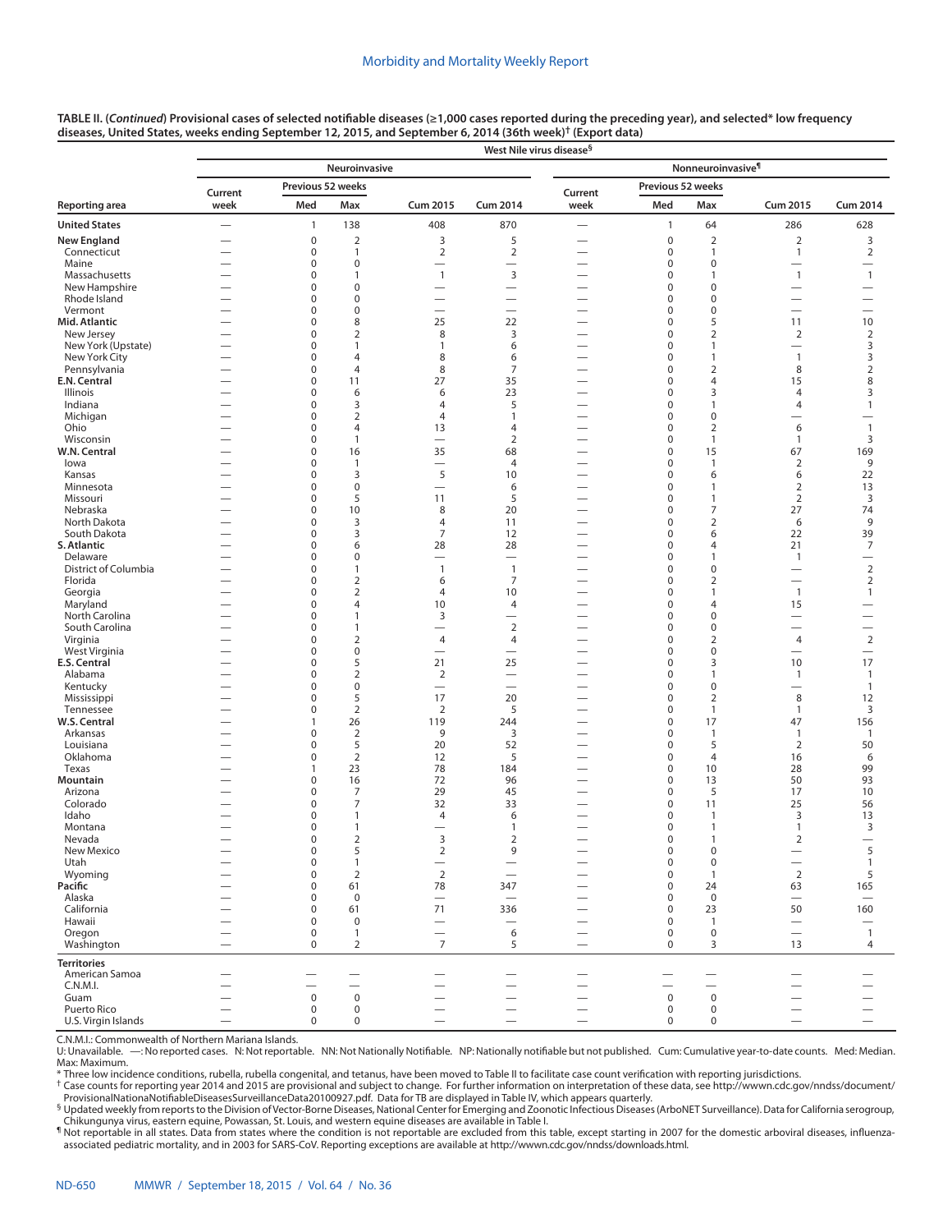**TABLE II. (*Continued*) Provisional cases of selected notifiable diseases (≥1,000 cases reported during the preceding year), and selected* low frequency diseases, United States, weeks ending September 12, 2015, and September 6, 2014 (36th week)† (Export data)**

| | West Nile virus disease§ | | | | | | | | | |
|---|---|---|---|---|---|---|---|---|---|---|
| | Neuroinvasive | | | | | Nonneuroinvasive¶ | | | | |
| | Current | Previous 52 weeks | | | | Current | Previous 52 weeks | | | |
| Reporting area | week | Med | Max | Cum 2015 | Cum 2014 | week | Med | Max | Cum 2015 | Cum 2014 |
| **United States** | — | 1 | 138 | 408 | 870 | — | 1 | 64 | 286 | 628 |
| **New England** | — | 0 | 2 | 3 | 5 | — | 0 | 2 | 2 | 3 |
| Connecticut | — | 0 | 1 | 2 | 2 | — | 0 | 1 | 1 | 2 |
| Maine | — | 0 | 0 | — | — | — | 0 | 0 | — | — |
| Massachusetts | — | 0 | 1 | 1 | 3 | — | 0 | 1 | 1 | 1 |
| New Hampshire | — | 0 | 0 | — | — | — | 0 | 0 | — | — |
| Rhode Island | — | 0 | 0 | — | — | — | 0 | 0 | — | — |
| Vermont | — | 0 | 0 | — | — | — | 0 | 0 | — | — |
| **Mid. Atlantic** | — | 0 | 8 | 25 | 22 | — | 0 | 5 | 11 | 10 |
| New Jersey | — | 0 | 2 | 8 | 3 | — | 0 | 2 | 2 | 2 |
| New York (Upstate) | — | 0 | 1 | 1 | 6 | — | 0 | 1 | — | 3 |
| New York City | — | 0 | 4 | 8 | 6 | — | 0 | 1 | 1 | 3 |
| Pennsylvania | — | 0 | 4 | 8 | 7 | — | 0 | 2 | 8 | 2 |
| **E.N. Central** | — | 0 | 11 | 27 | 35 | — | 0 | 4 | 15 | 8 |
| Illinois | — | 0 | 6 | 6 | 23 | — | 0 | 3 | 4 | 3 |
| Indiana | — | 0 | 3 | 4 | 5 | — | 0 | 1 | 4 | 1 |
| Michigan | — | 0 | 2 | 4 | 1 | — | 0 | 0 | — | — |
| Ohio | — | 0 | 4 | 13 | 4 | — | 0 | 2 | 6 | 1 |
| Wisconsin | — | 0 | 1 | — | 2 | — | 0 | 1 | 1 | 3 |
| **W.N. Central** | — | 0 | 16 | 35 | 68 | — | 0 | 15 | 67 | 169 |
| Iowa | — | 0 | 1 | — | 4 | — | 0 | 1 | 2 | 9 |
| Kansas | — | 0 | 3 | 5 | 10 | — | 0 | 6 | 6 | 22 |
| Minnesota | — | 0 | 0 | — | 6 | — | 0 | 1 | 2 | 13 |
| Missouri | — | 0 | 5 | 11 | 5 | — | 0 | 1 | 2 | 3 |
| Nebraska | — | 0 | 10 | 8 | 20 | — | 0 | 7 | 27 | 74 |
| North Dakota | — | 0 | 3 | 4 | 11 | — | 0 | 2 | 6 | 9 |
| South Dakota | — | 0 | 3 | 7 | 12 | — | 0 | 6 | 22 | 39 |
| **S. Atlantic** | — | 0 | 6 | 28 | 28 | — | 0 | 4 | 21 | 7 |
| Delaware | — | 0 | 0 | — | — | — | 0 | 1 | 1 | — |
| District of Columbia | — | 0 | 1 | 1 | 1 | — | 0 | 0 | — | 2 |
| Florida | — | 0 | 2 | 6 | 7 | — | 0 | 2 | — | 2 |
| Georgia | — | 0 | 2 | 4 | 10 | — | 0 | 1 | 1 | 1 |
| Maryland | — | 0 | 4 | 10 | 4 | — | 0 | 4 | 15 | — |
| North Carolina | — | 0 | 1 | 3 | — | — | 0 | 0 | — | — |
| South Carolina | — | 0 | 1 | — | 2 | — | 0 | 0 | — | — |
| Virginia | — | 0 | 2 | 4 | 4 | — | 0 | 2 | 4 | 2 |
| West Virginia | — | 0 | 0 | — | — | — | 0 | 0 | — | — |
| **E.S. Central** | — | 0 | 5 | 21 | 25 | — | 0 | 3 | 10 | 17 |
| Alabama | — | 0 | 2 | 2 | — | — | 0 | 1 | 1 | 1 |
| Kentucky | — | 0 | 0 | — | — | — | 0 | 0 | — | 1 |
| Mississippi | — | 0 | 5 | 17 | 20 | — | 0 | 2 | 8 | 12 |
| Tennessee | — | 0 | 2 | 2 | 5 | — | 0 | 1 | 1 | 3 |
| **W.S. Central** | — | 1 | 26 | 119 | 244 | — | 0 | 17 | 47 | 156 |
| Arkansas | — | 0 | 2 | 9 | 3 | — | 0 | 1 | 1 | 1 |
| Louisiana | — | 0 | 5 | 20 | 52 | — | 0 | 5 | 2 | 50 |
| Oklahoma | — | 0 | 2 | 12 | 5 | — | 0 | 4 | 16 | 6 |
| Texas | — | 1 | 23 | 78 | 184 | — | 0 | 10 | 28 | 99 |
| **Mountain** | — | 0 | 16 | 72 | 96 | — | 0 | 13 | 50 | 93 |
| Arizona | — | 0 | 7 | 29 | 45 | — | 0 | 5 | 17 | 10 |
| Colorado | — | 0 | 7 | 32 | 33 | — | 0 | 11 | 25 | 56 |
| Idaho | — | 0 | 1 | 4 | 6 | — | 0 | 1 | 3 | 13 |
| Montana | — | 0 | 1 | — | 1 | — | 0 | 1 | 1 | 3 |
| Nevada | — | 0 | 2 | 3 | 2 | — | 0 | 1 | 2 | — |
| New Mexico | — | 0 | 5 | 2 | 9 | — | 0 | 0 | — | 5 |
| Utah | — | 0 | 1 | — | — | — | 0 | 0 | — | 1 |
| Wyoming | — | 0 | 2 | 2 | — | — | 0 | 1 | 2 | 5 |
| **Pacific** | — | 0 | 61 | 78 | 347 | — | 0 | 24 | 63 | 165 |
| Alaska | — | 0 | 0 | — | — | — | 0 | 0 | — | — |
| California | — | 0 | 61 | 71 | 336 | — | 0 | 23 | 50 | 160 |
| Hawaii | — | 0 | 0 | — | — | — | 0 | 1 | — | — |
| Oregon | — | 0 | 1 | — | 6 | — | 0 | 0 | — | 1 |
| Washington | — | 0 | 2 | 7 | 5 | — | 0 | 3 | 13 | 4 |
| **Territories** | | | | | | | | | | |
| American Samoa | — | — | — | — | — | — | — | — | — | — |
| C.N.M.I. | — | — | — | — | — | — | — | — | — | — |
| Guam | — | 0 | 0 | — | — | — | 0 | 0 | — | — |
| Puerto Rico | — | 0 | 0 | — | — | — | 0 | 0 | — | — |
| U.S. Virgin Islands | — | 0 | 0 | — | — | — | 0 | 0 | — | — |

C.N.M.I.: Commonwealth of Northern Mariana Islands.

U: Unavailable. —: No reported cases. N: Not reportable. NN: Not Nationally Notifiable. NP: Nationally notifiable but not published. Cum: Cumulative year-to-date counts. Med: Median. Max: Maximum.

\* Three low incidence conditions, rubella, rubella congenital, and tetanus, have been moved to Table II to facilitate case count verification with reporting jurisdictions.

† Case counts for reporting year 2014 and 2015 are provisional and subject to change. For further information on interpretation of these data, see http://wwwn.cdc.gov/nndss/document/ProvisionalNationaNotifiableDiseasesSurveillanceData20100927.pdf. Data for TB are displayed in Table IV, which appears quarterly.

§ Updated weekly from reports to the Division of Vector-Borne Diseases, National Center for Emerging and Zoonotic Infectious Diseases (ArboNET Surveillance). Data for California serogroup, Chikungunya virus, eastern equine, Powassan, St. Louis, and western equine diseases are available in Table I.

¶ Not reportable in all states. Data from states where the condition is not reportable are excluded from this table, except starting in 2007 for the domestic arboviral diseases, influenza-associated pediatric mortality, and in 2003 for SARS-CoV. Reporting exceptions are available at http://wwwn.cdc.gov/nndss/downloads.html.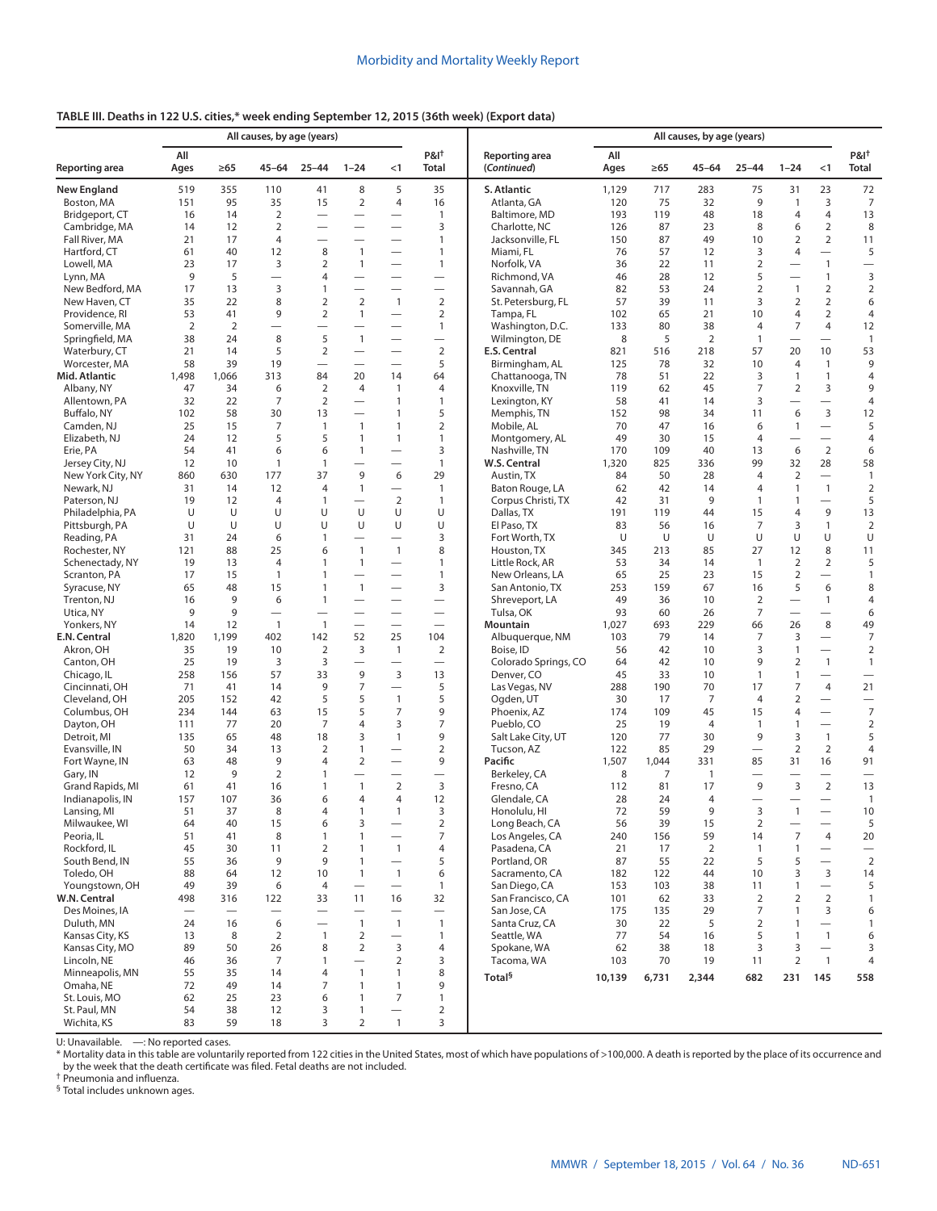**TABLE III. Deaths in 122 U.S. cities,* week ending September 12, 2015 (36th week) (Export data)**

| Reporting area | All causes, by age (years) | | | | | | P&I[†] |
|---|---|---|---|---|---|---|---|
| | All Ages | ≥65 | 45–64 | 25–44 | 1–24 | <1 | Total |
| **New England** | 519 | 355 | 110 | 41 | 8 | 5 | 35 |
| Boston, MA | 151 | 95 | 35 | 15 | 2 | 4 | 16 |
| Bridgeport, CT | 16 | 14 | 2 | — | — | — | 1 |
| Cambridge, MA | 14 | 12 | 2 | — | — | — | 3 |
| Fall River, MA | 21 | 17 | 4 | — | — | — | 1 |
| Hartford, CT | 61 | 40 | 12 | 8 | 1 | — | 1 |
| Lowell, MA | 23 | 17 | 3 | 2 | 1 | — | 1 |
| Lynn, MA | 9 | 5 | — | 4 | — | — | — |
| New Bedford, MA | 17 | 13 | 3 | 1 | — | — | — |
| New Haven, CT | 35 | 22 | 8 | 2 | 2 | 1 | 2 |
| Providence, RI | 53 | 41 | 9 | 2 | 1 | — | 2 |
| Somerville, MA | 2 | 2 | — | — | — | — | 1 |
| Springfield, MA | 38 | 24 | 8 | 5 | 1 | — | — |
| Waterbury, CT | 21 | 14 | 5 | 2 | — | — | 2 |
| Worcester, MA | 58 | 39 | 19 | — | — | — | 5 |
| **Mid. Atlantic** | 1,498 | 1,066 | 313 | 84 | 20 | 14 | 64 |
| Albany, NY | 47 | 34 | 6 | 2 | 4 | 1 | 4 |
| Allentown, PA | 32 | 22 | 7 | 2 | — | 1 | 1 |
| Buffalo, NY | 102 | 58 | 30 | 13 | — | 1 | 5 |
| Camden, NJ | 25 | 15 | 7 | 1 | 1 | 1 | 2 |
| Elizabeth, NJ | 24 | 12 | 5 | 5 | 1 | 1 | 1 |
| Erie, PA | 54 | 41 | 6 | 6 | 1 | — | 3 |
| Jersey City, NJ | 12 | 10 | 1 | 1 | — | — | 1 |
| New York City, NY | 860 | 630 | 177 | 37 | 9 | 6 | 29 |
| Newark, NJ | 31 | 14 | 12 | 4 | 1 | — | 1 |
| Paterson, NJ | 19 | 12 | 4 | 1 | — | 2 | 1 |
| Philadelphia, PA | U | U | U | U | U | U | U |
| Pittsburgh, PA | U | U | U | U | U | U | U |
| Reading, PA | 31 | 24 | 6 | 1 | — | — | 3 |
| Rochester, NY | 121 | 88 | 25 | 6 | 1 | 1 | 8 |
| Schenectady, NY | 19 | 13 | 4 | 1 | 1 | — | 1 |
| Scranton, PA | 17 | 15 | 1 | 1 | — | — | 1 |
| Syracuse, NY | 65 | 48 | 15 | 1 | 1 | — | 3 |
| Trenton, NJ | 16 | 9 | 6 | 1 | — | — | — |
| Utica, NY | 9 | 9 | — | — | — | — | — |
| Yonkers, NY | 14 | 12 | 1 | 1 | — | — | — |
| **E.N. Central** | 1,820 | 1,199 | 402 | 142 | 52 | 25 | 104 |
| Akron, OH | 35 | 19 | 10 | 2 | 3 | 1 | 2 |
| Canton, OH | 25 | 19 | 3 | 3 | — | — | — |
| Chicago, IL | 258 | 156 | 57 | 33 | 9 | 3 | 13 |
| Cincinnati, OH | 71 | 41 | 14 | 9 | 7 | — | 5 |
| Cleveland, OH | 205 | 152 | 42 | 5 | 5 | 1 | 5 |
| Columbus, OH | 234 | 144 | 63 | 15 | 5 | 7 | 9 |
| Dayton, OH | 111 | 77 | 20 | 7 | 4 | 3 | 7 |
| Detroit, MI | 135 | 65 | 48 | 18 | 3 | 1 | 9 |
| Evansville, IN | 50 | 34 | 13 | 2 | 1 | — | 2 |
| Fort Wayne, IN | 63 | 48 | 9 | 4 | 2 | — | 9 |
| Gary, IN | 12 | 9 | 2 | 1 | — | — | — |
| Grand Rapids, MI | 61 | 41 | 16 | 1 | 1 | 2 | 3 |
| Indianapolis, IN | 157 | 107 | 36 | 6 | 4 | 4 | 12 |
| Lansing, MI | 51 | 37 | 8 | 4 | 1 | 1 | 3 |
| Milwaukee, WI | 64 | 40 | 15 | 6 | 3 | — | 2 |
| Peoria, IL | 51 | 41 | 8 | 1 | 1 | — | 7 |
| Rockford, IL | 45 | 30 | 11 | 2 | 1 | 1 | 4 |
| South Bend, IN | 55 | 36 | 9 | 9 | 1 | — | 5 |
| Toledo, OH | 88 | 64 | 12 | 10 | 1 | 1 | 6 |
| Youngstown, OH | 49 | 39 | 6 | 4 | — | — | 1 |
| **W.N. Central** | 498 | 316 | 122 | 33 | 11 | 16 | 32 |
| Des Moines, IA | — | — | — | — | — | — | — |
| Duluth, MN | 24 | 16 | 6 | — | 1 | 1 | 1 |
| Kansas City, KS | 13 | 8 | 2 | 1 | 2 | — | 1 |
| Kansas City, MO | 89 | 50 | 26 | 8 | 2 | 3 | 4 |
| Lincoln, NE | 46 | 36 | 7 | 1 | — | 2 | 3 |
| Minneapolis, MN | 55 | 35 | 14 | 4 | 1 | 1 | 8 |
| Omaha, NE | 72 | 49 | 14 | 7 | 1 | 1 | 9 |
| St. Louis, MO | 62 | 25 | 23 | 6 | 1 | 7 | 1 |
| St. Paul, MN | 54 | 38 | 12 | 3 | 1 | — | 2 |
| Wichita, KS | 83 | 59 | 18 | 3 | 2 | 1 | 3 |
| **S. Atlantic** | 1,129 | 717 | 283 | 75 | 31 | 23 | 72 |
| Atlanta, GA | 120 | 75 | 32 | 9 | 1 | 3 | 7 |
| Baltimore, MD | 193 | 119 | 48 | 18 | 4 | 4 | 13 |
| Charlotte, NC | 126 | 87 | 23 | 8 | 6 | 2 | 8 |
| Jacksonville, FL | 150 | 87 | 49 | 10 | 2 | 2 | 11 |
| Miami, FL | 76 | 57 | 12 | 3 | 4 | — | 5 |
| Norfolk, VA | 36 | 22 | 11 | 2 | — | 1 | — |
| Richmond, VA | 46 | 28 | 12 | 5 | — | 1 | 3 |
| Savannah, GA | 82 | 53 | 24 | 2 | 1 | 2 | 2 |
| St. Petersburg, FL | 57 | 39 | 11 | 3 | 2 | 2 | 6 |
| Tampa, FL | 102 | 65 | 21 | 10 | 4 | 2 | 4 |
| Washington, D.C. | 133 | 80 | 38 | 4 | 7 | 4 | 12 |
| Wilmington, DE | 8 | 5 | 2 | 1 | — | — | 1 |
| **E.S. Central** | 821 | 516 | 218 | 57 | 20 | 10 | 53 |
| Birmingham, AL | 125 | 78 | 32 | 10 | 4 | 1 | 9 |
| Chattanooga, TN | 78 | 51 | 22 | 3 | 1 | 1 | 4 |
| Knoxville, TN | 119 | 62 | 45 | 7 | 2 | 3 | 9 |
| Lexington, KY | 58 | 41 | 14 | 3 | — | — | 4 |
| Memphis, TN | 152 | 98 | 34 | 11 | 6 | 3 | 12 |
| Mobile, AL | 70 | 47 | 16 | 6 | 1 | — | 5 |
| Montgomery, AL | 49 | 30 | 15 | 4 | — | — | 4 |
| Nashville, TN | 170 | 109 | 40 | 13 | 6 | 2 | 6 |
| **W.S. Central** | 1,320 | 825 | 336 | 99 | 32 | 28 | 58 |
| Austin, TX | 84 | 50 | 28 | 4 | 2 | — | 1 |
| Baton Rouge, LA | 62 | 42 | 14 | 4 | 1 | 1 | 2 |
| Corpus Christi, TX | 42 | 31 | 9 | 1 | 1 | — | 5 |
| Dallas, TX | 191 | 119 | 44 | 15 | 4 | 9 | 13 |
| El Paso, TX | 83 | 56 | 16 | 7 | 3 | 1 | 2 |
| Fort Worth, TX | U | U | U | U | U | U | U |
| Houston, TX | 345 | 213 | 85 | 27 | 12 | 8 | 11 |
| Little Rock, AR | 53 | 34 | 14 | 1 | 2 | 2 | 5 |
| New Orleans, LA | 65 | 25 | 23 | 15 | 2 | — | 1 |
| San Antonio, TX | 253 | 159 | 67 | 16 | 5 | 6 | 8 |
| Shreveport, LA | 49 | 36 | 10 | 2 | — | 1 | 4 |
| Tulsa, OK | 93 | 60 | 26 | 7 | — | — | 6 |
| **Mountain** | 1,027 | 693 | 229 | 66 | 26 | 8 | 49 |
| Albuquerque, NM | 103 | 79 | 14 | 7 | 3 | — | 7 |
| Boise, ID | 56 | 42 | 10 | 3 | 1 | — | 2 |
| Colorado Springs, CO | 64 | 42 | 10 | 9 | 2 | 1 | 1 |
| Denver, CO | 45 | 33 | 10 | 1 | 1 | — | — |
| Las Vegas, NV | 288 | 190 | 70 | 17 | 7 | 4 | 21 |
| Ogden, UT | 30 | 17 | 7 | 4 | 2 | — | — |
| Phoenix, AZ | 174 | 109 | 45 | 15 | 4 | — | 7 |
| Pueblo, CO | 25 | 19 | 4 | 1 | 1 | — | 2 |
| Salt Lake City, UT | 120 | 77 | 30 | 9 | 3 | 1 | 5 |
| Tucson, AZ | 122 | 85 | 29 | — | 2 | 2 | 4 |
| **Pacific** | 1,507 | 1,044 | 331 | 85 | 31 | 16 | 91 |
| Berkeley, CA | 8 | 7 | 1 | — | — | — | — |
| Fresno, CA | 112 | 81 | 17 | 9 | 3 | 2 | 13 |
| Glendale, CA | 28 | 24 | 4 | — | — | — | 1 |
| Honolulu, HI | 72 | 59 | 9 | 3 | 1 | — | 10 |
| Long Beach, CA | 56 | 39 | 15 | 2 | — | — | 5 |
| Los Angeles, CA | 240 | 156 | 59 | 14 | 7 | 4 | 20 |
| Pasadena, CA | 21 | 17 | 2 | 1 | 1 | — | — |
| Portland, OR | 87 | 55 | 22 | 5 | 5 | — | 2 |
| Sacramento, CA | 182 | 122 | 44 | 10 | 3 | 3 | 14 |
| San Diego, CA | 153 | 103 | 38 | 11 | 1 | — | 5 |
| San Francisco, CA | 101 | 62 | 33 | 2 | 2 | 2 | 1 |
| San Jose, CA | 175 | 135 | 29 | 7 | 1 | 3 | 6 |
| Santa Cruz, CA | 30 | 22 | 5 | 2 | 1 | — | 1 |
| Seattle, WA | 77 | 54 | 16 | 5 | 1 | 1 | 6 |
| Spokane, WA | 62 | 38 | 18 | 3 | 3 | — | 3 |
| Tacoma, WA | 103 | 70 | 19 | 11 | 2 | 1 | 4 |
| **Total[§]** | **10,139** | **6,731** | **2,344** | **682** | **231** | **145** | **558** |

U: Unavailable. —: No reported cases.

\* Mortality data in this table are voluntarily reported from 122 cities in the United States, most of which have populations of >100,000. A death is reported by the place of its occurrence and by the week that the death certificate was filed. Fetal deaths are not included.

[†] Pneumonia and influenza.

[§] Total includes unknown ages.